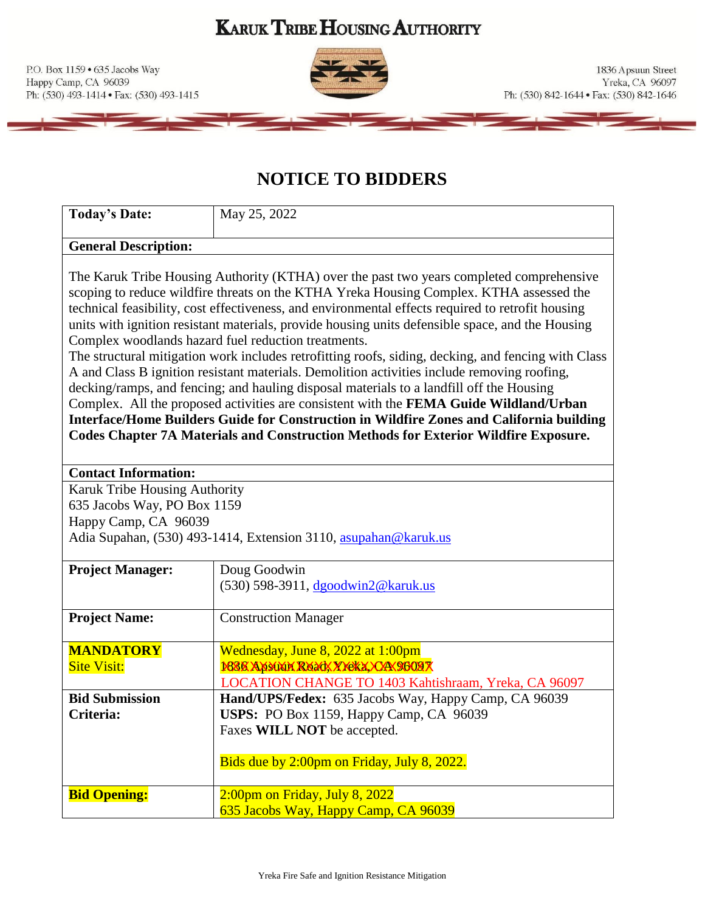# KARUK TRIBE HOUSING AUTHORITY

P.O. Box 1159 • 635 Jacobs Way
Happy Camp, CA 96039
Ph: (530) 493-1414 • Fax: (530) 493-1415

1836 Apsuun Street
Yreka, CA 96097
Ph: (530) 842-1644 • Fax: (530) 842-1646

## NOTICE TO BIDDERS

| **Today's Date:** | May 25, 2022 |
|---|---|

**General Description:**

The Karuk Tribe Housing Authority (KTHA) over the past two years completed comprehensive scoping to reduce wildfire threats on the KTHA Yreka Housing Complex. KTHA assessed the technical feasibility, cost effectiveness, and environmental effects required to retrofit housing units with ignition resistant materials, provide housing units defensible space, and the Housing Complex woodlands hazard fuel reduction treatments.

The structural mitigation work includes retrofitting roofs, siding, decking, and fencing with Class A and Class B ignition resistant materials. Demolition activities include removing roofing, decking/ramps, and fencing; and hauling disposal materials to a landfill off the Housing Complex. All the proposed activities are consistent with the **FEMA Guide Wildland/Urban Interface/Home Builders Guide for Construction in Wildfire Zones and California building Codes Chapter 7A Materials and Construction Methods for Exterior Wildfire Exposure.**

**Contact Information:**

Karuk Tribe Housing Authority
635 Jacobs Way, PO Box 1159
Happy Camp, CA 96039
Adia Supahan, (530) 493-1414, Extension 3110, asupahan@karuk.us

| | |
|---|---|
| **Project Manager:** | Doug Goodwin<br>(530) 598-3911, dgoodwin2@karuk.us |
| **Project Name:** | Construction Manager |
| **MANDATORY** Site Visit: | Wednesday, June 8, 2022 at 1:00pm<br>~~1836 Apsuun Road, Yreka, CA 96097~~<br>LOCATION CHANGE TO 1403 Kahtishraam, Yreka, CA 96097 |
| **Bid Submission Criteria:** | **Hand/UPS/Fedex:** 635 Jacobs Way, Happy Camp, CA 96039<br>**USPS:** PO Box 1159, Happy Camp, CA 96039<br>Faxes **WILL NOT** be accepted.<br><br>Bids due by 2:00pm on Friday, July 8, 2022. |
| **Bid Opening:** | 2:00pm on Friday, July 8, 2022<br>635 Jacobs Way, Happy Camp, CA 96039 |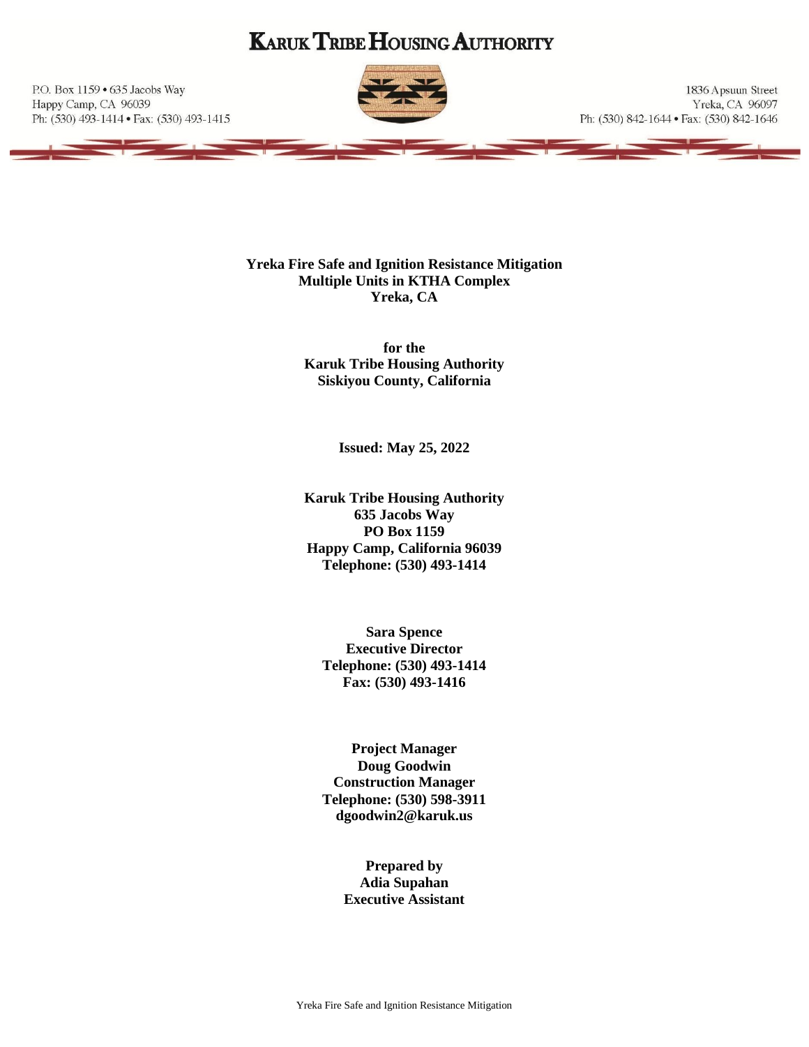# KARUK TRIBE HOUSING AUTHORITY

P.O. Box 1159 • 635 Jacobs Way
Happy Camp, CA 96039
Ph: (530) 493-1414 • Fax: (530) 493-1415

1836 Apsuun Street
Yreka, CA 96097
Ph: (530) 842-1644 • Fax: (530) 842-1646

**Yreka Fire Safe and Ignition Resistance Mitigation**
**Multiple Units in KTHA Complex**
**Yreka, CA**

**for the**
**Karuk Tribe Housing Authority**
**Siskiyou County, California**

**Issued: May 25, 2022**

**Karuk Tribe Housing Authority**
**635 Jacobs Way**
**PO Box 1159**
**Happy Camp, California 96039**
**Telephone: (530) 493-1414**

**Sara Spence**
**Executive Director**
**Telephone: (530) 493-1414**
**Fax: (530) 493-1416**

**Project Manager**
**Doug Goodwin**
**Construction Manager**
**Telephone: (530) 598-3911**
**dgoodwin2@karuk.us**

**Prepared by**
**Adia Supahan**
**Executive Assistant**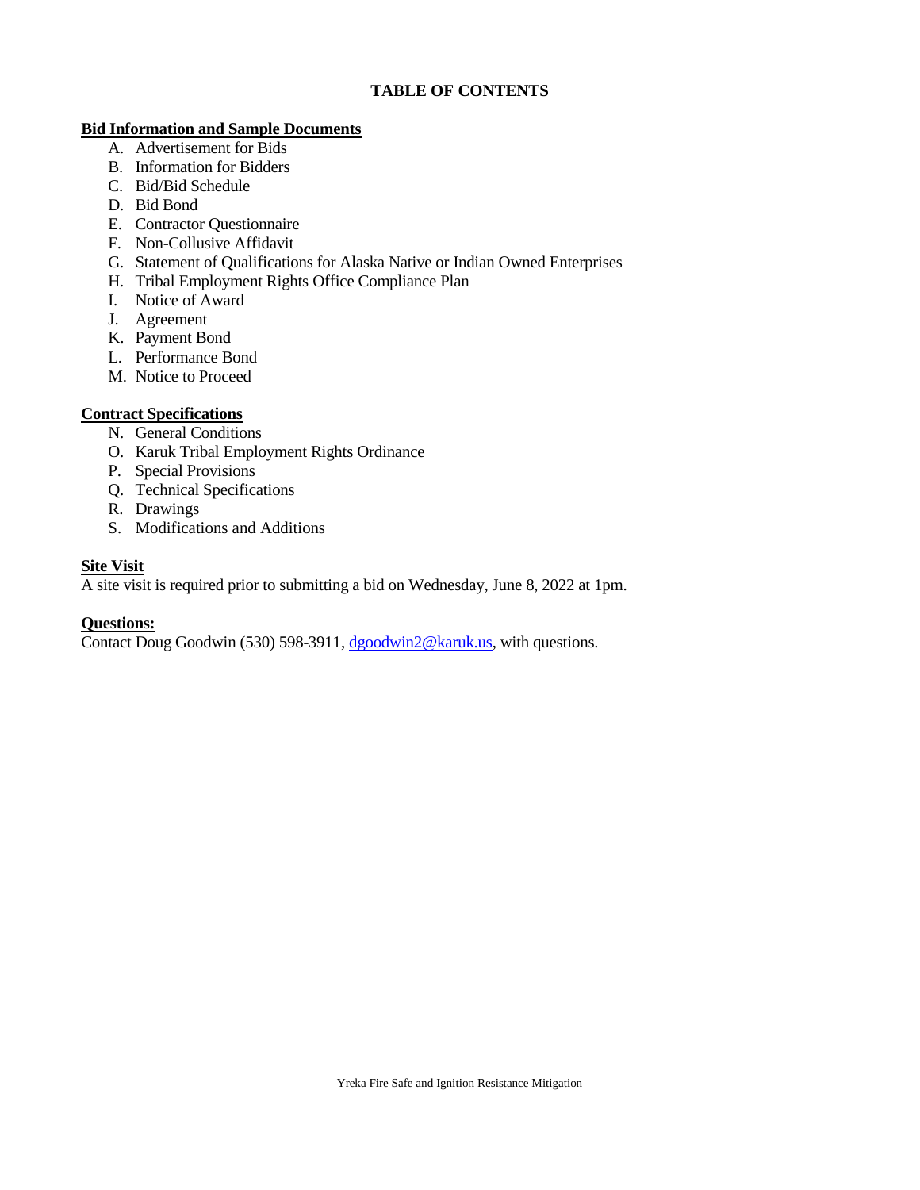# TABLE OF CONTENTS

**Bid Information and Sample Documents**

A. Advertisement for Bids
B. Information for Bidders
C. Bid/Bid Schedule
D. Bid Bond
E. Contractor Questionnaire
F. Non-Collusive Affidavit
G. Statement of Qualifications for Alaska Native or Indian Owned Enterprises
H. Tribal Employment Rights Office Compliance Plan
I. Notice of Award
J. Agreement
K. Payment Bond
L. Performance Bond
M. Notice to Proceed

**Contract Specifications**

N. General Conditions
O. Karuk Tribal Employment Rights Ordinance
P. Special Provisions
Q. Technical Specifications
R. Drawings
S. Modifications and Additions

**Site Visit**

A site visit is required prior to submitting a bid on Wednesday, June 8, 2022 at 1pm.

**Questions:**

Contact Doug Goodwin (530) 598-3911, dgoodwin2@karuk.us, with questions.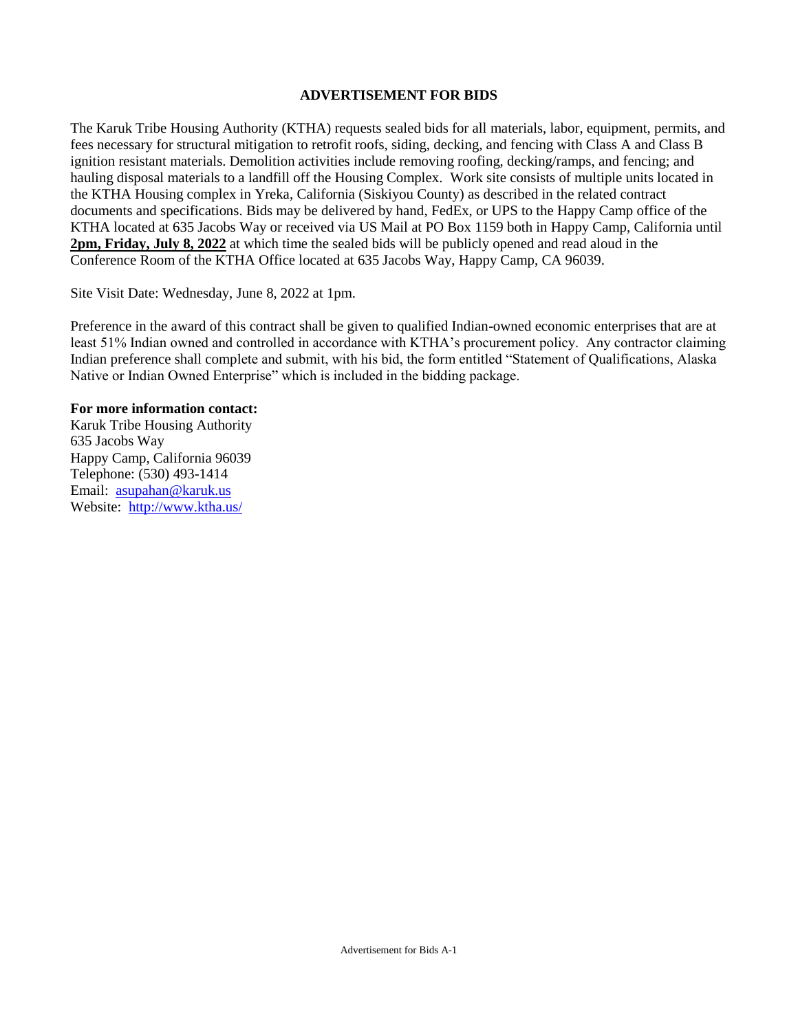# ADVERTISEMENT FOR BIDS

The Karuk Tribe Housing Authority (KTHA) requests sealed bids for all materials, labor, equipment, permits, and fees necessary for structural mitigation to retrofit roofs, siding, decking, and fencing with Class A and Class B ignition resistant materials. Demolition activities include removing roofing, decking/ramps, and fencing; and hauling disposal materials to a landfill off the Housing Complex. Work site consists of multiple units located in the KTHA Housing complex in Yreka, California (Siskiyou County) as described in the related contract documents and specifications. Bids may be delivered by hand, FedEx, or UPS to the Happy Camp office of the KTHA located at 635 Jacobs Way or received via US Mail at PO Box 1159 both in Happy Camp, California until **2pm, Friday, July 8, 2022** at which time the sealed bids will be publicly opened and read aloud in the Conference Room of the KTHA Office located at 635 Jacobs Way, Happy Camp, CA 96039.

Site Visit Date: Wednesday, June 8, 2022 at 1pm.

Preference in the award of this contract shall be given to qualified Indian-owned economic enterprises that are at least 51% Indian owned and controlled in accordance with KTHA's procurement policy. Any contractor claiming Indian preference shall complete and submit, with his bid, the form entitled "Statement of Qualifications, Alaska Native or Indian Owned Enterprise" which is included in the bidding package.

**For more information contact:**
Karuk Tribe Housing Authority
635 Jacobs Way
Happy Camp, California 96039
Telephone: (530) 493-1414
Email: asupahan@karuk.us
Website: http://www.ktha.us/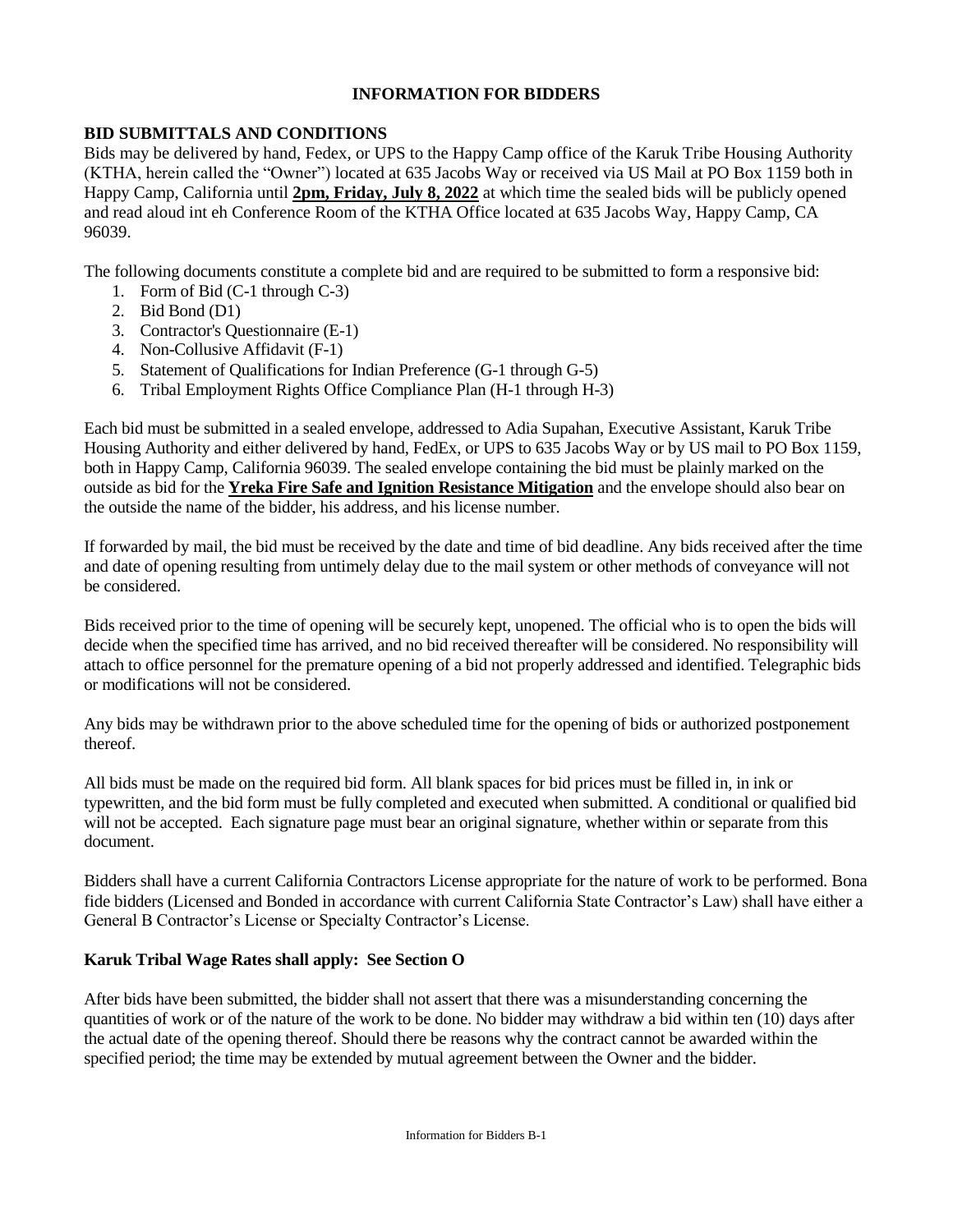# INFORMATION FOR BIDDERS

## BID SUBMITTALS AND CONDITIONS

Bids may be delivered by hand, Fedex, or UPS to the Happy Camp office of the Karuk Tribe Housing Authority (KTHA, herein called the "Owner") located at 635 Jacobs Way or received via US Mail at PO Box 1159 both in Happy Camp, California until **2pm, Friday, July 8, 2022** at which time the sealed bids will be publicly opened and read aloud int eh Conference Room of the KTHA Office located at 635 Jacobs Way, Happy Camp, CA 96039.

The following documents constitute a complete bid and are required to be submitted to form a responsive bid:

1. Form of Bid (C-1 through C-3)
2. Bid Bond (D1)
3. Contractor's Questionnaire (E-1)
4. Non-Collusive Affidavit (F-1)
5. Statement of Qualifications for Indian Preference (G-1 through G-5)
6. Tribal Employment Rights Office Compliance Plan (H-1 through H-3)

Each bid must be submitted in a sealed envelope, addressed to Adia Supahan, Executive Assistant, Karuk Tribe Housing Authority and either delivered by hand, FedEx, or UPS to 635 Jacobs Way or by US mail to PO Box 1159, both in Happy Camp, California 96039. The sealed envelope containing the bid must be plainly marked on the outside as bid for the **Yreka Fire Safe and Ignition Resistance Mitigation** and the envelope should also bear on the outside the name of the bidder, his address, and his license number.

If forwarded by mail, the bid must be received by the date and time of bid deadline. Any bids received after the time and date of opening resulting from untimely delay due to the mail system or other methods of conveyance will not be considered.

Bids received prior to the time of opening will be securely kept, unopened. The official who is to open the bids will decide when the specified time has arrived, and no bid received thereafter will be considered. No responsibility will attach to office personnel for the premature opening of a bid not properly addressed and identified. Telegraphic bids or modifications will not be considered.

Any bids may be withdrawn prior to the above scheduled time for the opening of bids or authorized postponement thereof.

All bids must be made on the required bid form. All blank spaces for bid prices must be filled in, in ink or typewritten, and the bid form must be fully completed and executed when submitted. A conditional or qualified bid will not be accepted. Each signature page must bear an original signature, whether within or separate from this document.

Bidders shall have a current California Contractors License appropriate for the nature of work to be performed. Bona fide bidders (Licensed and Bonded in accordance with current California State Contractor's Law) shall have either a General B Contractor's License or Specialty Contractor's License.

**Karuk Tribal Wage Rates shall apply: See Section O**

After bids have been submitted, the bidder shall not assert that there was a misunderstanding concerning the quantities of work or of the nature of the work to be done. No bidder may withdraw a bid within ten (10) days after the actual date of the opening thereof. Should there be reasons why the contract cannot be awarded within the specified period; the time may be extended by mutual agreement between the Owner and the bidder.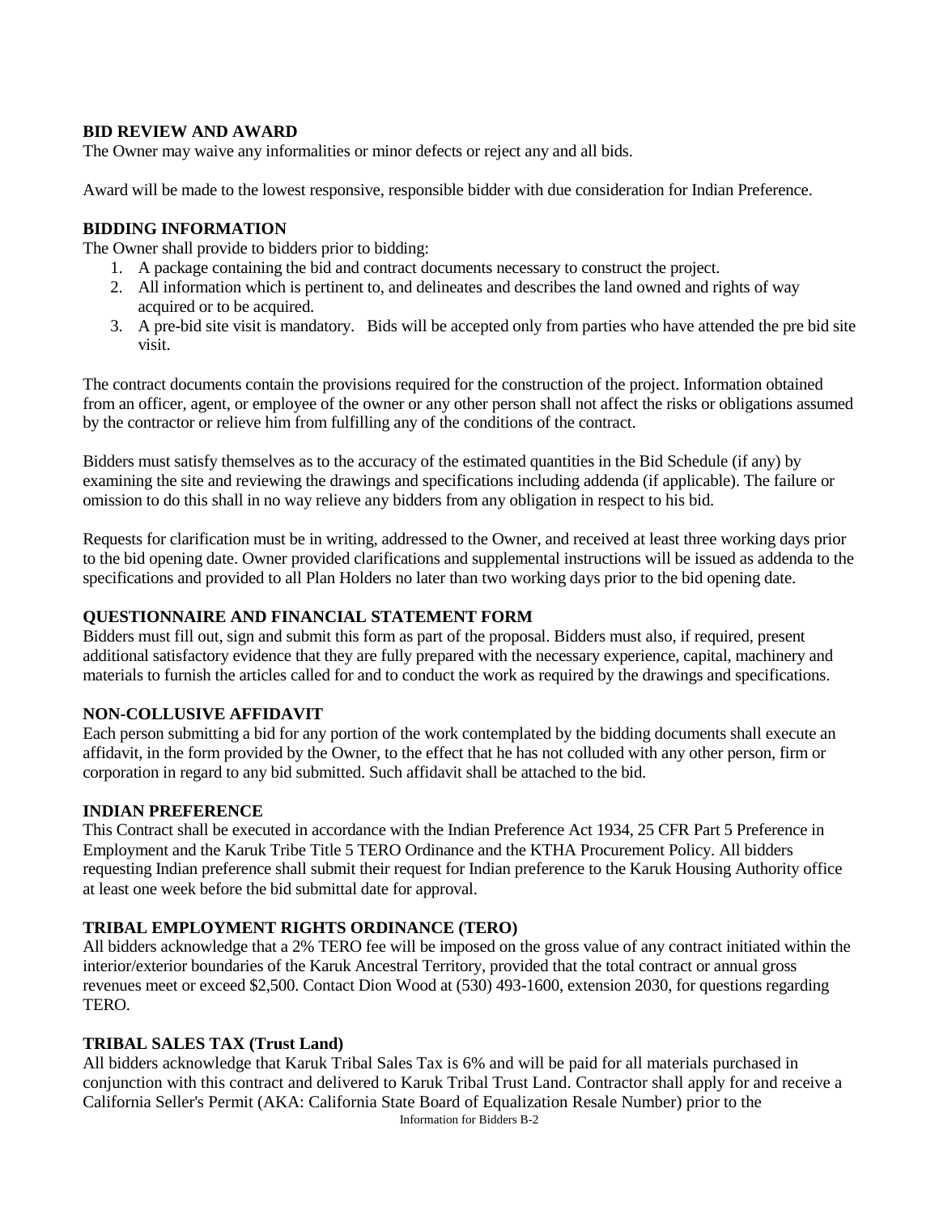**BID REVIEW AND AWARD**

The Owner may waive any informalities or minor defects or reject any and all bids.

Award will be made to the lowest responsive, responsible bidder with due consideration for Indian Preference.

**BIDDING INFORMATION**

The Owner shall provide to bidders prior to bidding:

1. A package containing the bid and contract documents necessary to construct the project.
2. All information which is pertinent to, and delineates and describes the land owned and rights of way acquired or to be acquired.
3. A pre-bid site visit is mandatory. Bids will be accepted only from parties who have attended the pre bid site visit.

The contract documents contain the provisions required for the construction of the project. Information obtained from an officer, agent, or employee of the owner or any other person shall not affect the risks or obligations assumed by the contractor or relieve him from fulfilling any of the conditions of the contract.

Bidders must satisfy themselves as to the accuracy of the estimated quantities in the Bid Schedule (if any) by examining the site and reviewing the drawings and specifications including addenda (if applicable). The failure or omission to do this shall in no way relieve any bidders from any obligation in respect to his bid.

Requests for clarification must be in writing, addressed to the Owner, and received at least three working days prior to the bid opening date. Owner provided clarifications and supplemental instructions will be issued as addenda to the specifications and provided to all Plan Holders no later than two working days prior to the bid opening date.

**QUESTIONNAIRE AND FINANCIAL STATEMENT FORM**

Bidders must fill out, sign and submit this form as part of the proposal. Bidders must also, if required, present additional satisfactory evidence that they are fully prepared with the necessary experience, capital, machinery and materials to furnish the articles called for and to conduct the work as required by the drawings and specifications.

**NON-COLLUSIVE AFFIDAVIT**

Each person submitting a bid for any portion of the work contemplated by the bidding documents shall execute an affidavit, in the form provided by the Owner, to the effect that he has not colluded with any other person, firm or corporation in regard to any bid submitted. Such affidavit shall be attached to the bid.

**INDIAN PREFERENCE**

This Contract shall be executed in accordance with the Indian Preference Act 1934, 25 CFR Part 5 Preference in Employment and the Karuk Tribe Title 5 TERO Ordinance and the KTHA Procurement Policy. All bidders requesting Indian preference shall submit their request for Indian preference to the Karuk Housing Authority office at least one week before the bid submittal date for approval.

**TRIBAL EMPLOYMENT RIGHTS ORDINANCE (TERO)**

All bidders acknowledge that a 2% TERO fee will be imposed on the gross value of any contract initiated within the interior/exterior boundaries of the Karuk Ancestral Territory, provided that the total contract or annual gross revenues meet or exceed $2,500. Contact Dion Wood at (530) 493-1600, extension 2030, for questions regarding TERO.

**TRIBAL SALES TAX (Trust Land)**

All bidders acknowledge that Karuk Tribal Sales Tax is 6% and will be paid for all materials purchased in conjunction with this contract and delivered to Karuk Tribal Trust Land. Contractor shall apply for and receive a California Seller's Permit (AKA: California State Board of Equalization Resale Number) prior to the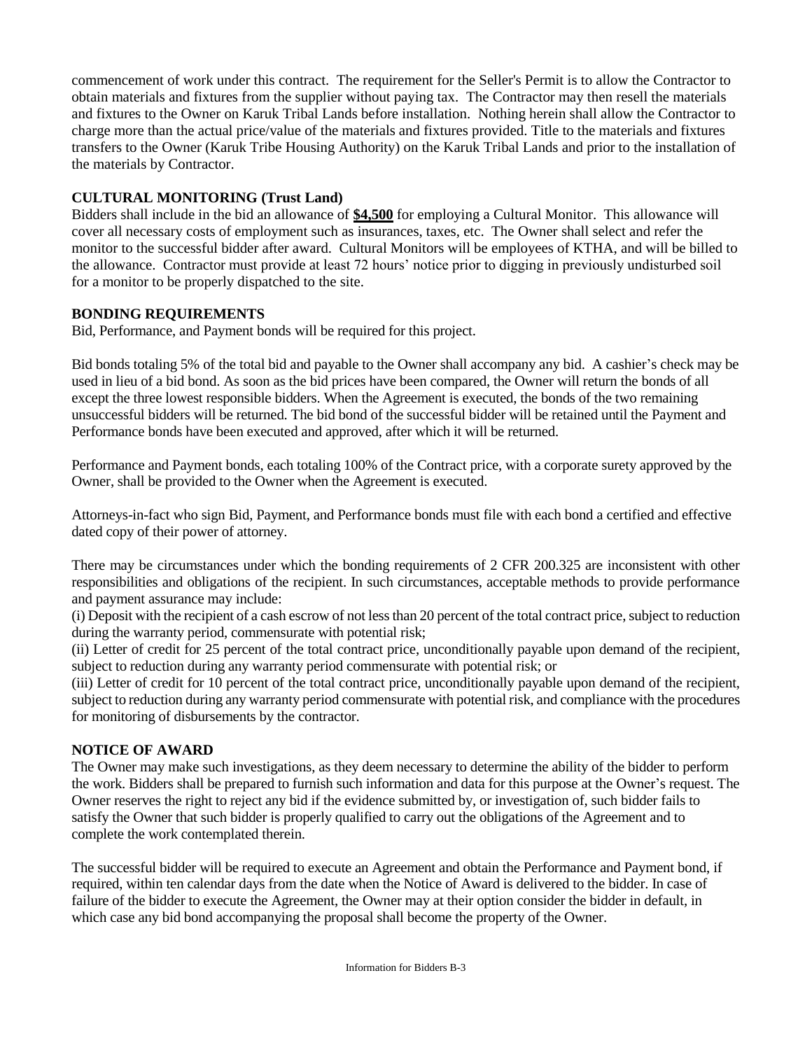commencement of work under this contract. The requirement for the Seller's Permit is to allow the Contractor to obtain materials and fixtures from the supplier without paying tax. The Contractor may then resell the materials and fixtures to the Owner on Karuk Tribal Lands before installation. Nothing herein shall allow the Contractor to charge more than the actual price/value of the materials and fixtures provided. Title to the materials and fixtures transfers to the Owner (Karuk Tribe Housing Authority) on the Karuk Tribal Lands and prior to the installation of the materials by Contractor.

**CULTURAL MONITORING (Trust Land)**

Bidders shall include in the bid an allowance of **$4,500** for employing a Cultural Monitor. This allowance will cover all necessary costs of employment such as insurances, taxes, etc. The Owner shall select and refer the monitor to the successful bidder after award. Cultural Monitors will be employees of KTHA, and will be billed to the allowance. Contractor must provide at least 72 hours' notice prior to digging in previously undisturbed soil for a monitor to be properly dispatched to the site.

**BONDING REQUIREMENTS**

Bid, Performance, and Payment bonds will be required for this project.

Bid bonds totaling 5% of the total bid and payable to the Owner shall accompany any bid. A cashier's check may be used in lieu of a bid bond. As soon as the bid prices have been compared, the Owner will return the bonds of all except the three lowest responsible bidders. When the Agreement is executed, the bonds of the two remaining unsuccessful bidders will be returned. The bid bond of the successful bidder will be retained until the Payment and Performance bonds have been executed and approved, after which it will be returned.

Performance and Payment bonds, each totaling 100% of the Contract price, with a corporate surety approved by the Owner, shall be provided to the Owner when the Agreement is executed.

Attorneys-in-fact who sign Bid, Payment, and Performance bonds must file with each bond a certified and effective dated copy of their power of attorney.

There may be circumstances under which the bonding requirements of 2 CFR 200.325 are inconsistent with other responsibilities and obligations of the recipient. In such circumstances, acceptable methods to provide performance and payment assurance may include:

(i) Deposit with the recipient of a cash escrow of not less than 20 percent of the total contract price, subject to reduction during the warranty period, commensurate with potential risk;

(ii) Letter of credit for 25 percent of the total contract price, unconditionally payable upon demand of the recipient, subject to reduction during any warranty period commensurate with potential risk; or

(iii) Letter of credit for 10 percent of the total contract price, unconditionally payable upon demand of the recipient, subject to reduction during any warranty period commensurate with potential risk, and compliance with the procedures for monitoring of disbursements by the contractor.

**NOTICE OF AWARD**

The Owner may make such investigations, as they deem necessary to determine the ability of the bidder to perform the work. Bidders shall be prepared to furnish such information and data for this purpose at the Owner's request. The Owner reserves the right to reject any bid if the evidence submitted by, or investigation of, such bidder fails to satisfy the Owner that such bidder is properly qualified to carry out the obligations of the Agreement and to complete the work contemplated therein.

The successful bidder will be required to execute an Agreement and obtain the Performance and Payment bond, if required, within ten calendar days from the date when the Notice of Award is delivered to the bidder. In case of failure of the bidder to execute the Agreement, the Owner may at their option consider the bidder in default, in which case any bid bond accompanying the proposal shall become the property of the Owner.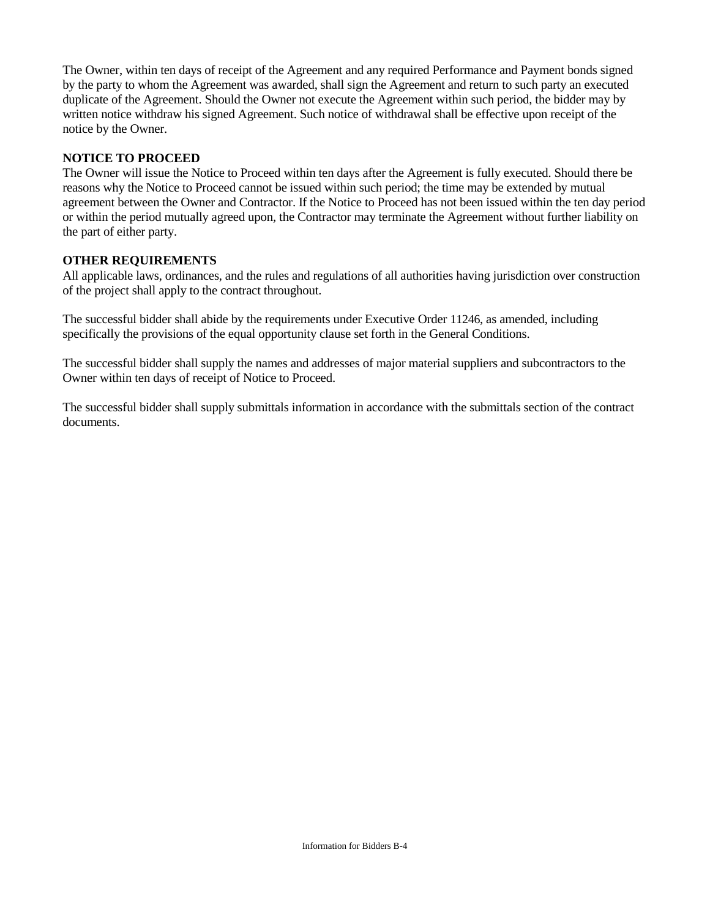The Owner, within ten days of receipt of the Agreement and any required Performance and Payment bonds signed by the party to whom the Agreement was awarded, shall sign the Agreement and return to such party an executed duplicate of the Agreement. Should the Owner not execute the Agreement within such period, the bidder may by written notice withdraw his signed Agreement. Such notice of withdrawal shall be effective upon receipt of the notice by the Owner.

**NOTICE TO PROCEED**

The Owner will issue the Notice to Proceed within ten days after the Agreement is fully executed. Should there be reasons why the Notice to Proceed cannot be issued within such period; the time may be extended by mutual agreement between the Owner and Contractor. If the Notice to Proceed has not been issued within the ten day period or within the period mutually agreed upon, the Contractor may terminate the Agreement without further liability on the part of either party.

**OTHER REQUIREMENTS**

All applicable laws, ordinances, and the rules and regulations of all authorities having jurisdiction over construction of the project shall apply to the contract throughout.

The successful bidder shall abide by the requirements under Executive Order 11246, as amended, including specifically the provisions of the equal opportunity clause set forth in the General Conditions.

The successful bidder shall supply the names and addresses of major material suppliers and subcontractors to the Owner within ten days of receipt of Notice to Proceed.

The successful bidder shall supply submittals information in accordance with the submittals section of the contract documents.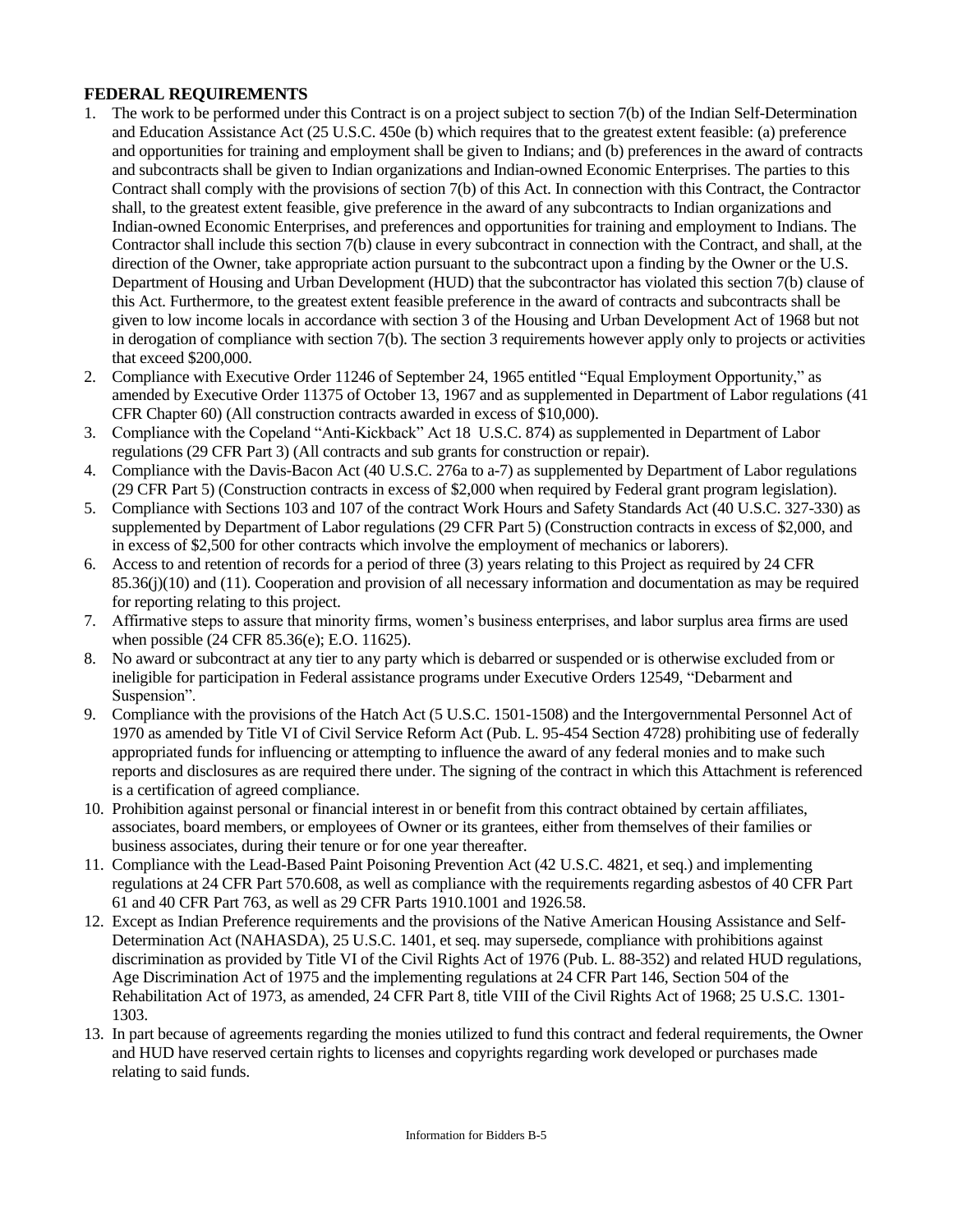## FEDERAL REQUIREMENTS

1. The work to be performed under this Contract is on a project subject to section 7(b) of the Indian Self-Determination and Education Assistance Act (25 U.S.C. 450e (b) which requires that to the greatest extent feasible: (a) preference and opportunities for training and employment shall be given to Indians; and (b) preferences in the award of contracts and subcontracts shall be given to Indian organizations and Indian-owned Economic Enterprises. The parties to this Contract shall comply with the provisions of section 7(b) of this Act. In connection with this Contract, the Contractor shall, to the greatest extent feasible, give preference in the award of any subcontracts to Indian organizations and Indian-owned Economic Enterprises, and preferences and opportunities for training and employment to Indians. The Contractor shall include this section 7(b) clause in every subcontract in connection with the Contract, and shall, at the direction of the Owner, take appropriate action pursuant to the subcontract upon a finding by the Owner or the U.S. Department of Housing and Urban Development (HUD) that the subcontractor has violated this section 7(b) clause of this Act. Furthermore, to the greatest extent feasible preference in the award of contracts and subcontracts shall be given to low income locals in accordance with section 3 of the Housing and Urban Development Act of 1968 but not in derogation of compliance with section 7(b). The section 3 requirements however apply only to projects or activities that exceed $200,000.
2. Compliance with Executive Order 11246 of September 24, 1965 entitled "Equal Employment Opportunity," as amended by Executive Order 11375 of October 13, 1967 and as supplemented in Department of Labor regulations (41 CFR Chapter 60) (All construction contracts awarded in excess of $10,000).
3. Compliance with the Copeland "Anti-Kickback" Act 18 U.S.C. 874) as supplemented in Department of Labor regulations (29 CFR Part 3) (All contracts and sub grants for construction or repair).
4. Compliance with the Davis-Bacon Act (40 U.S.C. 276a to a-7) as supplemented by Department of Labor regulations (29 CFR Part 5) (Construction contracts in excess of $2,000 when required by Federal grant program legislation).
5. Compliance with Sections 103 and 107 of the contract Work Hours and Safety Standards Act (40 U.S.C. 327-330) as supplemented by Department of Labor regulations (29 CFR Part 5) (Construction contracts in excess of $2,000, and in excess of $2,500 for other contracts which involve the employment of mechanics or laborers).
6. Access to and retention of records for a period of three (3) years relating to this Project as required by 24 CFR 85.36(j)(10) and (11). Cooperation and provision of all necessary information and documentation as may be required for reporting relating to this project.
7. Affirmative steps to assure that minority firms, women's business enterprises, and labor surplus area firms are used when possible (24 CFR 85.36(e); E.O. 11625).
8. No award or subcontract at any tier to any party which is debarred or suspended or is otherwise excluded from or ineligible for participation in Federal assistance programs under Executive Orders 12549, "Debarment and Suspension".
9. Compliance with the provisions of the Hatch Act (5 U.S.C. 1501-1508) and the Intergovernmental Personnel Act of 1970 as amended by Title VI of Civil Service Reform Act (Pub. L. 95-454 Section 4728) prohibiting use of federally appropriated funds for influencing or attempting to influence the award of any federal monies and to make such reports and disclosures as are required there under. The signing of the contract in which this Attachment is referenced is a certification of agreed compliance.
10. Prohibition against personal or financial interest in or benefit from this contract obtained by certain affiliates, associates, board members, or employees of Owner or its grantees, either from themselves of their families or business associates, during their tenure or for one year thereafter.
11. Compliance with the Lead-Based Paint Poisoning Prevention Act (42 U.S.C. 4821, et seq.) and implementing regulations at 24 CFR Part 570.608, as well as compliance with the requirements regarding asbestos of 40 CFR Part 61 and 40 CFR Part 763, as well as 29 CFR Parts 1910.1001 and 1926.58.
12. Except as Indian Preference requirements and the provisions of the Native American Housing Assistance and Self-Determination Act (NAHASDA), 25 U.S.C. 1401, et seq. may supersede, compliance with prohibitions against discrimination as provided by Title VI of the Civil Rights Act of 1976 (Pub. L. 88-352) and related HUD regulations, Age Discrimination Act of 1975 and the implementing regulations at 24 CFR Part 146, Section 504 of the Rehabilitation Act of 1973, as amended, 24 CFR Part 8, title VIII of the Civil Rights Act of 1968; 25 U.S.C. 1301-1303.
13. In part because of agreements regarding the monies utilized to fund this contract and federal requirements, the Owner and HUD have reserved certain rights to licenses and copyrights regarding work developed or purchases made relating to said funds.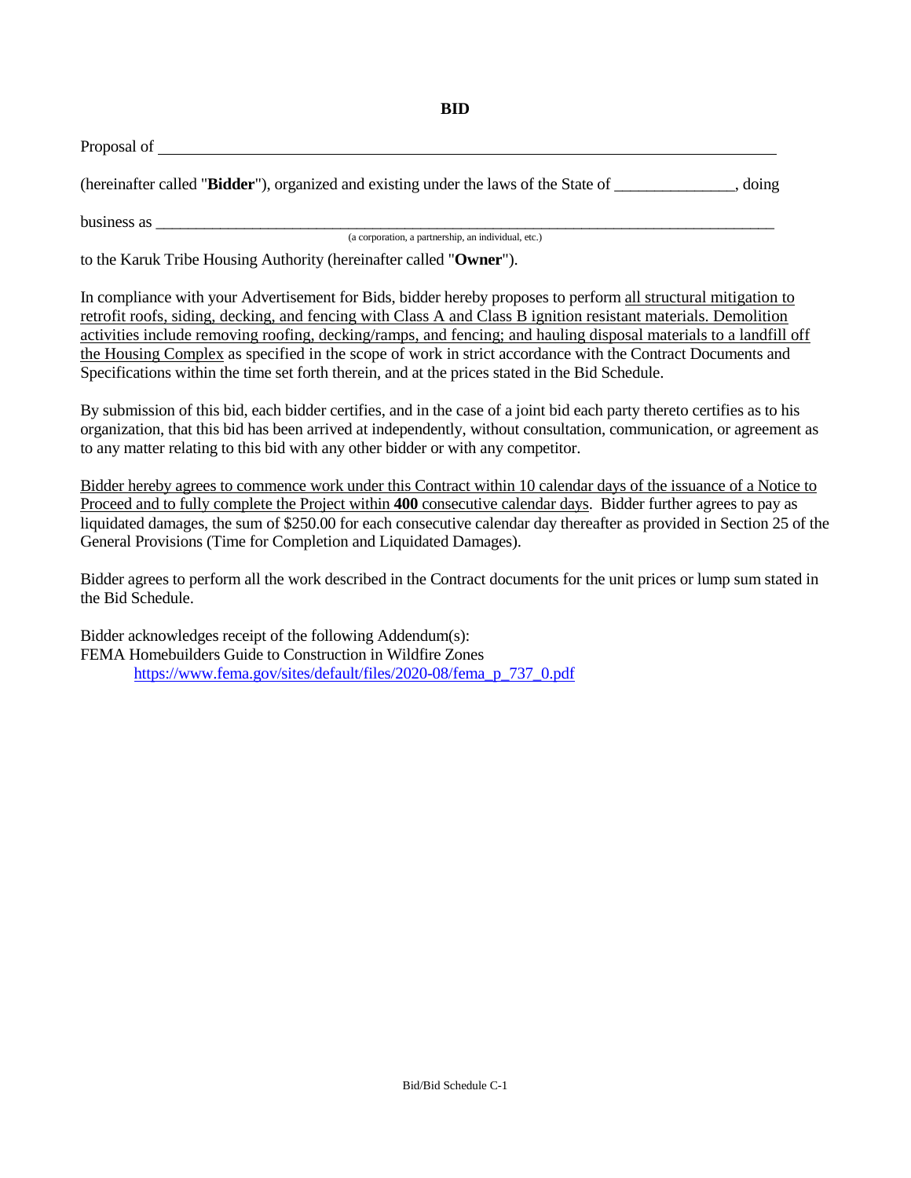# BID

Proposal of ______________________________________________________________________

(hereinafter called "**Bidder**"), organized and existing under the laws of the State of _______________, doing

business as ______________________________________________________________________
(a corporation, a partnership, an individual, etc.)

to the Karuk Tribe Housing Authority (hereinafter called "**Owner**").

In compliance with your Advertisement for Bids, bidder hereby proposes to perform all structural mitigation to retrofit roofs, siding, decking, and fencing with Class A and Class B ignition resistant materials. Demolition activities include removing roofing, decking/ramps, and fencing; and hauling disposal materials to a landfill off the Housing Complex as specified in the scope of work in strict accordance with the Contract Documents and Specifications within the time set forth therein, and at the prices stated in the Bid Schedule.

By submission of this bid, each bidder certifies, and in the case of a joint bid each party thereto certifies as to his organization, that this bid has been arrived at independently, without consultation, communication, or agreement as to any matter relating to this bid with any other bidder or with any competitor.

Bidder hereby agrees to commence work under this Contract within 10 calendar days of the issuance of a Notice to Proceed and to fully complete the Project within **400** consecutive calendar days. Bidder further agrees to pay as liquidated damages, the sum of $250.00 for each consecutive calendar day thereafter as provided in Section 25 of the General Provisions (Time for Completion and Liquidated Damages).

Bidder agrees to perform all the work described in the Contract documents for the unit prices or lump sum stated in the Bid Schedule.

Bidder acknowledges receipt of the following Addendum(s):
FEMA Homebuilders Guide to Construction in Wildfire Zones
https://www.fema.gov/sites/default/files/2020-08/fema_p_737_0.pdf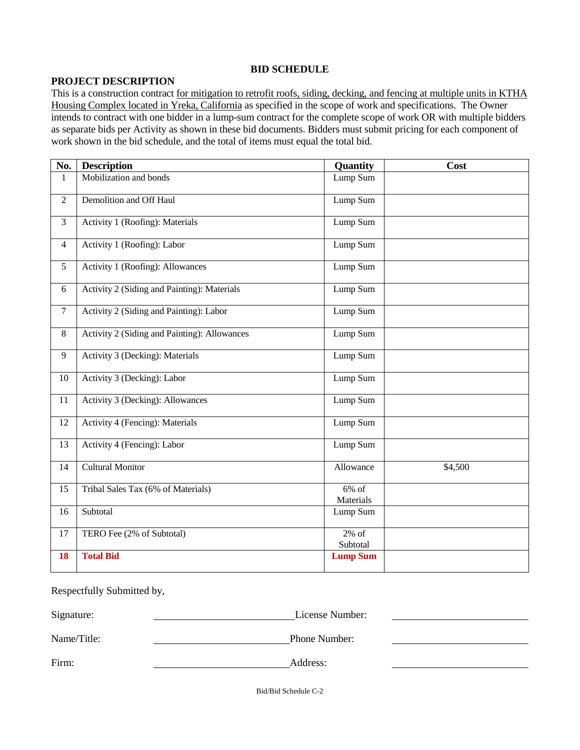## BID SCHEDULE

### PROJECT DESCRIPTION

This is a construction contract for mitigation to retrofit roofs, siding, decking, and fencing at multiple units in KTHA Housing Complex located in Yreka, California as specified in the scope of work and specifications. The Owner intends to contract with one bidder in a lump-sum contract for the complete scope of work OR with multiple bidders as separate bids per Activity as shown in these bid documents. Bidders must submit pricing for each component of work shown in the bid schedule, and the total of items must equal the total bid.

| No. | Description | Quantity | Cost |
|---|---|---|---|
| 1 | Mobilization and bonds | Lump Sum | |
| 2 | Demolition and Off Haul | Lump Sum | |
| 3 | Activity 1 (Roofing): Materials | Lump Sum | |
| 4 | Activity 1 (Roofing): Labor | Lump Sum | |
| 5 | Activity 1 (Roofing): Allowances | Lump Sum | |
| 6 | Activity 2 (Siding and Painting): Materials | Lump Sum | |
| 7 | Activity 2 (Siding and Painting): Labor | Lump Sum | |
| 8 | Activity 2 (Siding and Painting): Allowances | Lump Sum | |
| 9 | Activity 3 (Decking): Materials | Lump Sum | |
| 10 | Activity 3 (Decking): Labor | Lump Sum | |
| 11 | Activity 3 (Decking): Allowances | Lump Sum | |
| 12 | Activity 4 (Fencing): Materials | Lump Sum | |
| 13 | Activity 4 (Fencing): Labor | Lump Sum | |
| 14 | Cultural Monitor | Allowance | $4,500 |
| 15 | Tribal Sales Tax (6% of Materials) | 6% of Materials | |
| 16 | Subtotal | Lump Sum | |
| 17 | TERO Fee (2% of Subtotal) | 2% of Subtotal | |
| **18** | **Total Bid** | **Lump Sum** | |

Respectfully Submitted by,

Signature: ______________________ License Number: ______________________

Name/Title: ______________________ Phone Number: ______________________

Firm: ______________________ Address: ______________________

Bid/Bid Schedule C-2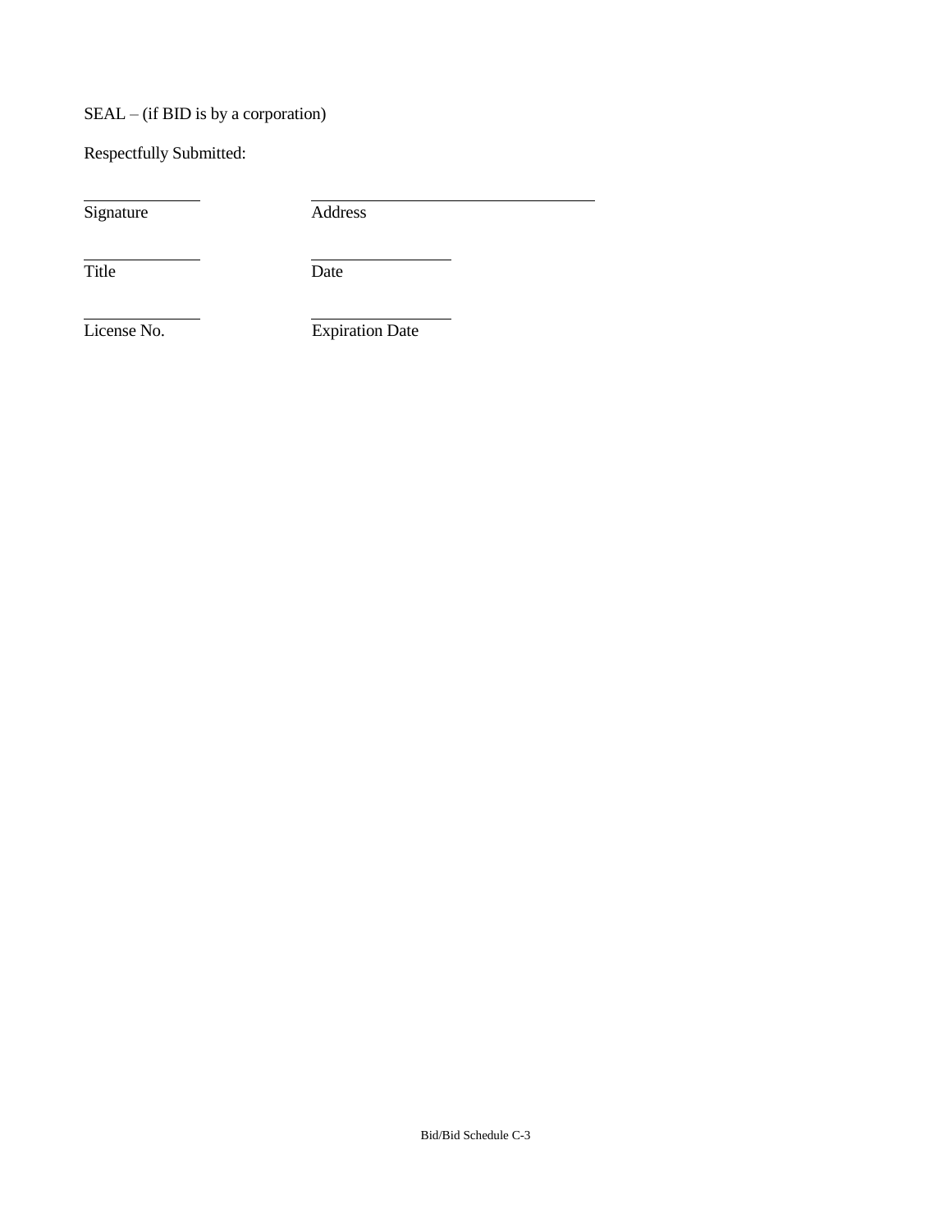SEAL – (if BID is by a corporation)

Respectfully Submitted:

| | |
|---|---|
| \_\_\_\_\_\_\_\_\_\_\_\_\_\_\_ | \_\_\_\_\_\_\_\_\_\_\_\_\_\_\_\_\_\_\_\_\_\_\_\_\_\_\_\_\_\_\_\_\_\_\_\_\_ |
| Signature | Address |
| \_\_\_\_\_\_\_\_\_\_\_\_\_\_\_ | \_\_\_\_\_\_\_\_\_\_\_\_\_\_\_\_\_\_ |
| Title | Date |
| \_\_\_\_\_\_\_\_\_\_\_\_\_\_\_ | \_\_\_\_\_\_\_\_\_\_\_\_\_\_\_\_\_\_ |
| License No. | Expiration Date |

Bid/Bid Schedule C-3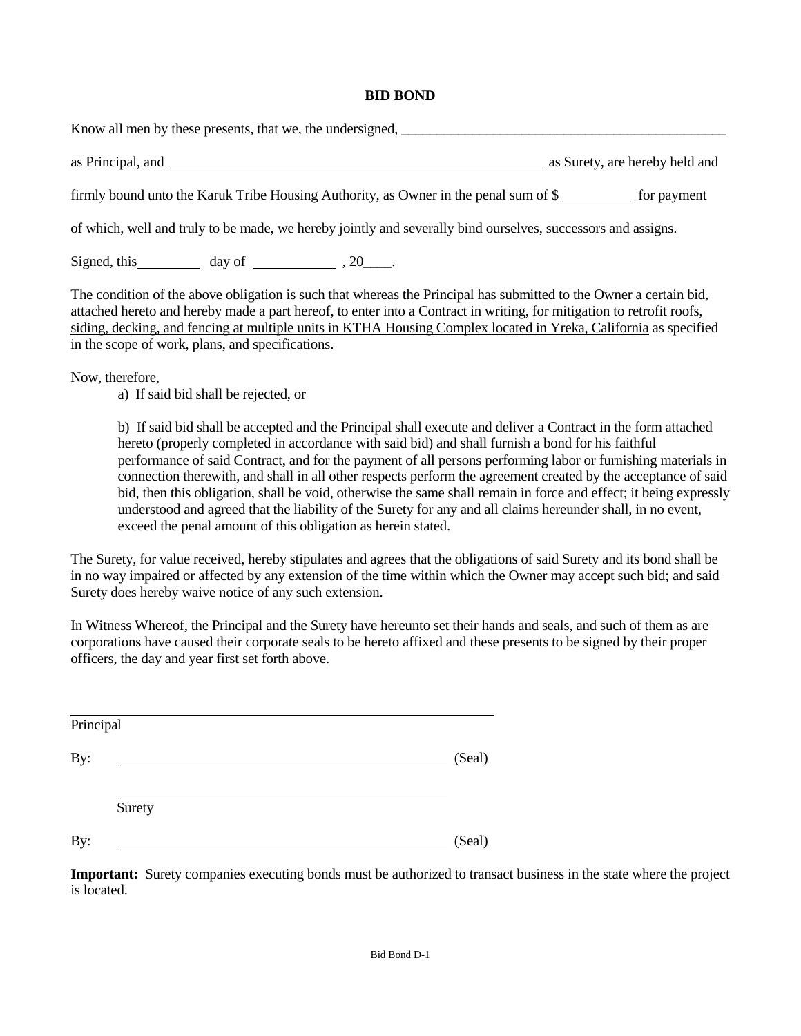# BID BOND

Know all men by these presents, that we, the undersigned, ________________________________________________

as Principal, and ______________________________________________________ as Surety, are hereby held and

firmly bound unto the Karuk Tribe Housing Authority, as Owner in the penal sum of $__________ for payment

of which, well and truly to be made, we hereby jointly and severally bind ourselves, successors and assigns.

Signed, this_________ day of ___________ , 20____.

The condition of the above obligation is such that whereas the Principal has submitted to the Owner a certain bid, attached hereto and hereby made a part hereof, to enter into a Contract in writing, for mitigation to retrofit roofs, siding, decking, and fencing at multiple units in KTHA Housing Complex located in Yreka, California as specified in the scope of work, plans, and specifications.

Now, therefore,

a) If said bid shall be rejected, or

b) If said bid shall be accepted and the Principal shall execute and deliver a Contract in the form attached hereto (properly completed in accordance with said bid) and shall furnish a bond for his faithful performance of said Contract, and for the payment of all persons performing labor or furnishing materials in connection therewith, and shall in all other respects perform the agreement created by the acceptance of said bid, then this obligation, shall be void, otherwise the same shall remain in force and effect; it being expressly understood and agreed that the liability of the Surety for any and all claims hereunder shall, in no event, exceed the penal amount of this obligation as herein stated.

The Surety, for value received, hereby stipulates and agrees that the obligations of said Surety and its bond shall be in no way impaired or affected by any extension of the time within which the Owner may accept such bid; and said Surety does hereby waive notice of any such extension.

In Witness Whereof, the Principal and the Surety have hereunto set their hands and seals, and such of them as are corporations have caused their corporate seals to be hereto affixed and these presents to be signed by their proper officers, the day and year first set forth above.

______________________________________________________

Principal

By: ______________________________________________ (Seal)

______________________________________________

Surety

By: ______________________________________________ (Seal)

**Important:** Surety companies executing bonds must be authorized to transact business in the state where the project is located.

Bid Bond D-1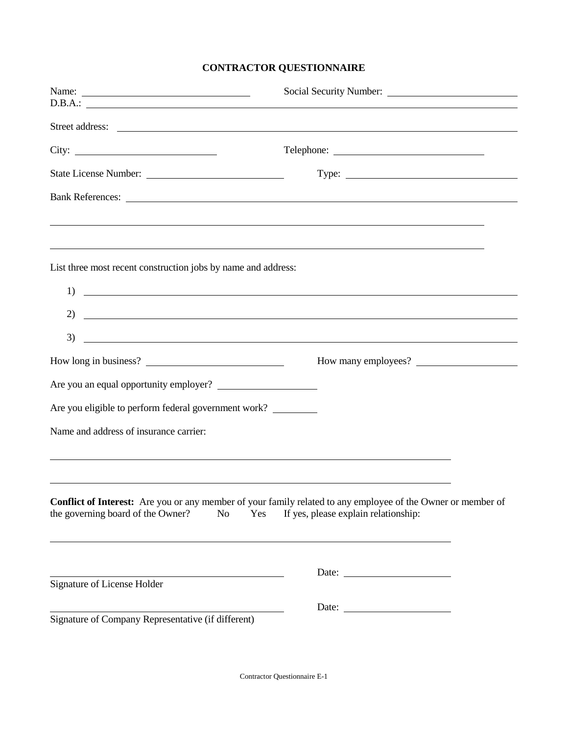# CONTRACTOR QUESTIONNAIRE

Name: ______________________________ Social Security Number: ______________________
D.B.A.: ________________________________________________________________________

Street address: __________________________________________________________________

City: ________________________ Telephone: ___________________________

State License Number: ________________________ Type: ______________________________

Bank References: _________________________________________________________________

_______________________________________________________________________________

_______________________________________________________________________________

List three most recent construction jobs by name and address:

1) ____________________________________________________________________________

2) ____________________________________________________________________________

3) ____________________________________________________________________________

How long in business? ________________________ How many employees? __________________

Are you an equal opportunity employer? __________________

Are you eligible to perform federal government work? ________

Name and address of insurance carrier:

_______________________________________________________________________________

_______________________________________________________________________________

**Conflict of Interest:** Are you or any member of your family related to any employee of the Owner or member of the governing board of the Owner? No Yes If yes, please explain relationship:

_______________________________________________________________________________

_____________________________________ Date: ____________________
Signature of License Holder

_____________________________________ Date: ____________________
Signature of Company Representative (if different)

Contractor Questionnaire E-1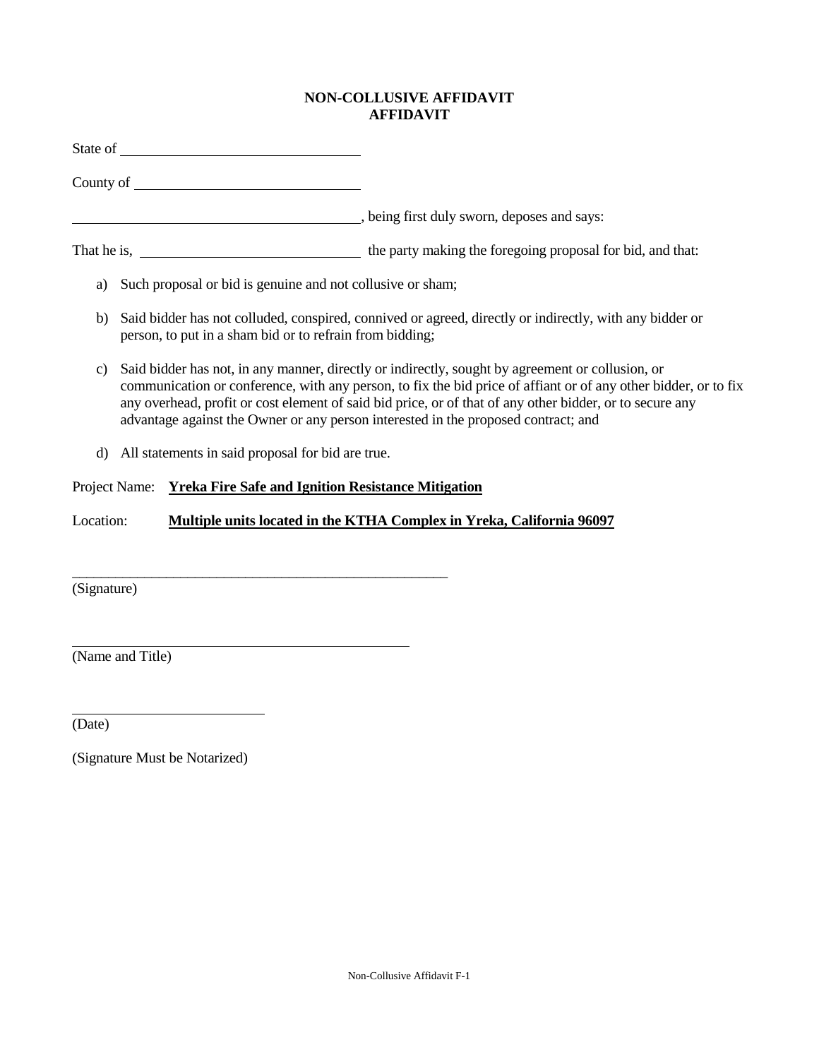**NON-COLLUSIVE AFFIDAVIT**
**AFFIDAVIT**

State of ______________________________

County of ______________________________

______________________________________, being first duly sworn, deposes and says:

That he is, ____________________________ the party making the foregoing proposal for bid, and that:

a) Such proposal or bid is genuine and not collusive or sham;

b) Said bidder has not colluded, conspired, connived or agreed, directly or indirectly, with any bidder or person, to put in a sham bid or to refrain from bidding;

c) Said bidder has not, in any manner, directly or indirectly, sought by agreement or collusion, or communication or conference, with any person, to fix the bid price of affiant or of any other bidder, or to fix any overhead, profit or cost element of said bid price, or of that of any other bidder, or to secure any advantage against the Owner or any person interested in the proposed contract; and

d) All statements in said proposal for bid are true.

Project Name: **Yreka Fire Safe and Ignition Resistance Mitigation**

Location: **Multiple units located in the KTHA Complex in Yreka, California 96097**

_______________________________________________________
(Signature)

_______________________________________________
(Name and Title)

__________________________
(Date)

(Signature Must be Notarized)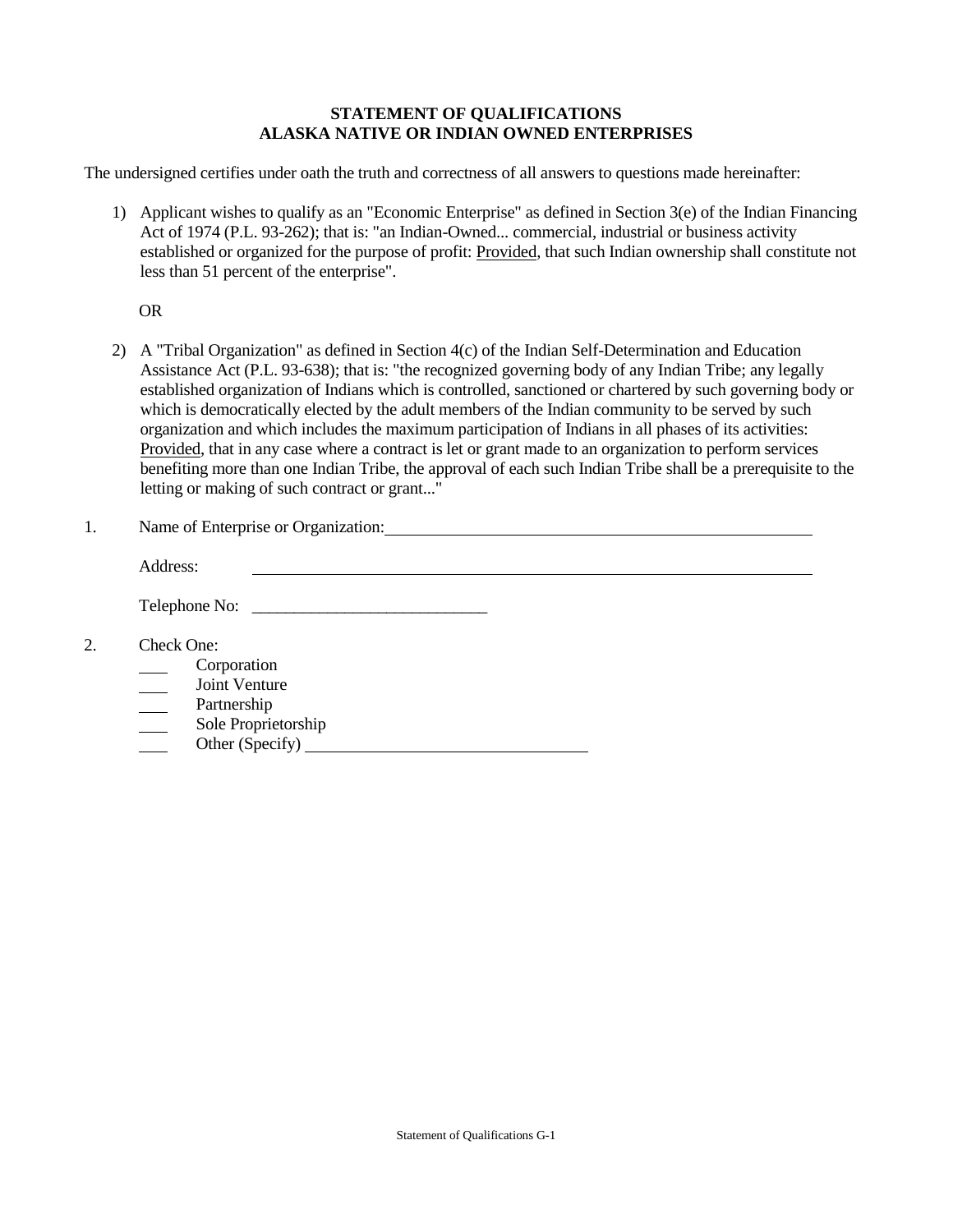**STATEMENT OF QUALIFICATIONS**
**ALASKA NATIVE OR INDIAN OWNED ENTERPRISES**

The undersigned certifies under oath the truth and correctness of all answers to questions made hereinafter:

1) Applicant wishes to qualify as an "Economic Enterprise" as defined in Section 3(e) of the Indian Financing Act of 1974 (P.L. 93-262); that is: "an Indian-Owned... commercial, industrial or business activity established or organized for the purpose of profit: Provided, that such Indian ownership shall constitute not less than 51 percent of the enterprise".

   OR

2) A "Tribal Organization" as defined in Section 4(c) of the Indian Self-Determination and Education Assistance Act (P.L. 93-638); that is: "the recognized governing body of any Indian Tribe; any legally established organization of Indians which is controlled, sanctioned or chartered by such governing body or which is democratically elected by the adult members of the Indian community to be served by such organization and which includes the maximum participation of Indians in all phases of its activities: Provided, that in any case where a contract is let or grant made to an organization to perform services benefiting more than one Indian Tribe, the approval of each such Indian Tribe shall be a prerequisite to the letting or making of such contract or grant..."

1. Name of Enterprise or Organization: ______________________________________________

   Address: ______________________________________________

   Telephone No: ____________________________

2. Check One:

   ___ Corporation
   ___ Joint Venture
   ___ Partnership
   ___ Sole Proprietorship
   ___ Other (Specify) ________________________________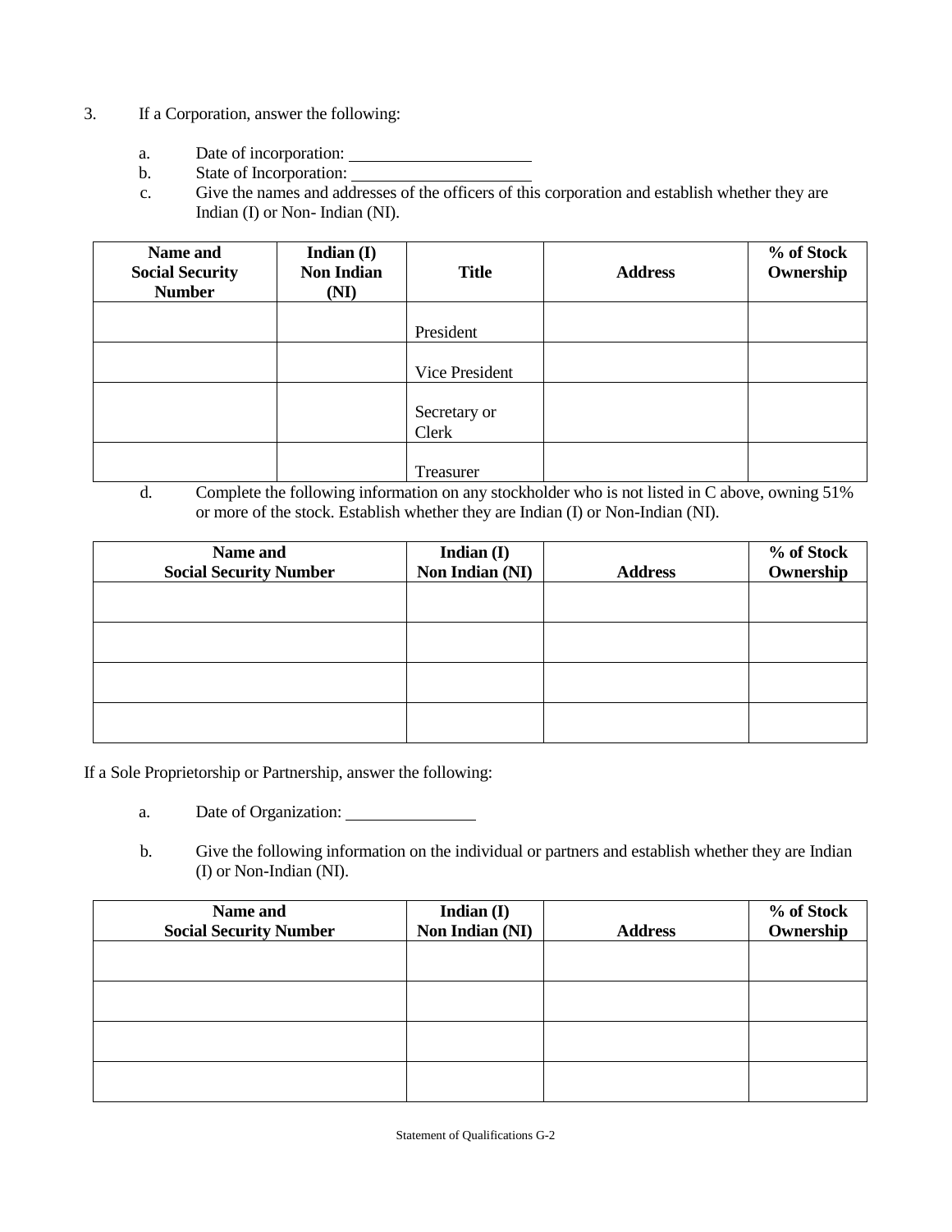3. If a Corporation, answer the following:

   a. Date of incorporation: ____________________
   b. State of Incorporation: ____________________
   c. Give the names and addresses of the officers of this corporation and establish whether they are Indian (I) or Non- Indian (NI).

| Name and Social Security Number | Indian (I) Non Indian (NI) | Title | Address | % of Stock Ownership |
|---|---|---|---|---|
| | | President | | |
| | | Vice President | | |
| | | Secretary or Clerk | | |
| | | Treasurer | | |

   d. Complete the following information on any stockholder who is not listed in C above, owning 51% or more of the stock. Establish whether they are Indian (I) or Non-Indian (NI).

| Name and Social Security Number | Indian (I) Non Indian (NI) | Address | % of Stock Ownership |
|---|---|---|---|
| | | | |
| | | | |
| | | | |
| | | | |

If a Sole Proprietorship or Partnership, answer the following:

   a. Date of Organization: ______________

   b. Give the following information on the individual or partners and establish whether they are Indian (I) or Non-Indian (NI).

| Name and Social Security Number | Indian (I) Non Indian (NI) | Address | % of Stock Ownership |
|---|---|---|---|
| | | | |
| | | | |
| | | | |
| | | | |

Statement of Qualifications G-2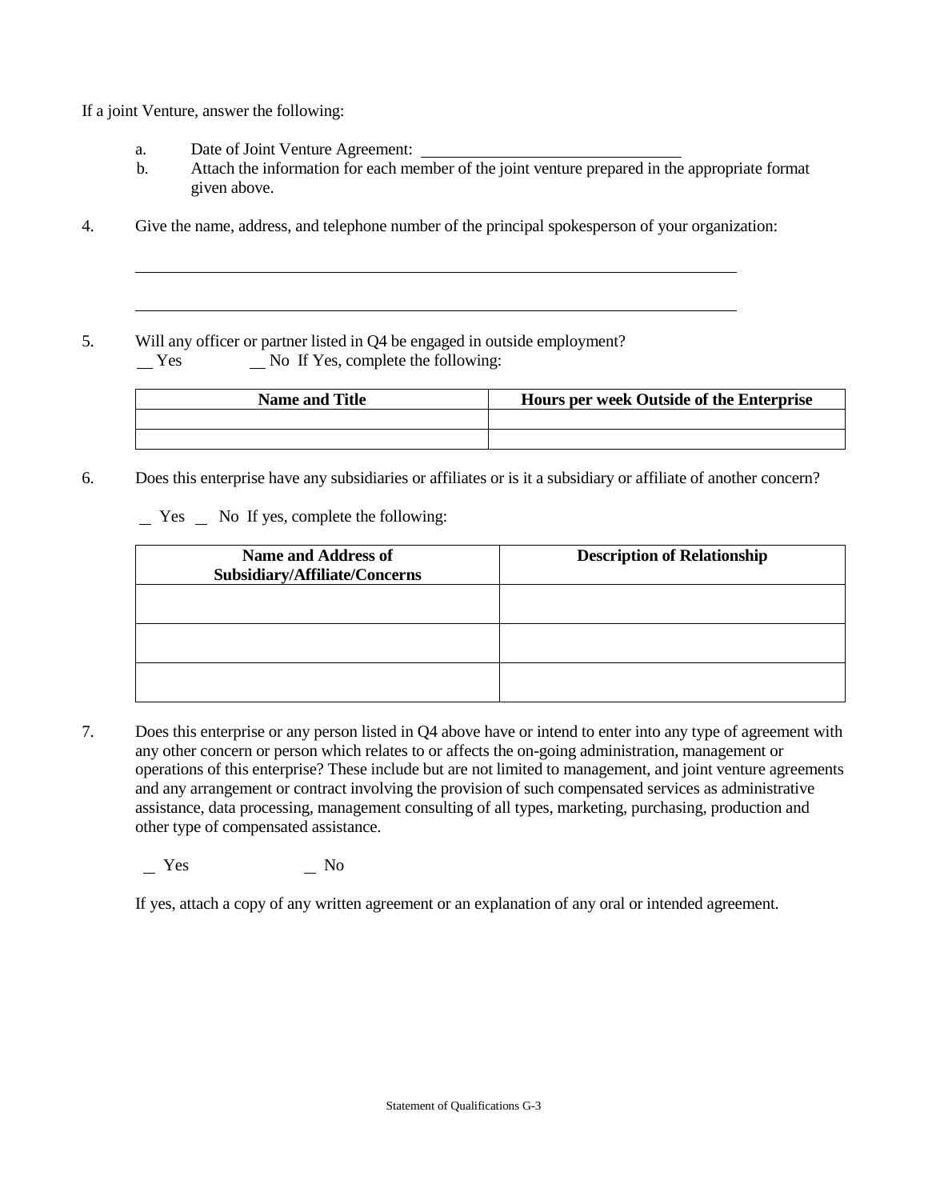If a joint Venture, answer the following:

a. Date of Joint Venture Agreement: ______________________________

b. Attach the information for each member of the joint venture prepared in the appropriate format given above.

4. Give the name, address, and telephone number of the principal spokesperson of your organization:

______________________________________________________________________

______________________________________________________________________

5. Will any officer or partner listed in Q4 be engaged in outside employment?
__ Yes __ No If Yes, complete the following:

| Name and Title | Hours per week Outside of the Enterprise |
|---|---|
| | |
| | |

6. Does this enterprise have any subsidiaries or affiliates or is it a subsidiary or affiliate of another concern?

__ Yes __ No If yes, complete the following:

| Name and Address of Subsidiary/Affiliate/Concerns | Description of Relationship |
|---|---|
| | |
| | |
| | |

7. Does this enterprise or any person listed in Q4 above have or intend to enter into any type of agreement with any other concern or person which relates to or affects the on-going administration, management or operations of this enterprise? These include but are not limited to management, and joint venture agreements and any arrangement or contract involving the provision of such compensated services as administrative assistance, data processing, management consulting of all types, marketing, purchasing, production and other type of compensated assistance.

__ Yes __ No

If yes, attach a copy of any written agreement or an explanation of any oral or intended agreement.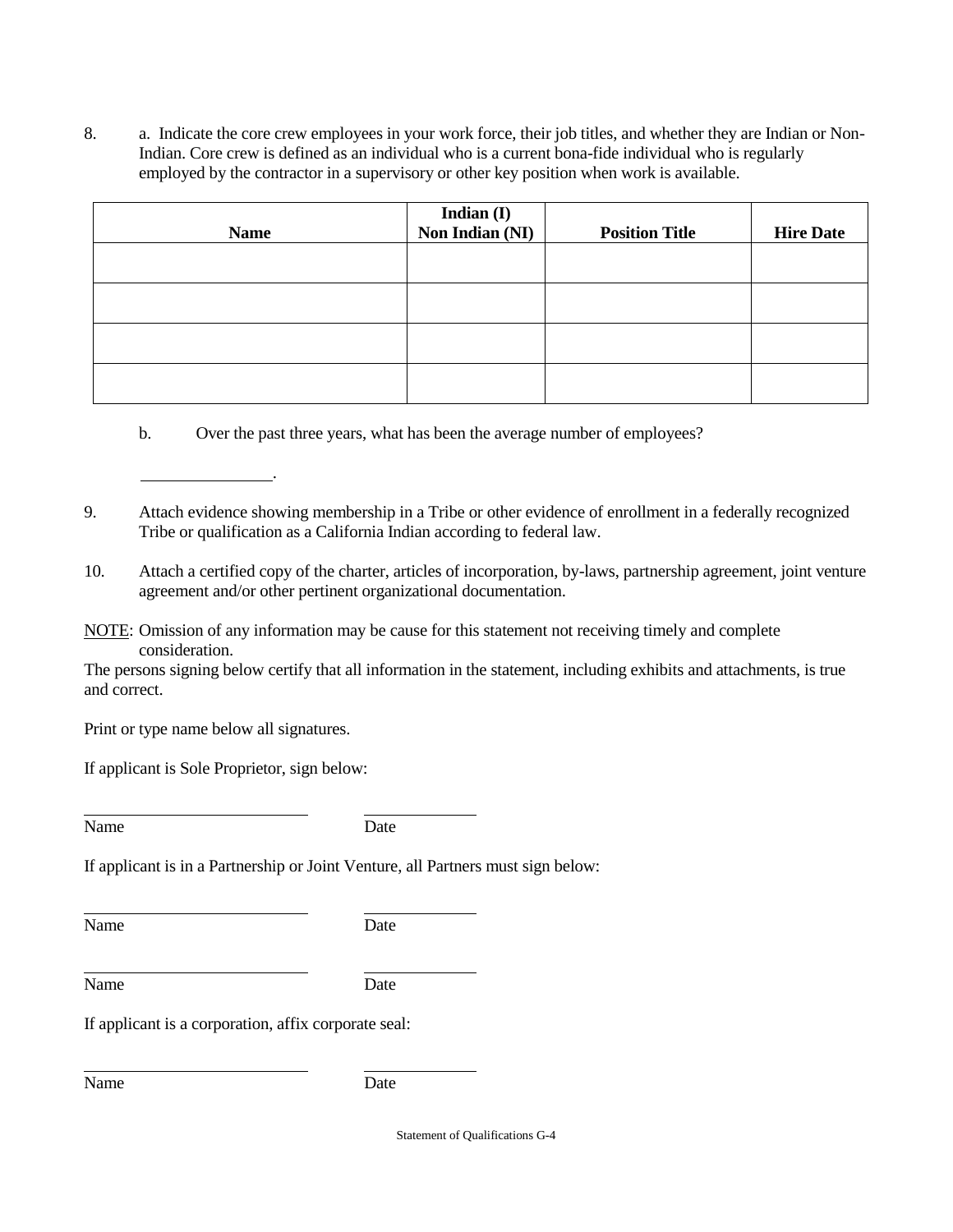8. a. Indicate the core crew employees in your work force, their job titles, and whether they are Indian or Non-Indian. Core crew is defined as an individual who is a current bona-fide individual who is regularly employed by the contractor in a supervisory or other key position when work is available.

| Name | Indian (I) Non Indian (NI) | Position Title | Hire Date |
|---|---|---|---|
| | | | |
| | | | |
| | | | |
| | | | |

b. Over the past three years, what has been the average number of employees?

_______________.

9. Attach evidence showing membership in a Tribe or other evidence of enrollment in a federally recognized Tribe or qualification as a California Indian according to federal law.

10. Attach a certified copy of the charter, articles of incorporation, by-laws, partnership agreement, joint venture agreement and/or other pertinent organizational documentation.

NOTE: Omission of any information may be cause for this statement not receiving timely and complete consideration.

The persons signing below certify that all information in the statement, including exhibits and attachments, is true and correct.

Print or type name below all signatures.

If applicant is Sole Proprietor, sign below:

_________________________ ____________
Name Date

If applicant is in a Partnership or Joint Venture, all Partners must sign below:

_________________________ ____________
Name Date

_________________________ ____________
Name Date

If applicant is a corporation, affix corporate seal:

_________________________ ____________
Name Date

Statement of Qualifications G-4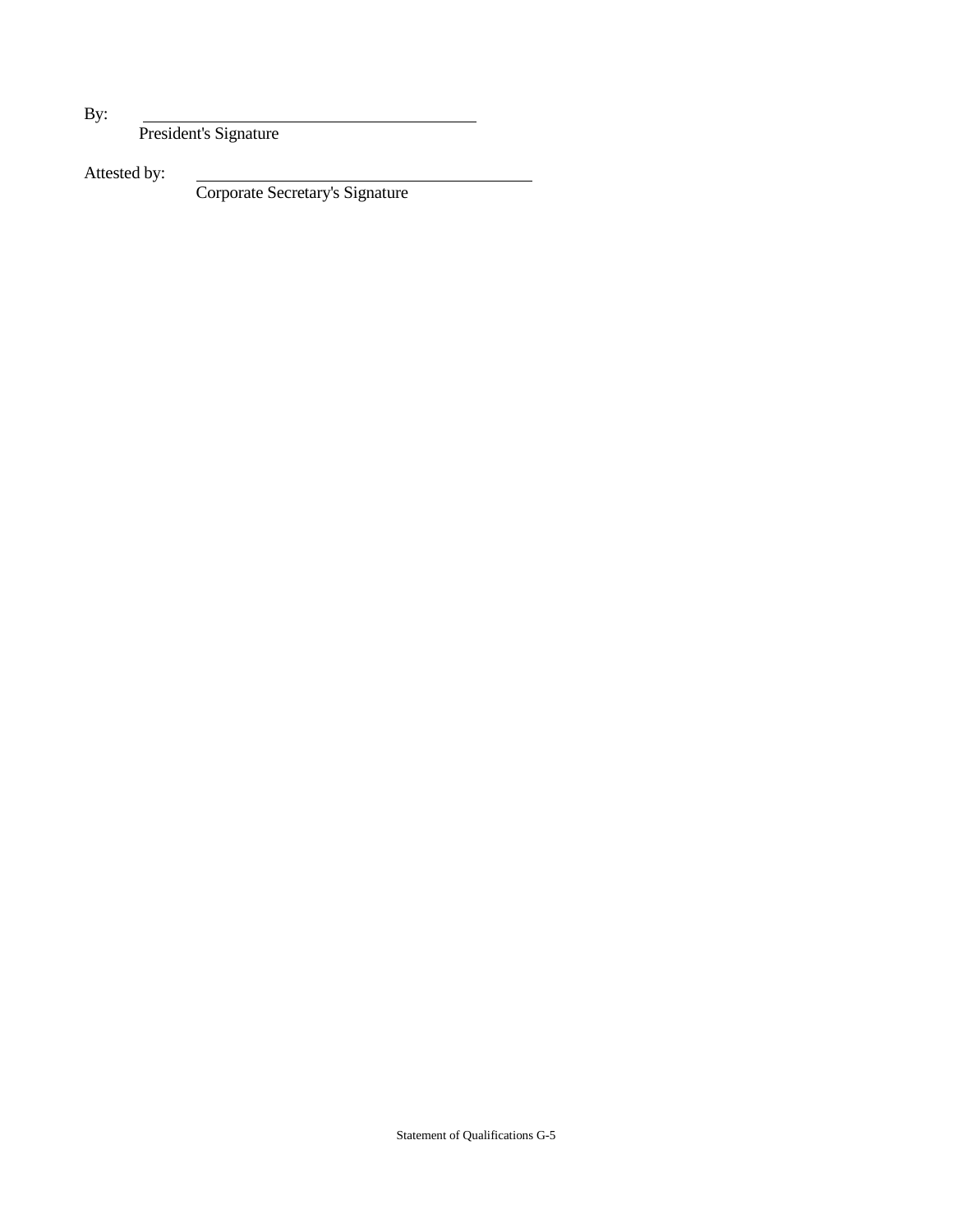By: \_\_\_\_\_\_\_\_\_\_\_\_\_\_\_\_\_\_\_\_\_\_\_\_\_\_\_\_\_\_\_\_\_\_\_\_\_\_\_\_

President's Signature

Attested by: \_\_\_\_\_\_\_\_\_\_\_\_\_\_\_\_\_\_\_\_\_\_\_\_\_\_\_\_\_\_\_\_\_\_\_\_\_\_\_\_

Corporate Secretary's Signature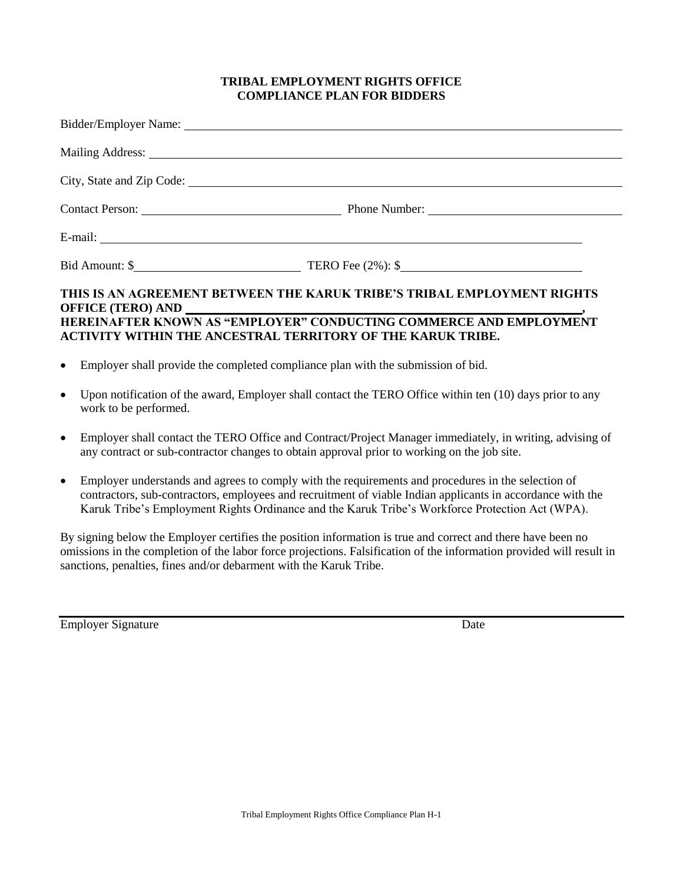**TRIBAL EMPLOYMENT RIGHTS OFFICE**
**COMPLIANCE PLAN FOR BIDDERS**

Bidder/Employer Name: ______________________________________________

Mailing Address: ______________________________________________

City, State and Zip Code: ______________________________________________

Contact Person: ______________________ Phone Number: ______________________

E-mail: ______________________________________________

Bid Amount: $______________________ TERO Fee (2%): $______________________

**THIS IS AN AGREEMENT BETWEEN THE KARUK TRIBE'S TRIBAL EMPLOYMENT RIGHTS OFFICE (TERO) AND ______________________________________________, HEREINAFTER KNOWN AS "EMPLOYER" CONDUCTING COMMERCE AND EMPLOYMENT ACTIVITY WITHIN THE ANCESTRAL TERRITORY OF THE KARUK TRIBE.**

- Employer shall provide the completed compliance plan with the submission of bid.
- Upon notification of the award, Employer shall contact the TERO Office within ten (10) days prior to any work to be performed.
- Employer shall contact the TERO Office and Contract/Project Manager immediately, in writing, advising of any contract or sub-contractor changes to obtain approval prior to working on the job site.
- Employer understands and agrees to comply with the requirements and procedures in the selection of contractors, sub-contractors, employees and recruitment of viable Indian applicants in accordance with the Karuk Tribe's Employment Rights Ordinance and the Karuk Tribe's Workforce Protection Act (WPA).

By signing below the Employer certifies the position information is true and correct and there have been no omissions in the completion of the labor force projections. Falsification of the information provided will result in sanctions, penalties, fines and/or debarment with the Karuk Tribe.

______________________________________________

Employer Signature Date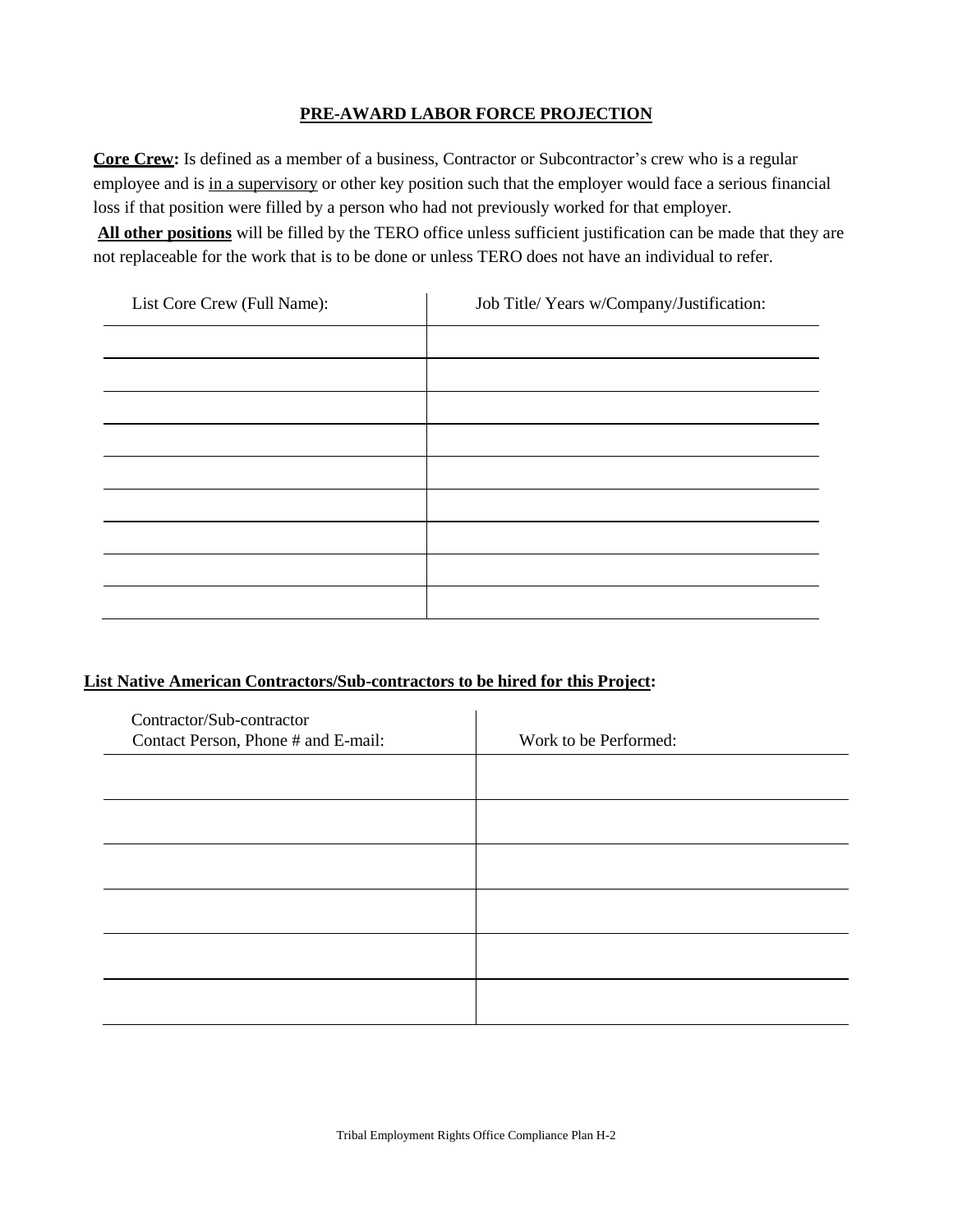## PRE-AWARD LABOR FORCE PROJECTION

**Core Crew:** Is defined as a member of a business, Contractor or Subcontractor's crew who is a regular employee and is in a supervisory or other key position such that the employer would face a serious financial loss if that position were filled by a person who had not previously worked for that employer.

**All other positions** will be filled by the TERO office unless sufficient justification can be made that they are not replaceable for the work that is to be done or unless TERO does not have an individual to refer.

| List Core Crew (Full Name): | Job Title/ Years w/Company/Justification: |
|---|---|
| | |
| | |
| | |
| | |
| | |
| | |
| | |
| | |
| | |

**List Native American Contractors/Sub-contractors to be hired for this Project:**

| Contractor/Sub-contractor Contact Person, Phone # and E-mail: | Work to be Performed: |
|---|---|
| | |
| | |
| | |
| | |
| | |
| | |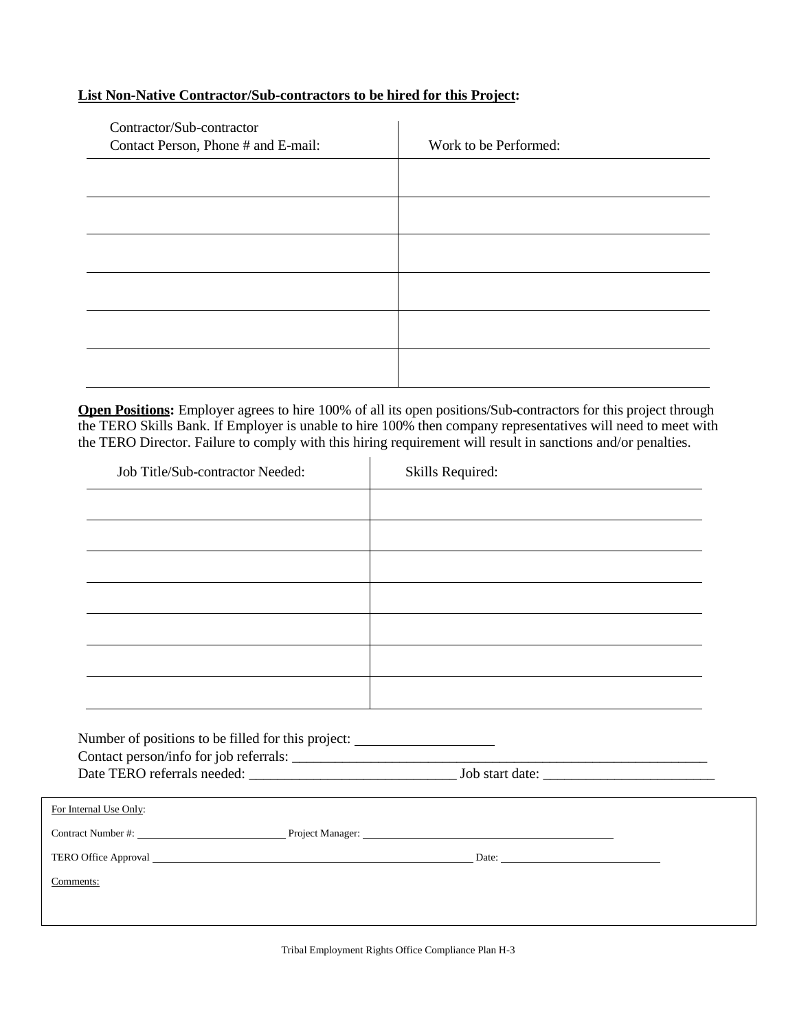**List Non-Native Contractor/Sub-contractors to be hired for this Project:**

| Contractor/Sub-contractor Contact Person, Phone # and E-mail: | Work to be Performed: |
|---|---|
| | |
| | |
| | |
| | |
| | |
| | |

**Open Positions:** Employer agrees to hire 100% of all its open positions/Sub-contractors for this project through the TERO Skills Bank. If Employer is unable to hire 100% then company representatives will need to meet with the TERO Director. Failure to comply with this hiring requirement will result in sanctions and/or penalties.

| Job Title/Sub-contractor Needed: | Skills Required: |
|---|---|
| | |
| | |
| | |
| | |
| | |
| | |
| | |

Number of positions to be filled for this project: ____________________

Contact person/info for job referrals: ____________________________________________________________

Date TERO referrals needed: ____________________________ Job start date: _______________________

For Internal Use Only:

Contract Number #: __________________________ Project Manager: ____________________________________________

TERO Office Approval ____________________________________________________________ Date: ____________________________

Comments:

Tribal Employment Rights Office Compliance Plan H-3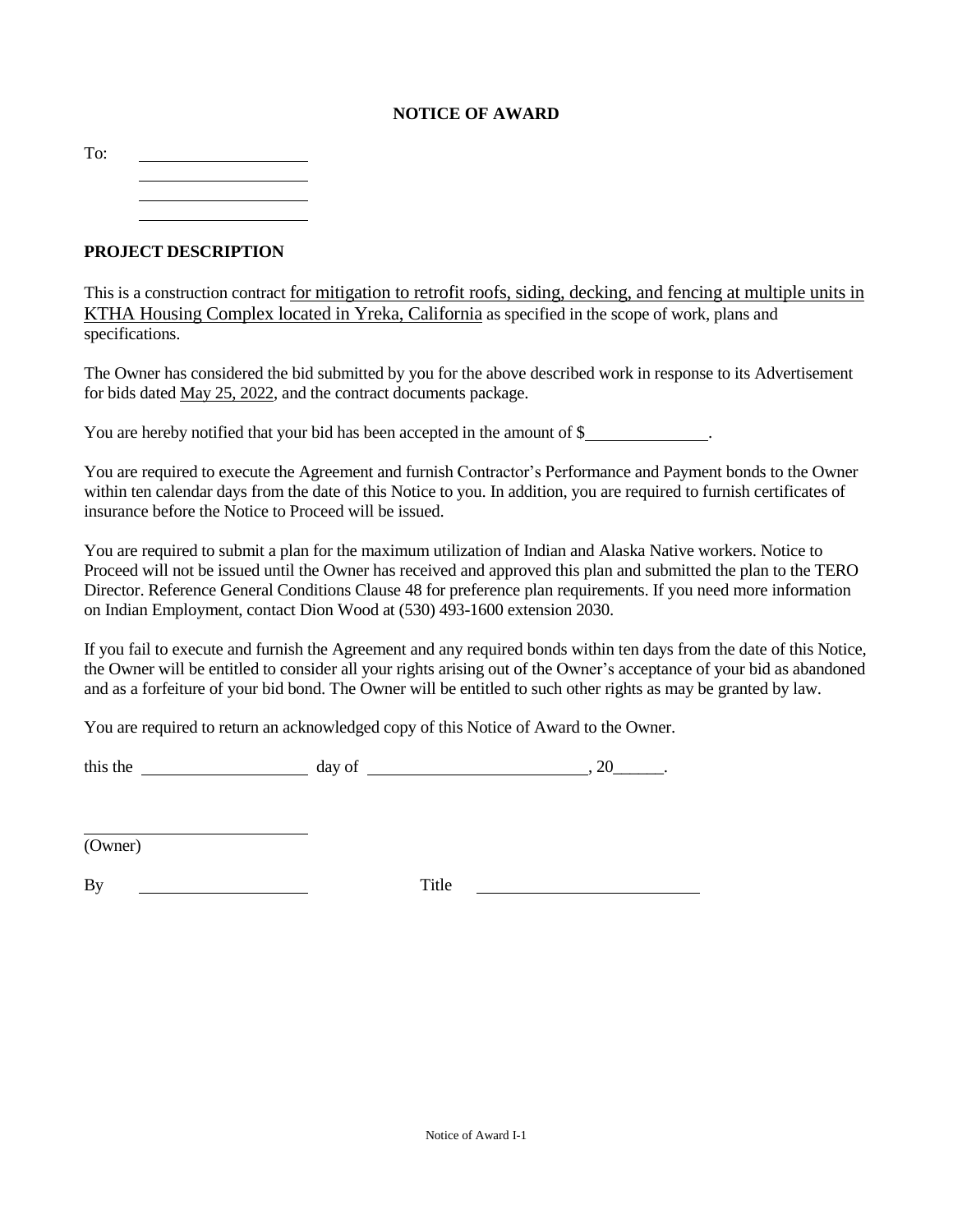# NOTICE OF AWARD

To: \_\_\_\_\_\_\_\_\_\_\_\_\_\_\_\_\_\_\_\_
\_\_\_\_\_\_\_\_\_\_\_\_\_\_\_\_\_\_\_\_
\_\_\_\_\_\_\_\_\_\_\_\_\_\_\_\_\_\_\_\_
\_\_\_\_\_\_\_\_\_\_\_\_\_\_\_\_\_\_\_\_

## PROJECT DESCRIPTION

This is a construction contract for mitigation to retrofit roofs, siding, decking, and fencing at multiple units in KTHA Housing Complex located in Yreka, California as specified in the scope of work, plans and specifications.

The Owner has considered the bid submitted by you for the above described work in response to its Advertisement for bids dated May 25, 2022, and the contract documents package.

You are hereby notified that your bid has been accepted in the amount of $\_\_\_\_\_\_\_\_\_\_\_\_\_\_.

You are required to execute the Agreement and furnish Contractor's Performance and Payment bonds to the Owner within ten calendar days from the date of this Notice to you. In addition, you are required to furnish certificates of insurance before the Notice to Proceed will be issued.

You are required to submit a plan for the maximum utilization of Indian and Alaska Native workers. Notice to Proceed will not be issued until the Owner has received and approved this plan and submitted the plan to the TERO Director. Reference General Conditions Clause 48 for preference plan requirements. If you need more information on Indian Employment, contact Dion Wood at (530) 493-1600 extension 2030.

If you fail to execute and furnish the Agreement and any required bonds within ten days from the date of this Notice, the Owner will be entitled to consider all your rights arising out of the Owner's acceptance of your bid as abandoned and as a forfeiture of your bid bond. The Owner will be entitled to such other rights as may be granted by law.

You are required to return an acknowledged copy of this Notice of Award to the Owner.

this the \_\_\_\_\_\_\_\_\_\_\_\_\_\_\_\_\_\_\_\_ day of \_\_\_\_\_\_\_\_\_\_\_\_\_\_\_\_\_\_\_\_\_\_\_\_\_\_, 20\_\_\_\_\_\_.

\_\_\_\_\_\_\_\_\_\_\_\_\_\_\_\_\_\_\_\_\_\_\_\_\_\_\_\_
(Owner)

By \_\_\_\_\_\_\_\_\_\_\_\_\_\_\_\_\_\_\_\_ Title \_\_\_\_\_\_\_\_\_\_\_\_\_\_\_\_\_\_\_\_\_\_\_\_\_\_\_\_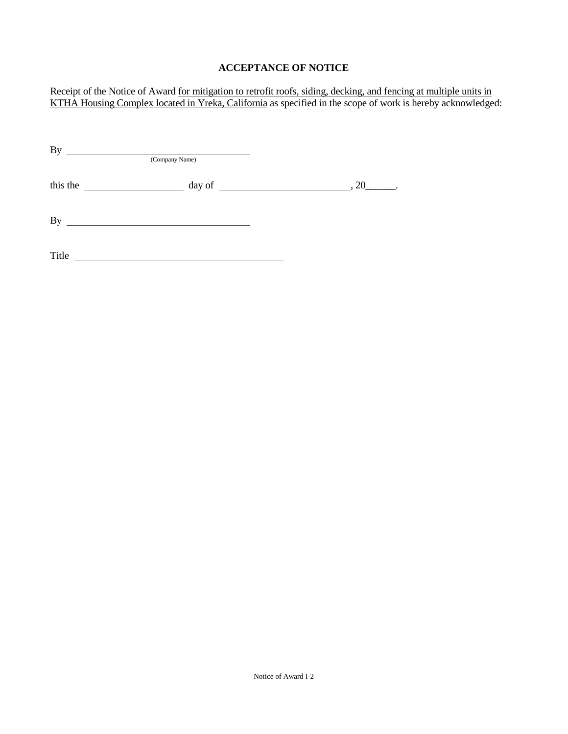**ACCEPTANCE OF NOTICE**

Receipt of the Notice of Award for mitigation to retrofit roofs, siding, decking, and fencing at multiple units in KTHA Housing Complex located in Yreka, California as specified in the scope of work is hereby acknowledged:

By ______________________________________
(Company Name)

this the ____________________ day of ___________________________, 20______.

By ______________________________________

Title ______________________________________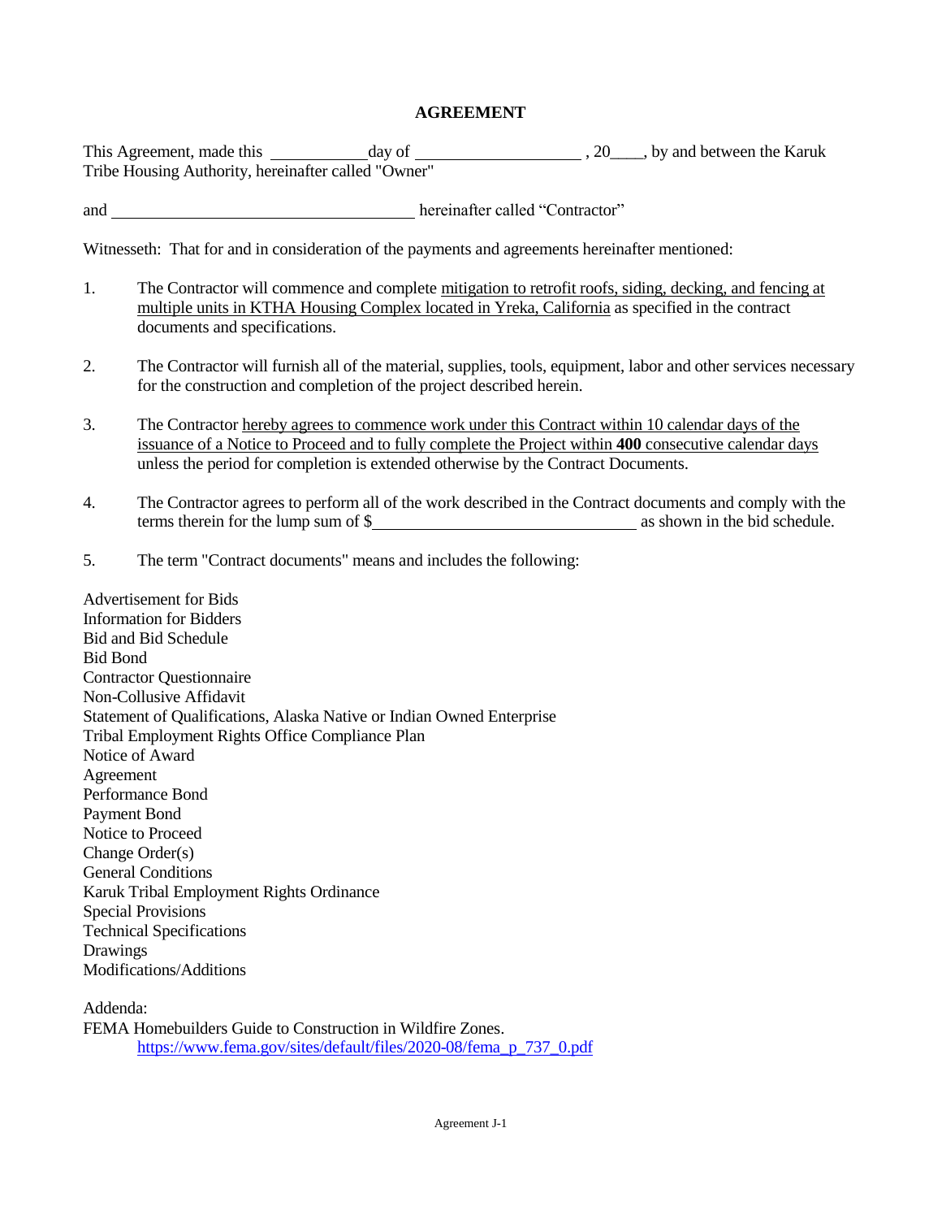# AGREEMENT

This Agreement, made this ____________ day of ____________________ , 20____, by and between the Karuk Tribe Housing Authority, hereinafter called "Owner"

and ____________________________________ hereinafter called “Contractor”

Witnesseth: That for and in consideration of the payments and agreements hereinafter mentioned:

1. The Contractor will commence and complete mitigation to retrofit roofs, siding, decking, and fencing at multiple units in KTHA Housing Complex located in Yreka, California as specified in the contract documents and specifications.

2. The Contractor will furnish all of the material, supplies, tools, equipment, labor and other services necessary for the construction and completion of the project described herein.

3. The Contractor hereby agrees to commence work under this Contract within 10 calendar days of the issuance of a Notice to Proceed and to fully complete the Project within **400** consecutive calendar days unless the period for completion is extended otherwise by the Contract Documents.

4. The Contractor agrees to perform all of the work described in the Contract documents and comply with the terms therein for the lump sum of $________________________________ as shown in the bid schedule.

5. The term "Contract documents" means and includes the following:

Advertisement for Bids
Information for Bidders
Bid and Bid Schedule
Bid Bond
Contractor Questionnaire
Non-Collusive Affidavit
Statement of Qualifications, Alaska Native or Indian Owned Enterprise
Tribal Employment Rights Office Compliance Plan
Notice of Award
Agreement
Performance Bond
Payment Bond
Notice to Proceed
Change Order(s)
General Conditions
Karuk Tribal Employment Rights Ordinance
Special Provisions
Technical Specifications
Drawings
Modifications/Additions

Addenda:
FEMA Homebuilders Guide to Construction in Wildfire Zones.
https://www.fema.gov/sites/default/files/2020-08/fema_p_737_0.pdf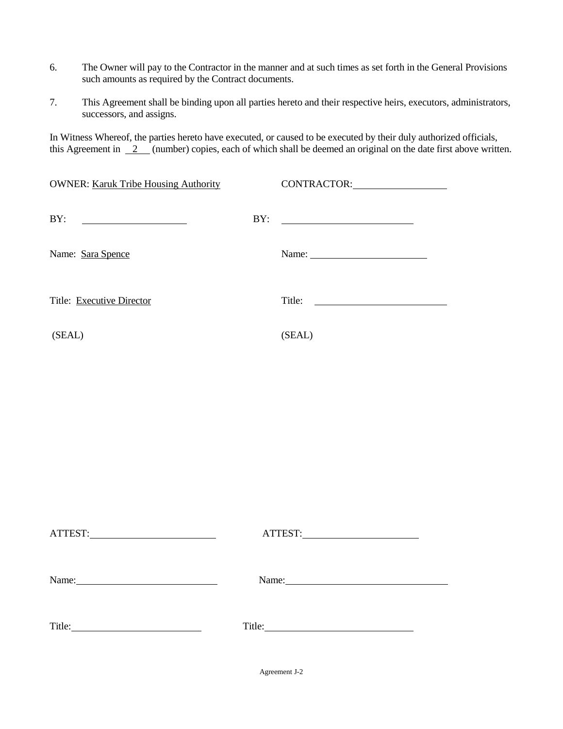6. The Owner will pay to the Contractor in the manner and at such times as set forth in the General Provisions such amounts as required by the Contract documents.

7. This Agreement shall be binding upon all parties hereto and their respective heirs, executors, administrators, successors, and assigns.

In Witness Whereof, the parties hereto have executed, or caused to be executed by their duly authorized officials, this Agreement in 2 (number) copies, each of which shall be deemed an original on the date first above written.

| | |
|---|---|
| OWNER: Karuk Tribe Housing Authority | CONTRACTOR: ____________________ |
| BY: ____________________ | BY: ____________________ |
| Name: Sara Spence | Name: ____________________ |
| Title: Executive Director | Title: ____________________ |
| (SEAL) | (SEAL) |

| | |
|---|---|
| ATTEST: ____________________ | ATTEST: ____________________ |
| Name: ____________________ | Name: ____________________ |
| Title: ____________________ | Title: ____________________ |

Agreement J-2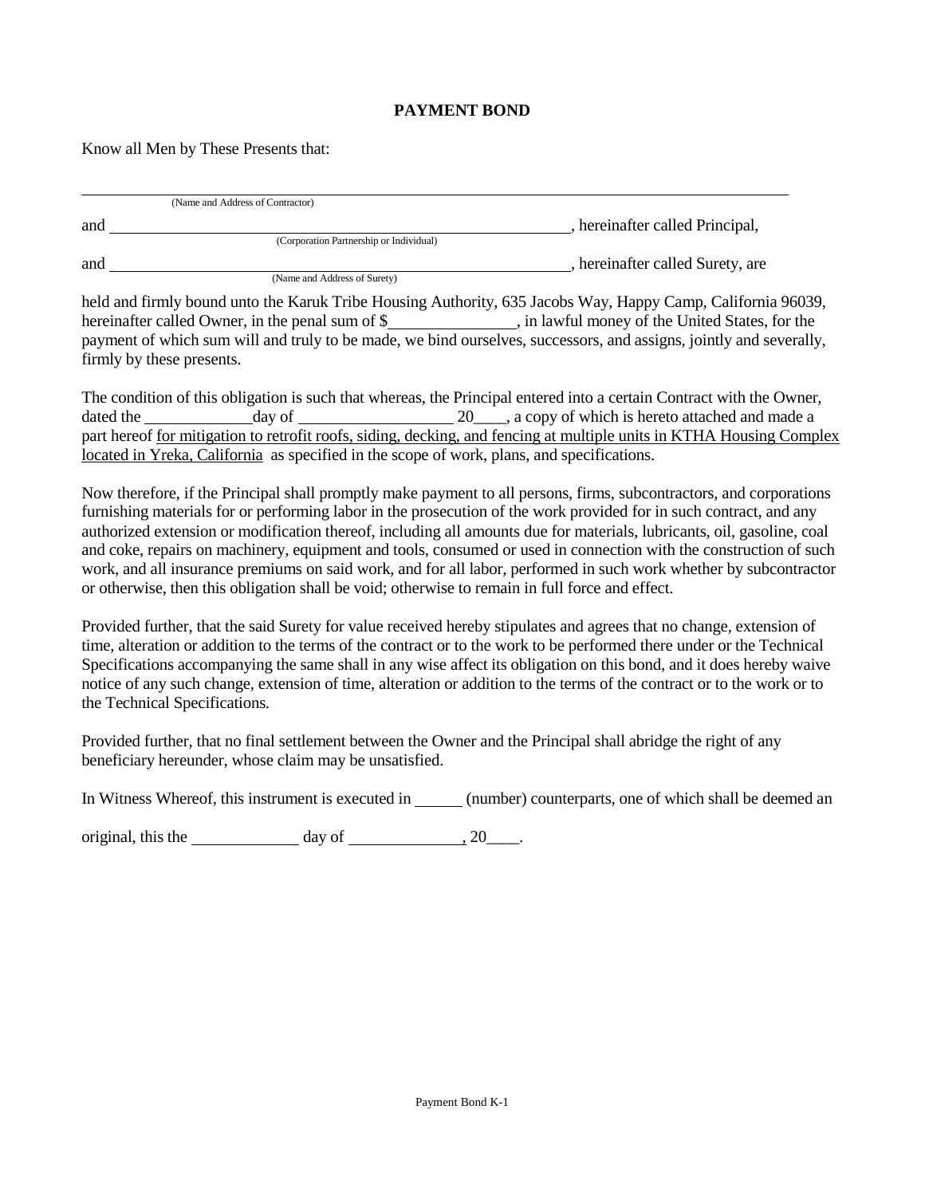**PAYMENT BOND**

Know all Men by These Presents that:

______________________________________________________________________________
(Name and Address of Contractor)

and ______________________________________________________, hereinafter called Principal,
(Corporation Partnership or Individual)

and ______________________________________________________, hereinafter called Surety, are
(Name and Address of Surety)

held and firmly bound unto the Karuk Tribe Housing Authority, 635 Jacobs Way, Happy Camp, California 96039, hereinafter called Owner, in the penal sum of $_______________, in lawful money of the United States, for the payment of which sum will and truly to be made, we bind ourselves, successors, and assigns, jointly and severally, firmly by these presents.

The condition of this obligation is such that whereas, the Principal entered into a certain Contract with the Owner, dated the ____________day of __________________ 20____, a copy of which is hereto attached and made a part hereof for mitigation to retrofit roofs, siding, decking, and fencing at multiple units in KTHA Housing Complex located in Yreka, California as specified in the scope of work, plans, and specifications.

Now therefore, if the Principal shall promptly make payment to all persons, firms, subcontractors, and corporations furnishing materials for or performing labor in the prosecution of the work provided for in such contract, and any authorized extension or modification thereof, including all amounts due for materials, lubricants, oil, gasoline, coal and coke, repairs on machinery, equipment and tools, consumed or used in connection with the construction of such work, and all insurance premiums on said work, and for all labor, performed in such work whether by subcontractor or otherwise, then this obligation shall be void; otherwise to remain in full force and effect.

Provided further, that the said Surety for value received hereby stipulates and agrees that no change, extension of time, alteration or addition to the terms of the contract or to the work to be performed there under or the Technical Specifications accompanying the same shall in any wise affect its obligation on this bond, and it does hereby waive notice of any such change, extension of time, alteration or addition to the terms of the contract or to the work or to the Technical Specifications.

Provided further, that no final settlement between the Owner and the Principal shall abridge the right of any beneficiary hereunder, whose claim may be unsatisfied.

In Witness Whereof, this instrument is executed in ______ (number) counterparts, one of which shall be deemed an original, this the _____________ day of ______________, 20____.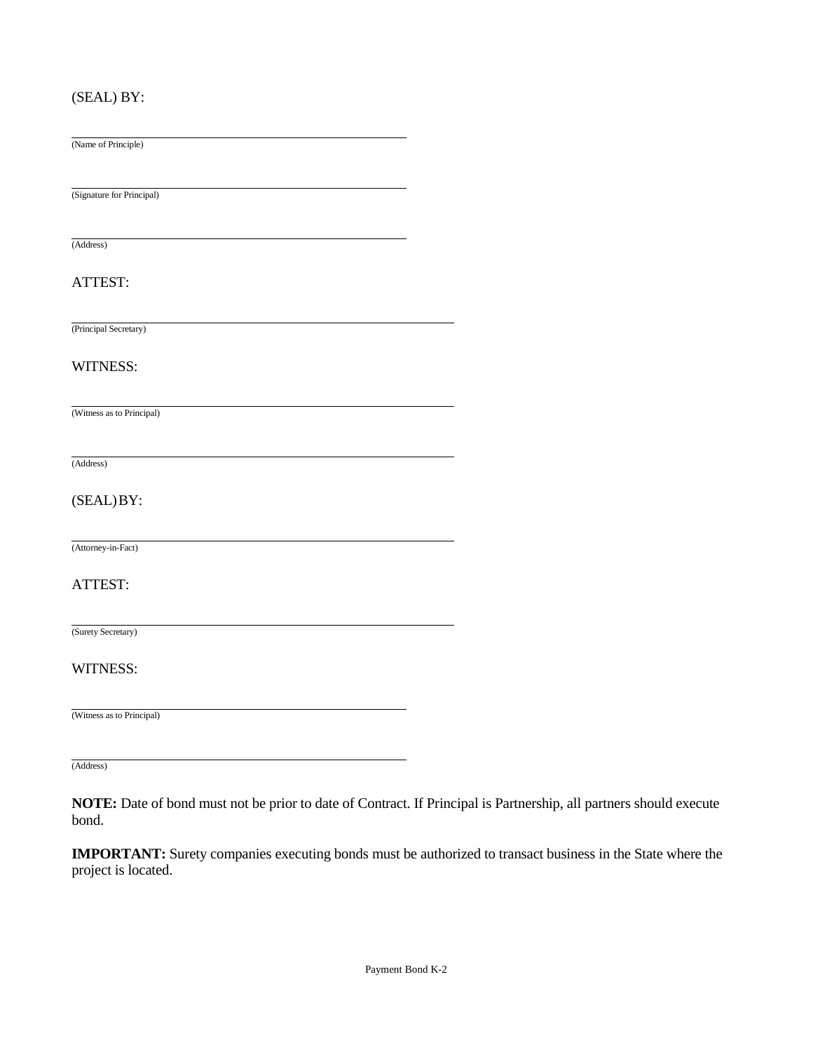(SEAL) BY:

\_\_\_\_\_\_\_\_\_\_\_\_\_\_\_\_\_\_\_\_\_\_\_\_\_\_\_\_\_\_\_\_\_\_\_\_\_\_\_\_\_\_\_\_\_\_\_\_\_\_\_\_
(Name of Principle)

\_\_\_\_\_\_\_\_\_\_\_\_\_\_\_\_\_\_\_\_\_\_\_\_\_\_\_\_\_\_\_\_\_\_\_\_\_\_\_\_\_\_\_\_\_\_\_\_\_\_\_\_
(Signature for Principal)

\_\_\_\_\_\_\_\_\_\_\_\_\_\_\_\_\_\_\_\_\_\_\_\_\_\_\_\_\_\_\_\_\_\_\_\_\_\_\_\_\_\_\_\_\_\_\_\_\_\_\_\_
(Address)

ATTEST:

\_\_\_\_\_\_\_\_\_\_\_\_\_\_\_\_\_\_\_\_\_\_\_\_\_\_\_\_\_\_\_\_\_\_\_\_\_\_\_\_\_\_\_\_\_\_\_\_\_\_\_\_\_\_\_\_\_\_\_\_
(Principal Secretary)

WITNESS:

\_\_\_\_\_\_\_\_\_\_\_\_\_\_\_\_\_\_\_\_\_\_\_\_\_\_\_\_\_\_\_\_\_\_\_\_\_\_\_\_\_\_\_\_\_\_\_\_\_\_\_\_\_\_\_\_\_\_\_\_
(Witness as to Principal)

\_\_\_\_\_\_\_\_\_\_\_\_\_\_\_\_\_\_\_\_\_\_\_\_\_\_\_\_\_\_\_\_\_\_\_\_\_\_\_\_\_\_\_\_\_\_\_\_\_\_\_\_\_\_\_\_\_\_\_\_
(Address)

(SEAL) BY:

\_\_\_\_\_\_\_\_\_\_\_\_\_\_\_\_\_\_\_\_\_\_\_\_\_\_\_\_\_\_\_\_\_\_\_\_\_\_\_\_\_\_\_\_\_\_\_\_\_\_\_\_\_\_\_\_\_\_\_\_
(Attorney-in-Fact)

ATTEST:

\_\_\_\_\_\_\_\_\_\_\_\_\_\_\_\_\_\_\_\_\_\_\_\_\_\_\_\_\_\_\_\_\_\_\_\_\_\_\_\_\_\_\_\_\_\_\_\_\_\_\_\_\_\_\_\_\_\_\_\_
(Surety Secretary)

WITNESS:

\_\_\_\_\_\_\_\_\_\_\_\_\_\_\_\_\_\_\_\_\_\_\_\_\_\_\_\_\_\_\_\_\_\_\_\_\_\_\_\_\_\_\_\_\_\_\_\_\_\_\_\_
(Witness as to Principal)

\_\_\_\_\_\_\_\_\_\_\_\_\_\_\_\_\_\_\_\_\_\_\_\_\_\_\_\_\_\_\_\_\_\_\_\_\_\_\_\_\_\_\_\_\_\_\_\_\_\_\_\_
(Address)

**NOTE:** Date of bond must not be prior to date of Contract. If Principal is Partnership, all partners should execute bond.

**IMPORTANT:** Surety companies executing bonds must be authorized to transact business in the State where the project is located.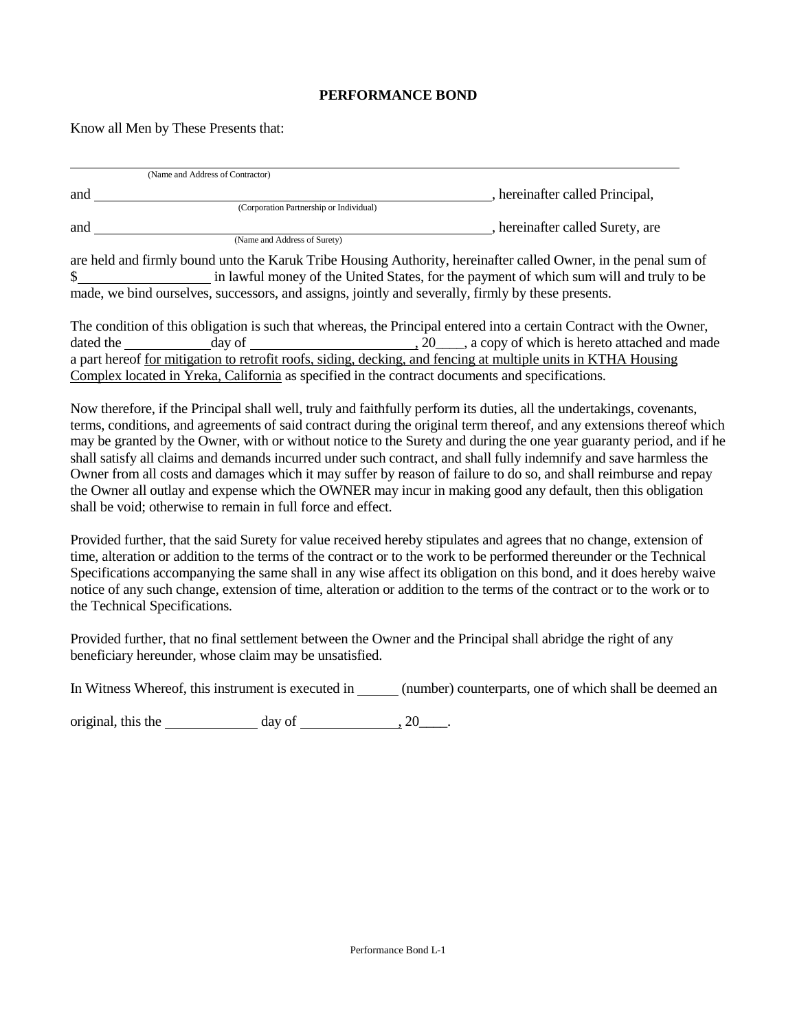**PERFORMANCE BOND**

Know all Men by These Presents that:

\_\_\_\_\_\_\_\_\_\_\_\_\_\_\_\_\_\_\_\_\_\_\_\_\_\_\_\_\_\_\_\_\_\_\_\_\_\_\_\_\_\_\_\_\_\_\_\_\_\_\_\_\_\_\_\_\_\_\_\_\_\_\_\_\_\_\_\_\_\_\_\_\_\_\_\_
(Name and Address of Contractor)

and \_\_\_\_\_\_\_\_\_\_\_\_\_\_\_\_\_\_\_\_\_\_\_\_\_\_\_\_\_\_\_\_\_\_\_\_\_\_\_\_\_\_\_\_\_\_\_\_\_\_\_\_\_\_\_\_, hereinafter called Principal,
(Corporation Partnership or Individual)

and \_\_\_\_\_\_\_\_\_\_\_\_\_\_\_\_\_\_\_\_\_\_\_\_\_\_\_\_\_\_\_\_\_\_\_\_\_\_\_\_\_\_\_\_\_\_\_\_\_\_\_\_\_\_\_\_, hereinafter called Surety, are
(Name and Address of Surety)

are held and firmly bound unto the Karuk Tribe Housing Authority, hereinafter called Owner, in the penal sum of $\_\_\_\_\_\_\_\_\_\_\_\_\_\_\_\_\_\_ in lawful money of the United States, for the payment of which sum will and truly to be made, we bind ourselves, successors, and assigns, jointly and severally, firmly by these presents.

The condition of this obligation is such that whereas, the Principal entered into a certain Contract with the Owner, dated the \_\_\_\_\_\_\_\_\_\_\_\_day of \_\_\_\_\_\_\_\_\_\_\_\_\_\_\_\_\_\_\_\_\_\_\_\_, 20\_\_\_\_, a copy of which is hereto attached and made a part hereof for mitigation to retrofit roofs, siding, decking, and fencing at multiple units in KTHA Housing Complex located in Yreka, California as specified in the contract documents and specifications.

Now therefore, if the Principal shall well, truly and faithfully perform its duties, all the undertakings, covenants, terms, conditions, and agreements of said contract during the original term thereof, and any extensions thereof which may be granted by the Owner, with or without notice to the Surety and during the one year guaranty period, and if he shall satisfy all claims and demands incurred under such contract, and shall fully indemnify and save harmless the Owner from all costs and damages which it may suffer by reason of failure to do so, and shall reimburse and repay the Owner all outlay and expense which the OWNER may incur in making good any default, then this obligation shall be void; otherwise to remain in full force and effect.

Provided further, that the said Surety for value received hereby stipulates and agrees that no change, extension of time, alteration or addition to the terms of the contract or to the work to be performed thereunder or the Technical Specifications accompanying the same shall in any wise affect its obligation on this bond, and it does hereby waive notice of any such change, extension of time, alteration or addition to the terms of the contract or to the work or to the Technical Specifications.

Provided further, that no final settlement between the Owner and the Principal shall abridge the right of any beneficiary hereunder, whose claim may be unsatisfied.

In Witness Whereof, this instrument is executed in \_\_\_\_\_\_ (number) counterparts, one of which shall be deemed an original, this the \_\_\_\_\_\_\_\_\_\_\_\_\_ day of \_\_\_\_\_\_\_\_\_\_\_\_\_\_, 20\_\_\_\_.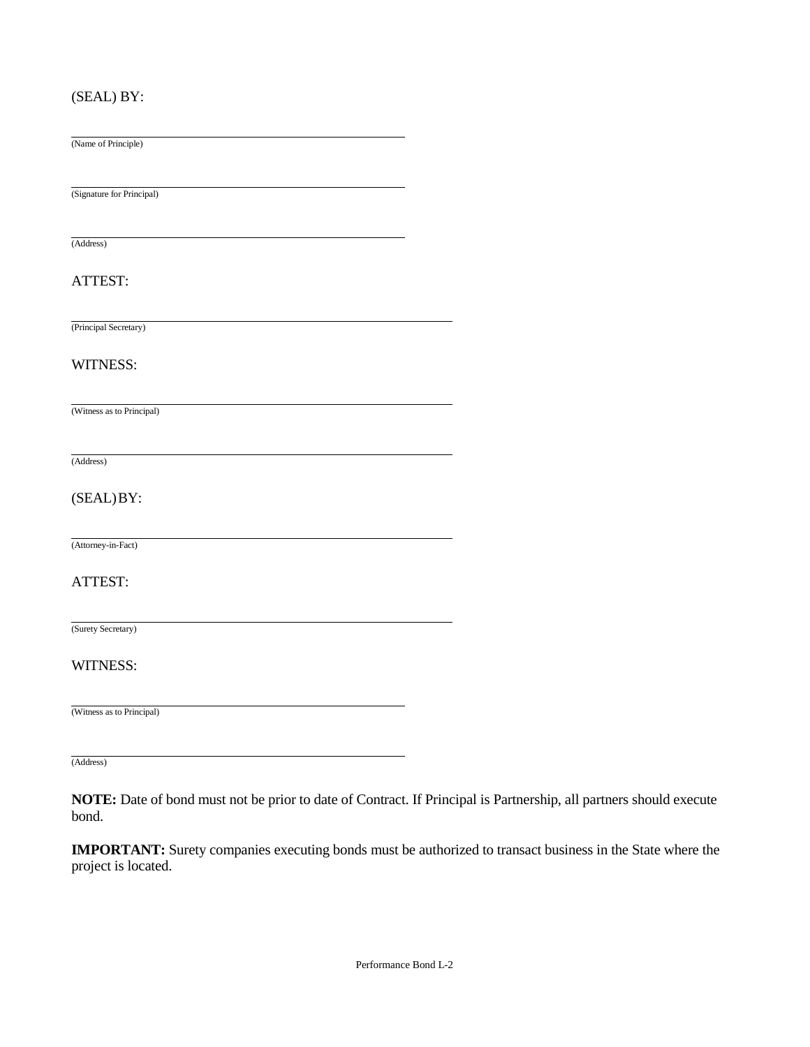(SEAL) BY:

\_\_\_\_\_\_\_\_\_\_\_\_\_\_\_\_\_\_\_\_\_\_\_\_\_\_\_\_\_\_\_\_\_\_\_\_\_\_\_\_
(Name of Principle)

\_\_\_\_\_\_\_\_\_\_\_\_\_\_\_\_\_\_\_\_\_\_\_\_\_\_\_\_\_\_\_\_\_\_\_\_\_\_\_\_
(Signature for Principal)

\_\_\_\_\_\_\_\_\_\_\_\_\_\_\_\_\_\_\_\_\_\_\_\_\_\_\_\_\_\_\_\_\_\_\_\_\_\_\_\_
(Address)

ATTEST:

\_\_\_\_\_\_\_\_\_\_\_\_\_\_\_\_\_\_\_\_\_\_\_\_\_\_\_\_\_\_\_\_\_\_\_\_\_\_\_\_\_\_\_\_
(Principal Secretary)

WITNESS:

\_\_\_\_\_\_\_\_\_\_\_\_\_\_\_\_\_\_\_\_\_\_\_\_\_\_\_\_\_\_\_\_\_\_\_\_\_\_\_\_\_\_\_\_
(Witness as to Principal)

\_\_\_\_\_\_\_\_\_\_\_\_\_\_\_\_\_\_\_\_\_\_\_\_\_\_\_\_\_\_\_\_\_\_\_\_\_\_\_\_\_\_\_\_
(Address)

(SEAL)BY:

\_\_\_\_\_\_\_\_\_\_\_\_\_\_\_\_\_\_\_\_\_\_\_\_\_\_\_\_\_\_\_\_\_\_\_\_\_\_\_\_\_\_\_\_
(Attorney-in-Fact)

ATTEST:

\_\_\_\_\_\_\_\_\_\_\_\_\_\_\_\_\_\_\_\_\_\_\_\_\_\_\_\_\_\_\_\_\_\_\_\_\_\_\_\_\_\_\_\_
(Surety Secretary)

WITNESS:

\_\_\_\_\_\_\_\_\_\_\_\_\_\_\_\_\_\_\_\_\_\_\_\_\_\_\_\_\_\_\_\_\_\_\_\_\_\_\_\_
(Witness as to Principal)

\_\_\_\_\_\_\_\_\_\_\_\_\_\_\_\_\_\_\_\_\_\_\_\_\_\_\_\_\_\_\_\_\_\_\_\_\_\_\_\_
(Address)

**NOTE:** Date of bond must not be prior to date of Contract. If Principal is Partnership, all partners should execute bond.

**IMPORTANT:** Surety companies executing bonds must be authorized to transact business in the State where the project is located.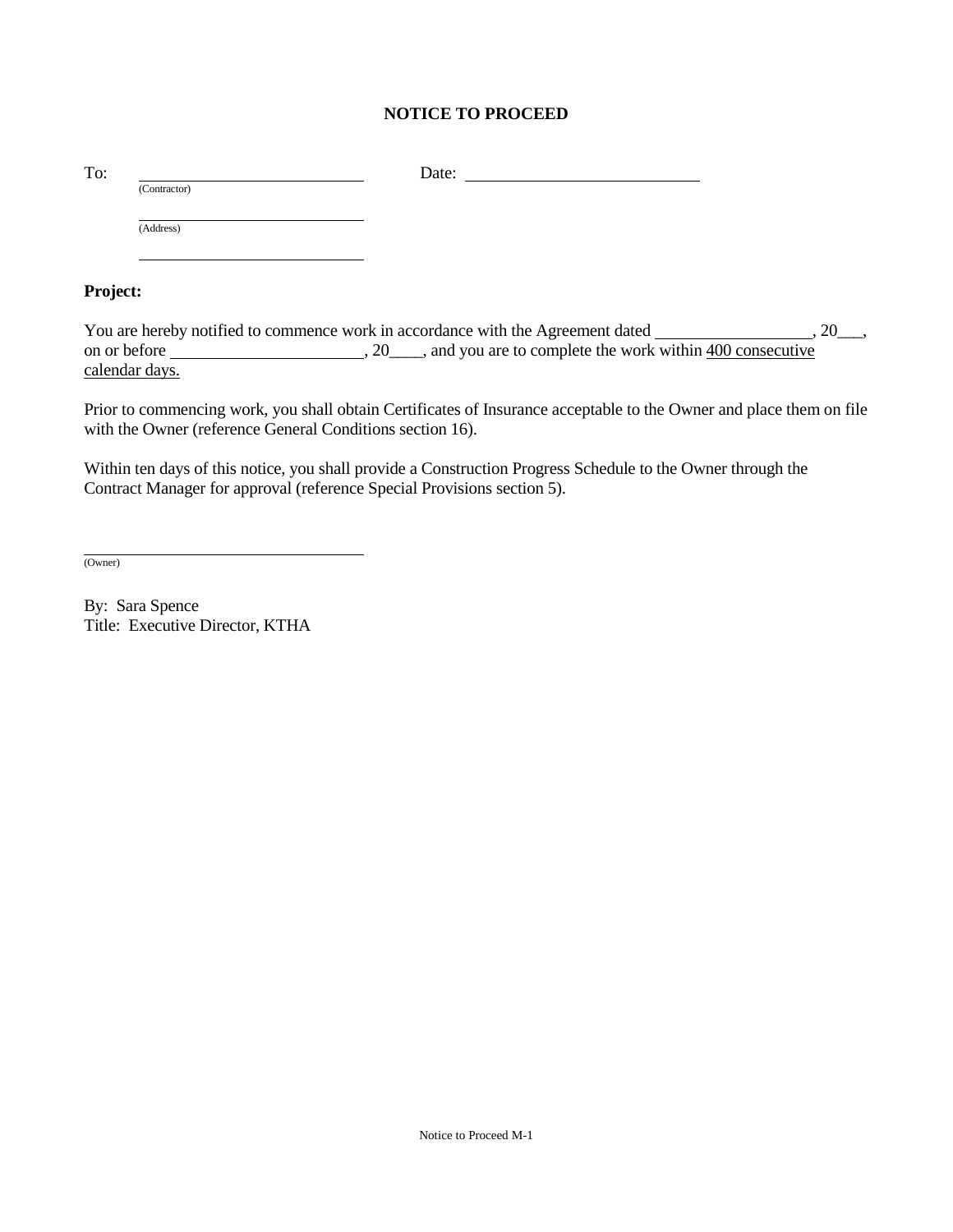# NOTICE TO PROCEED

To: ____________________ Date: ____________________

(Contractor)

____________________

(Address)

____________________

**Project:**

You are hereby notified to commence work in accordance with the Agreement dated ______________, 20___, on or before ________________, 20____, and you are to complete the work within 400 consecutive calendar days.

Prior to commencing work, you shall obtain Certificates of Insurance acceptable to the Owner and place them on file with the Owner (reference General Conditions section 16).

Within ten days of this notice, you shall provide a Construction Progress Schedule to the Owner through the Contract Manager for approval (reference Special Provisions section 5).

____________________

(Owner)

By: Sara Spence

Title: Executive Director, KTHA

Notice to Proceed M-1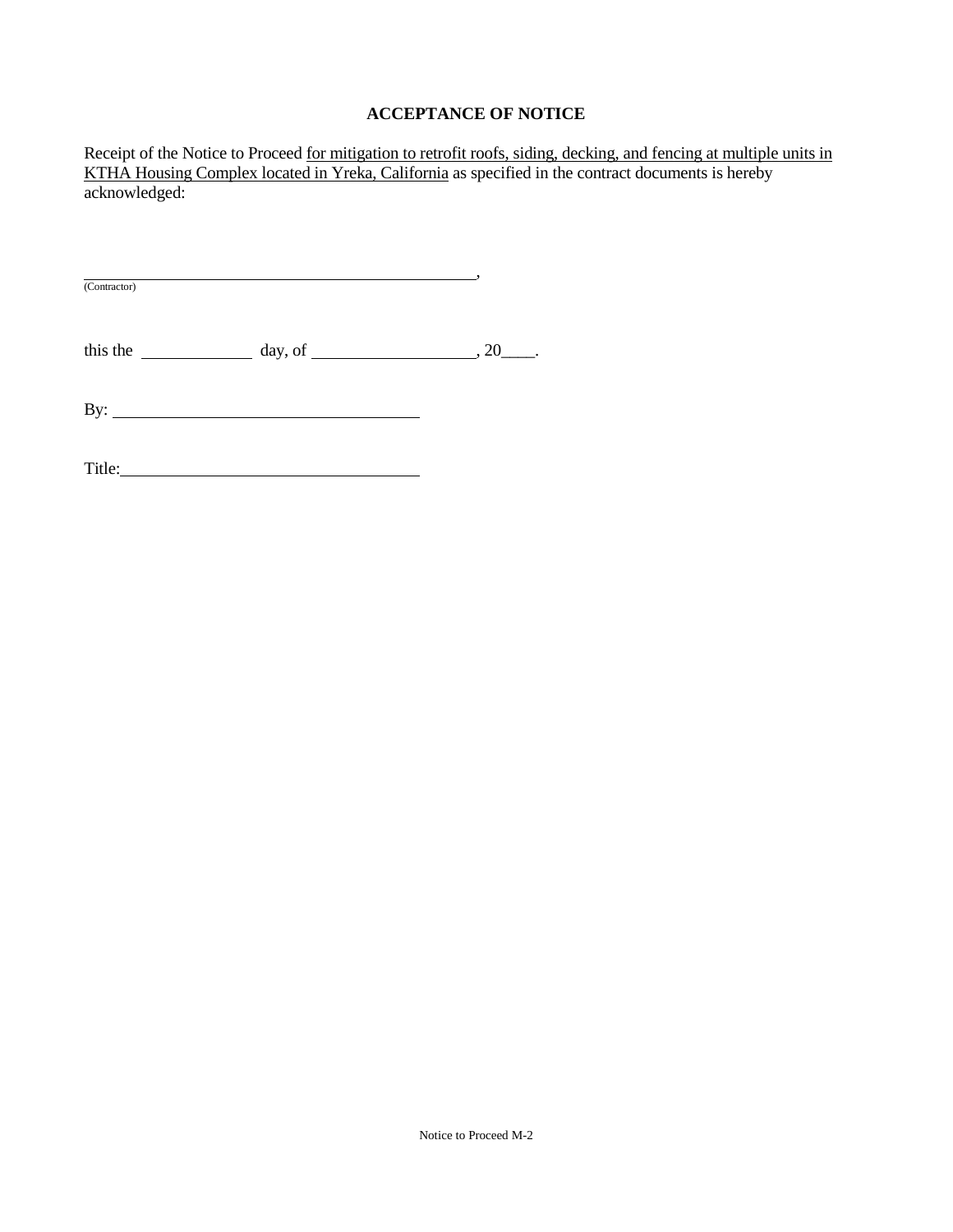## ACCEPTANCE OF NOTICE

Receipt of the Notice to Proceed for mitigation to retrofit roofs, siding, decking, and fencing at multiple units in KTHA Housing Complex located in Yreka, California as specified in the contract documents is hereby acknowledged:

\_\_\_\_\_\_\_\_\_\_\_\_\_\_\_\_\_\_\_\_\_\_\_\_\_\_\_\_\_\_\_\_\_\_\_\_\_\_\_\_,
(Contractor)

this the \_\_\_\_\_\_\_\_\_\_ day, of \_\_\_\_\_\_\_\_\_\_\_\_\_\_\_\_, 20\_\_\_\_.

By: \_\_\_\_\_\_\_\_\_\_\_\_\_\_\_\_\_\_\_\_\_\_\_\_\_\_\_\_\_\_

Title: \_\_\_\_\_\_\_\_\_\_\_\_\_\_\_\_\_\_\_\_\_\_\_\_\_\_\_\_\_\_

Notice to Proceed M-2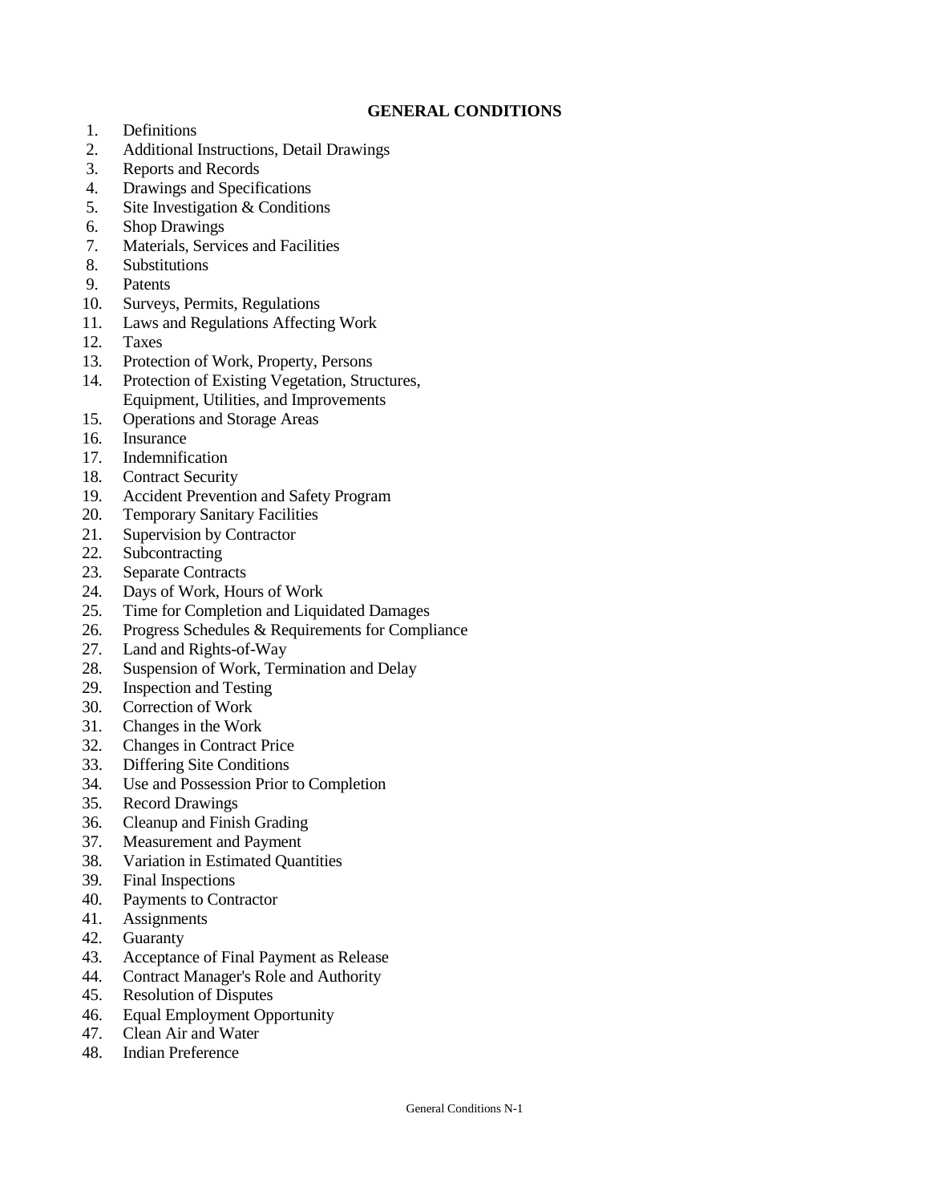# GENERAL CONDITIONS

1. Definitions
2. Additional Instructions, Detail Drawings
3. Reports and Records
4. Drawings and Specifications
5. Site Investigation & Conditions
6. Shop Drawings
7. Materials, Services and Facilities
8. Substitutions
9. Patents
10. Surveys, Permits, Regulations
11. Laws and Regulations Affecting Work
12. Taxes
13. Protection of Work, Property, Persons
14. Protection of Existing Vegetation, Structures, Equipment, Utilities, and Improvements
15. Operations and Storage Areas
16. Insurance
17. Indemnification
18. Contract Security
19. Accident Prevention and Safety Program
20. Temporary Sanitary Facilities
21. Supervision by Contractor
22. Subcontracting
23. Separate Contracts
24. Days of Work, Hours of Work
25. Time for Completion and Liquidated Damages
26. Progress Schedules & Requirements for Compliance
27. Land and Rights-of-Way
28. Suspension of Work, Termination and Delay
29. Inspection and Testing
30. Correction of Work
31. Changes in the Work
32. Changes in Contract Price
33. Differing Site Conditions
34. Use and Possession Prior to Completion
35. Record Drawings
36. Cleanup and Finish Grading
37. Measurement and Payment
38. Variation in Estimated Quantities
39. Final Inspections
40. Payments to Contractor
41. Assignments
42. Guaranty
43. Acceptance of Final Payment as Release
44. Contract Manager's Role and Authority
45. Resolution of Disputes
46. Equal Employment Opportunity
47. Clean Air and Water
48. Indian Preference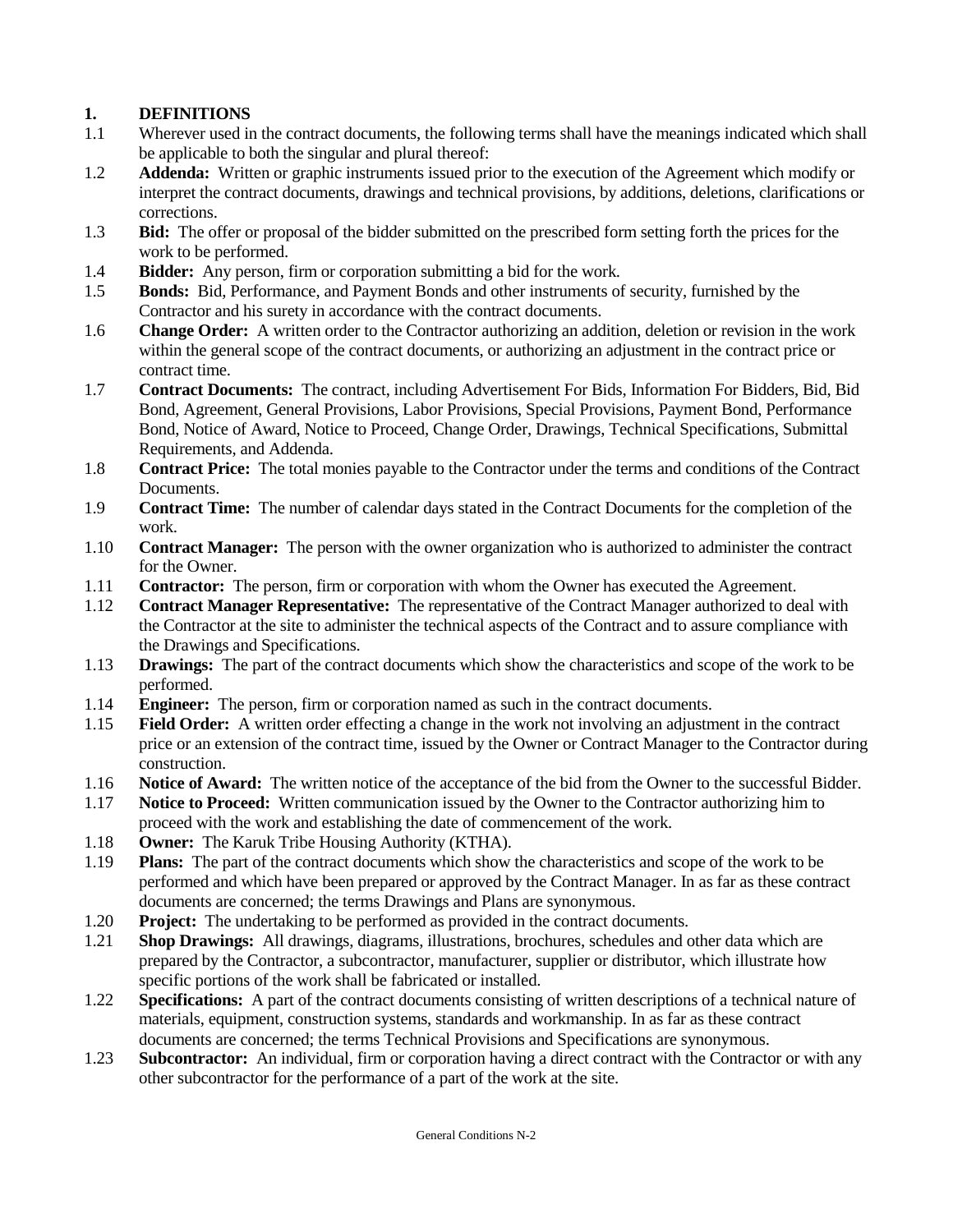## 1. DEFINITIONS

1.1 Wherever used in the contract documents, the following terms shall have the meanings indicated which shall be applicable to both the singular and plural thereof:

1.2 **Addenda:** Written or graphic instruments issued prior to the execution of the Agreement which modify or interpret the contract documents, drawings and technical provisions, by additions, deletions, clarifications or corrections.

1.3 **Bid:** The offer or proposal of the bidder submitted on the prescribed form setting forth the prices for the work to be performed.

1.4 **Bidder:** Any person, firm or corporation submitting a bid for the work.

1.5 **Bonds:** Bid, Performance, and Payment Bonds and other instruments of security, furnished by the Contractor and his surety in accordance with the contract documents.

1.6 **Change Order:** A written order to the Contractor authorizing an addition, deletion or revision in the work within the general scope of the contract documents, or authorizing an adjustment in the contract price or contract time.

1.7 **Contract Documents:** The contract, including Advertisement For Bids, Information For Bidders, Bid, Bid Bond, Agreement, General Provisions, Labor Provisions, Special Provisions, Payment Bond, Performance Bond, Notice of Award, Notice to Proceed, Change Order, Drawings, Technical Specifications, Submittal Requirements, and Addenda.

1.8 **Contract Price:** The total monies payable to the Contractor under the terms and conditions of the Contract Documents.

1.9 **Contract Time:** The number of calendar days stated in the Contract Documents for the completion of the work.

1.10 **Contract Manager:** The person with the owner organization who is authorized to administer the contract for the Owner.

1.11 **Contractor:** The person, firm or corporation with whom the Owner has executed the Agreement.

1.12 **Contract Manager Representative:** The representative of the Contract Manager authorized to deal with the Contractor at the site to administer the technical aspects of the Contract and to assure compliance with the Drawings and Specifications.

1.13 **Drawings:** The part of the contract documents which show the characteristics and scope of the work to be performed.

1.14 **Engineer:** The person, firm or corporation named as such in the contract documents.

1.15 **Field Order:** A written order effecting a change in the work not involving an adjustment in the contract price or an extension of the contract time, issued by the Owner or Contract Manager to the Contractor during construction.

1.16 **Notice of Award:** The written notice of the acceptance of the bid from the Owner to the successful Bidder.

1.17 **Notice to Proceed:** Written communication issued by the Owner to the Contractor authorizing him to proceed with the work and establishing the date of commencement of the work.

1.18 **Owner:** The Karuk Tribe Housing Authority (KTHA).

1.19 **Plans:** The part of the contract documents which show the characteristics and scope of the work to be performed and which have been prepared or approved by the Contract Manager. In as far as these contract documents are concerned; the terms Drawings and Plans are synonymous.

1.20 **Project:** The undertaking to be performed as provided in the contract documents.

1.21 **Shop Drawings:** All drawings, diagrams, illustrations, brochures, schedules and other data which are prepared by the Contractor, a subcontractor, manufacturer, supplier or distributor, which illustrate how specific portions of the work shall be fabricated or installed.

1.22 **Specifications:** A part of the contract documents consisting of written descriptions of a technical nature of materials, equipment, construction systems, standards and workmanship. In as far as these contract documents are concerned; the terms Technical Provisions and Specifications are synonymous.

1.23 **Subcontractor:** An individual, firm or corporation having a direct contract with the Contractor or with any other subcontractor for the performance of a part of the work at the site.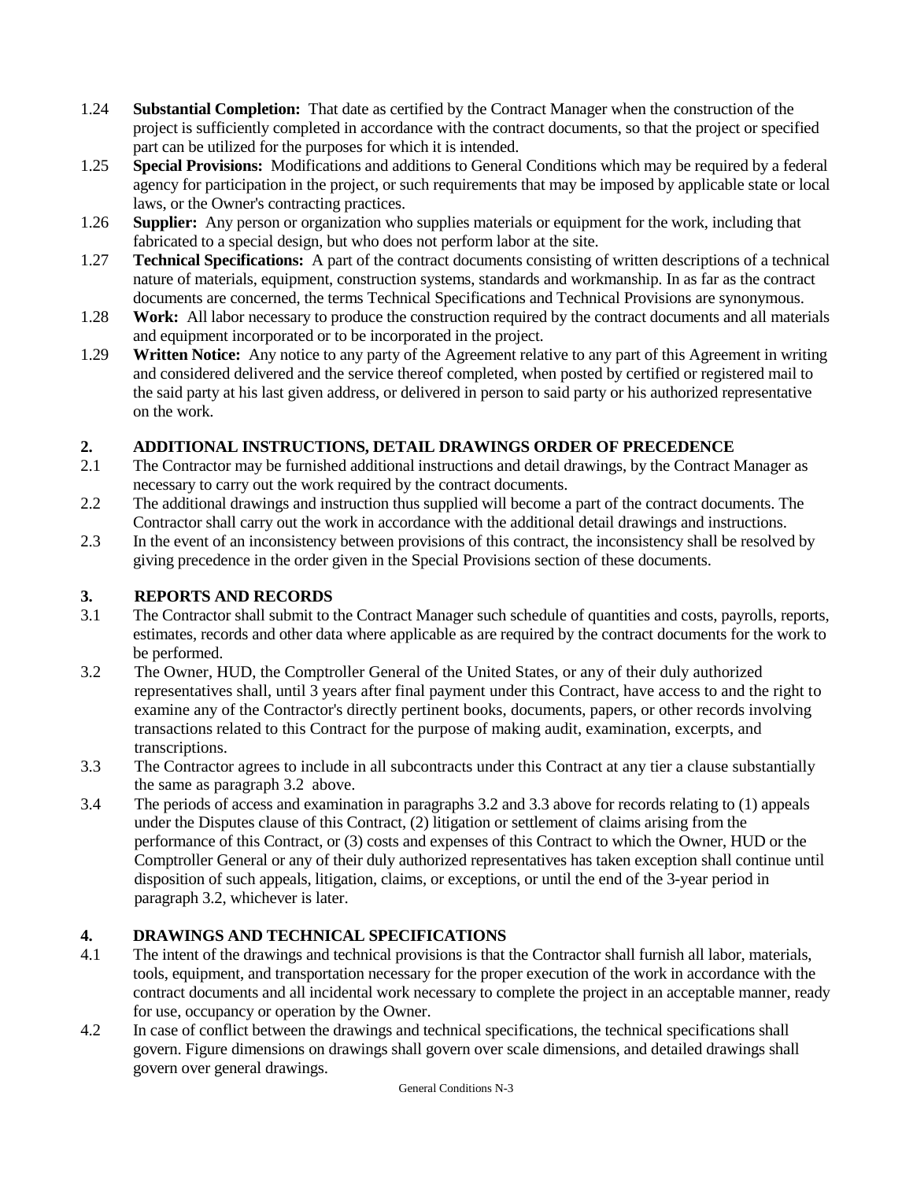1.24 **Substantial Completion:** That date as certified by the Contract Manager when the construction of the project is sufficiently completed in accordance with the contract documents, so that the project or specified part can be utilized for the purposes for which it is intended.

1.25 **Special Provisions:** Modifications and additions to General Conditions which may be required by a federal agency for participation in the project, or such requirements that may be imposed by applicable state or local laws, or the Owner's contracting practices.

1.26 **Supplier:** Any person or organization who supplies materials or equipment for the work, including that fabricated to a special design, but who does not perform labor at the site.

1.27 **Technical Specifications:** A part of the contract documents consisting of written descriptions of a technical nature of materials, equipment, construction systems, standards and workmanship. In as far as the contract documents are concerned, the terms Technical Specifications and Technical Provisions are synonymous.

1.28 **Work:** All labor necessary to produce the construction required by the contract documents and all materials and equipment incorporated or to be incorporated in the project.

1.29 **Written Notice:** Any notice to any party of the Agreement relative to any part of this Agreement in writing and considered delivered and the service thereof completed, when posted by certified or registered mail to the said party at his last given address, or delivered in person to said party or his authorized representative on the work.

## 2. ADDITIONAL INSTRUCTIONS, DETAIL DRAWINGS ORDER OF PRECEDENCE

2.1 The Contractor may be furnished additional instructions and detail drawings, by the Contract Manager as necessary to carry out the work required by the contract documents.

2.2 The additional drawings and instruction thus supplied will become a part of the contract documents. The Contractor shall carry out the work in accordance with the additional detail drawings and instructions.

2.3 In the event of an inconsistency between provisions of this contract, the inconsistency shall be resolved by giving precedence in the order given in the Special Provisions section of these documents.

## 3. REPORTS AND RECORDS

3.1 The Contractor shall submit to the Contract Manager such schedule of quantities and costs, payrolls, reports, estimates, records and other data where applicable as are required by the contract documents for the work to be performed.

3.2 The Owner, HUD, the Comptroller General of the United States, or any of their duly authorized representatives shall, until 3 years after final payment under this Contract, have access to and the right to examine any of the Contractor's directly pertinent books, documents, papers, or other records involving transactions related to this Contract for the purpose of making audit, examination, excerpts, and transcriptions.

3.3 The Contractor agrees to include in all subcontracts under this Contract at any tier a clause substantially the same as paragraph 3.2 above.

3.4 The periods of access and examination in paragraphs 3.2 and 3.3 above for records relating to (1) appeals under the Disputes clause of this Contract, (2) litigation or settlement of claims arising from the performance of this Contract, or (3) costs and expenses of this Contract to which the Owner, HUD or the Comptroller General or any of their duly authorized representatives has taken exception shall continue until disposition of such appeals, litigation, claims, or exceptions, or until the end of the 3-year period in paragraph 3.2, whichever is later.

## 4. DRAWINGS AND TECHNICAL SPECIFICATIONS

4.1 The intent of the drawings and technical provisions is that the Contractor shall furnish all labor, materials, tools, equipment, and transportation necessary for the proper execution of the work in accordance with the contract documents and all incidental work necessary to complete the project in an acceptable manner, ready for use, occupancy or operation by the Owner.

4.2 In case of conflict between the drawings and technical specifications, the technical specifications shall govern. Figure dimensions on drawings shall govern over scale dimensions, and detailed drawings shall govern over general drawings.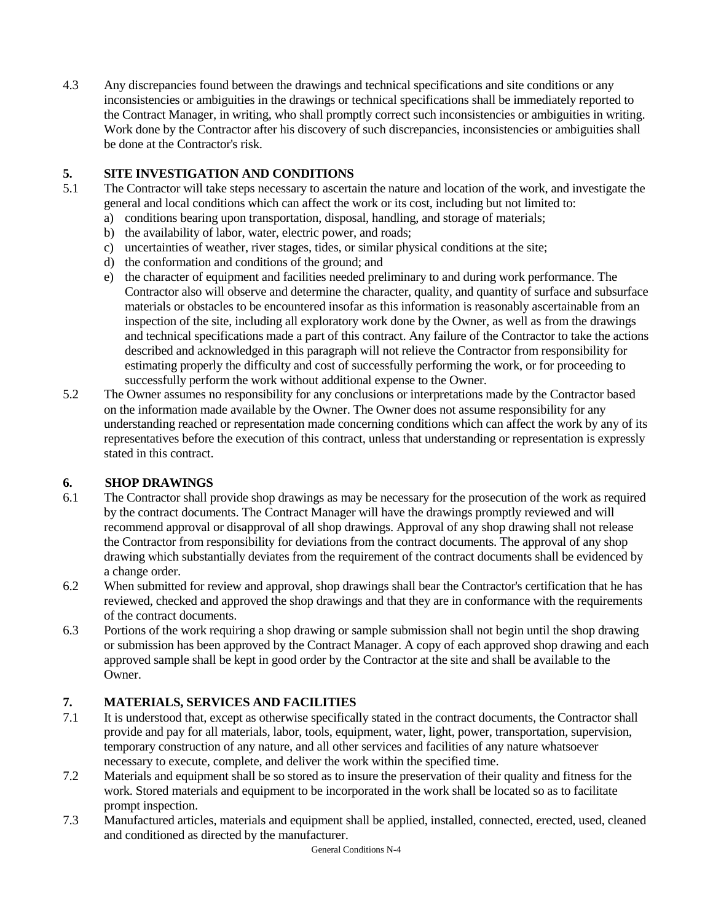4.3 Any discrepancies found between the drawings and technical specifications and site conditions or any inconsistencies or ambiguities in the drawings or technical specifications shall be immediately reported to the Contract Manager, in writing, who shall promptly correct such inconsistencies or ambiguities in writing. Work done by the Contractor after his discovery of such discrepancies, inconsistencies or ambiguities shall be done at the Contractor's risk.

## 5. SITE INVESTIGATION AND CONDITIONS

5.1 The Contractor will take steps necessary to ascertain the nature and location of the work, and investigate the general and local conditions which can affect the work or its cost, including but not limited to:

a) conditions bearing upon transportation, disposal, handling, and storage of materials;
b) the availability of labor, water, electric power, and roads;
c) uncertainties of weather, river stages, tides, or similar physical conditions at the site;
d) the conformation and conditions of the ground; and
e) the character of equipment and facilities needed preliminary to and during work performance. The Contractor also will observe and determine the character, quality, and quantity of surface and subsurface materials or obstacles to be encountered insofar as this information is reasonably ascertainable from an inspection of the site, including all exploratory work done by the Owner, as well as from the drawings and technical specifications made a part of this contract. Any failure of the Contractor to take the actions described and acknowledged in this paragraph will not relieve the Contractor from responsibility for estimating properly the difficulty and cost of successfully performing the work, or for proceeding to successfully perform the work without additional expense to the Owner.

5.2 The Owner assumes no responsibility for any conclusions or interpretations made by the Contractor based on the information made available by the Owner. The Owner does not assume responsibility for any understanding reached or representation made concerning conditions which can affect the work by any of its representatives before the execution of this contract, unless that understanding or representation is expressly stated in this contract.

## 6. SHOP DRAWINGS

6.1 The Contractor shall provide shop drawings as may be necessary for the prosecution of the work as required by the contract documents. The Contract Manager will have the drawings promptly reviewed and will recommend approval or disapproval of all shop drawings. Approval of any shop drawing shall not release the Contractor from responsibility for deviations from the contract documents. The approval of any shop drawing which substantially deviates from the requirement of the contract documents shall be evidenced by a change order.

6.2 When submitted for review and approval, shop drawings shall bear the Contractor's certification that he has reviewed, checked and approved the shop drawings and that they are in conformance with the requirements of the contract documents.

6.3 Portions of the work requiring a shop drawing or sample submission shall not begin until the shop drawing or submission has been approved by the Contract Manager. A copy of each approved shop drawing and each approved sample shall be kept in good order by the Contractor at the site and shall be available to the Owner.

## 7. MATERIALS, SERVICES AND FACILITIES

7.1 It is understood that, except as otherwise specifically stated in the contract documents, the Contractor shall provide and pay for all materials, labor, tools, equipment, water, light, power, transportation, supervision, temporary construction of any nature, and all other services and facilities of any nature whatsoever necessary to execute, complete, and deliver the work within the specified time.

7.2 Materials and equipment shall be so stored as to insure the preservation of their quality and fitness for the work. Stored materials and equipment to be incorporated in the work shall be located so as to facilitate prompt inspection.

7.3 Manufactured articles, materials and equipment shall be applied, installed, connected, erected, used, cleaned and conditioned as directed by the manufacturer.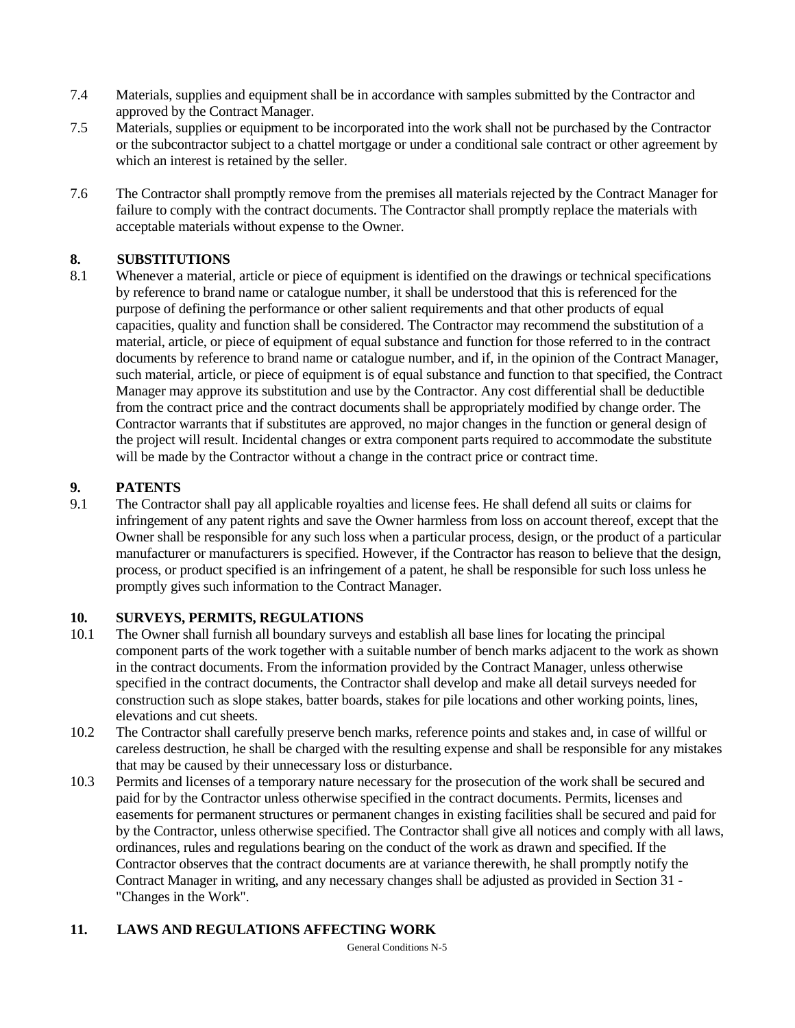7.4 Materials, supplies and equipment shall be in accordance with samples submitted by the Contractor and approved by the Contract Manager.

7.5 Materials, supplies or equipment to be incorporated into the work shall not be purchased by the Contractor or the subcontractor subject to a chattel mortgage or under a conditional sale contract or other agreement by which an interest is retained by the seller.

7.6 The Contractor shall promptly remove from the premises all materials rejected by the Contract Manager for failure to comply with the contract documents. The Contractor shall promptly replace the materials with acceptable materials without expense to the Owner.

## 8. SUBSTITUTIONS

8.1 Whenever a material, article or piece of equipment is identified on the drawings or technical specifications by reference to brand name or catalogue number, it shall be understood that this is referenced for the purpose of defining the performance or other salient requirements and that other products of equal capacities, quality and function shall be considered. The Contractor may recommend the substitution of a material, article, or piece of equipment of equal substance and function for those referred to in the contract documents by reference to brand name or catalogue number, and if, in the opinion of the Contract Manager, such material, article, or piece of equipment is of equal substance and function to that specified, the Contract Manager may approve its substitution and use by the Contractor. Any cost differential shall be deductible from the contract price and the contract documents shall be appropriately modified by change order. The Contractor warrants that if substitutes are approved, no major changes in the function or general design of the project will result. Incidental changes or extra component parts required to accommodate the substitute will be made by the Contractor without a change in the contract price or contract time.

## 9. PATENTS

9.1 The Contractor shall pay all applicable royalties and license fees. He shall defend all suits or claims for infringement of any patent rights and save the Owner harmless from loss on account thereof, except that the Owner shall be responsible for any such loss when a particular process, design, or the product of a particular manufacturer or manufacturers is specified. However, if the Contractor has reason to believe that the design, process, or product specified is an infringement of a patent, he shall be responsible for such loss unless he promptly gives such information to the Contract Manager.

## 10. SURVEYS, PERMITS, REGULATIONS

10.1 The Owner shall furnish all boundary surveys and establish all base lines for locating the principal component parts of the work together with a suitable number of bench marks adjacent to the work as shown in the contract documents. From the information provided by the Contract Manager, unless otherwise specified in the contract documents, the Contractor shall develop and make all detail surveys needed for construction such as slope stakes, batter boards, stakes for pile locations and other working points, lines, elevations and cut sheets.

10.2 The Contractor shall carefully preserve bench marks, reference points and stakes and, in case of willful or careless destruction, he shall be charged with the resulting expense and shall be responsible for any mistakes that may be caused by their unnecessary loss or disturbance.

10.3 Permits and licenses of a temporary nature necessary for the prosecution of the work shall be secured and paid for by the Contractor unless otherwise specified in the contract documents. Permits, licenses and easements for permanent structures or permanent changes in existing facilities shall be secured and paid for by the Contractor, unless otherwise specified. The Contractor shall give all notices and comply with all laws, ordinances, rules and regulations bearing on the conduct of the work as drawn and specified. If the Contractor observes that the contract documents are at variance therewith, he shall promptly notify the Contract Manager in writing, and any necessary changes shall be adjusted as provided in Section 31 - "Changes in the Work".

## 11. LAWS AND REGULATIONS AFFECTING WORK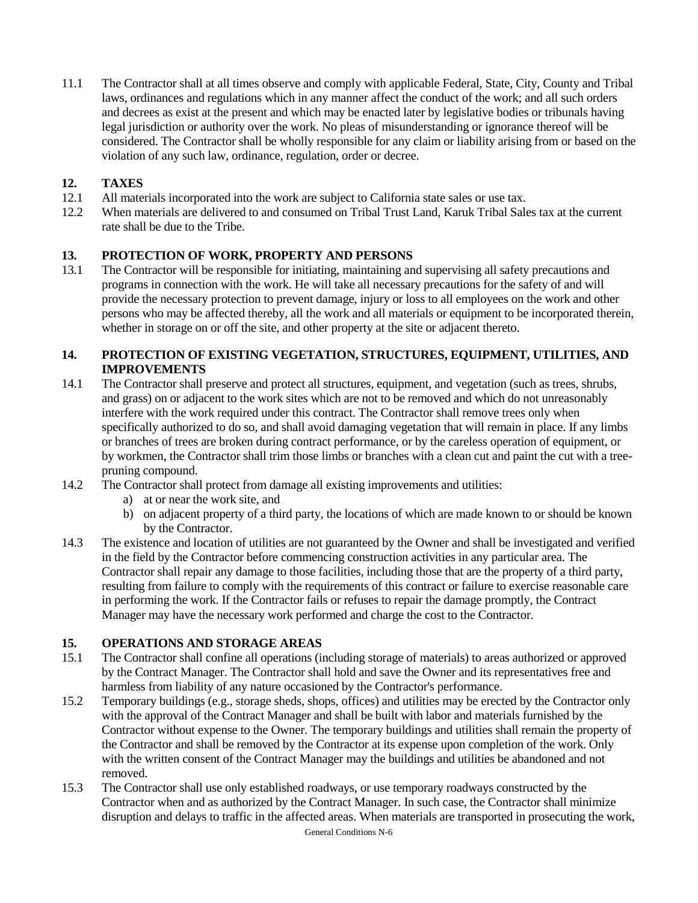11.1 The Contractor shall at all times observe and comply with applicable Federal, State, City, County and Tribal laws, ordinances and regulations which in any manner affect the conduct of the work; and all such orders and decrees as exist at the present and which may be enacted later by legislative bodies or tribunals having legal jurisdiction or authority over the work. No pleas of misunderstanding or ignorance thereof will be considered. The Contractor shall be wholly responsible for any claim or liability arising from or based on the violation of any such law, ordinance, regulation, order or decree.

## 12. TAXES

12.1 All materials incorporated into the work are subject to California state sales or use tax.

12.2 When materials are delivered to and consumed on Tribal Trust Land, Karuk Tribal Sales tax at the current rate shall be due to the Tribe.

## 13. PROTECTION OF WORK, PROPERTY AND PERSONS

13.1 The Contractor will be responsible for initiating, maintaining and supervising all safety precautions and programs in connection with the work. He will take all necessary precautions for the safety of and will provide the necessary protection to prevent damage, injury or loss to all employees on the work and other persons who may be affected thereby, all the work and all materials or equipment to be incorporated therein, whether in storage on or off the site, and other property at the site or adjacent thereto.

## 14. PROTECTION OF EXISTING VEGETATION, STRUCTURES, EQUIPMENT, UTILITIES, AND IMPROVEMENTS

14.1 The Contractor shall preserve and protect all structures, equipment, and vegetation (such as trees, shrubs, and grass) on or adjacent to the work sites which are not to be removed and which do not unreasonably interfere with the work required under this contract. The Contractor shall remove trees only when specifically authorized to do so, and shall avoid damaging vegetation that will remain in place. If any limbs or branches of trees are broken during contract performance, or by the careless operation of equipment, or by workmen, the Contractor shall trim those limbs or branches with a clean cut and paint the cut with a tree-pruning compound.

14.2 The Contractor shall protect from damage all existing improvements and utilities:

a) at or near the work site, and
b) on adjacent property of a third party, the locations of which are made known to or should be known by the Contractor.

14.3 The existence and location of utilities are not guaranteed by the Owner and shall be investigated and verified in the field by the Contractor before commencing construction activities in any particular area. The Contractor shall repair any damage to those facilities, including those that are the property of a third party, resulting from failure to comply with the requirements of this contract or failure to exercise reasonable care in performing the work. If the Contractor fails or refuses to repair the damage promptly, the Contract Manager may have the necessary work performed and charge the cost to the Contractor.

## 15. OPERATIONS AND STORAGE AREAS

15.1 The Contractor shall confine all operations (including storage of materials) to areas authorized or approved by the Contract Manager. The Contractor shall hold and save the Owner and its representatives free and harmless from liability of any nature occasioned by the Contractor's performance.

15.2 Temporary buildings (e.g., storage sheds, shops, offices) and utilities may be erected by the Contractor only with the approval of the Contract Manager and shall be built with labor and materials furnished by the Contractor without expense to the Owner. The temporary buildings and utilities shall remain the property of the Contractor and shall be removed by the Contractor at its expense upon completion of the work. Only with the written consent of the Contract Manager may the buildings and utilities be abandoned and not removed.

15.3 The Contractor shall use only established roadways, or use temporary roadways constructed by the Contractor when and as authorized by the Contract Manager. In such case, the Contractor shall minimize disruption and delays to traffic in the affected areas. When materials are transported in prosecuting the work,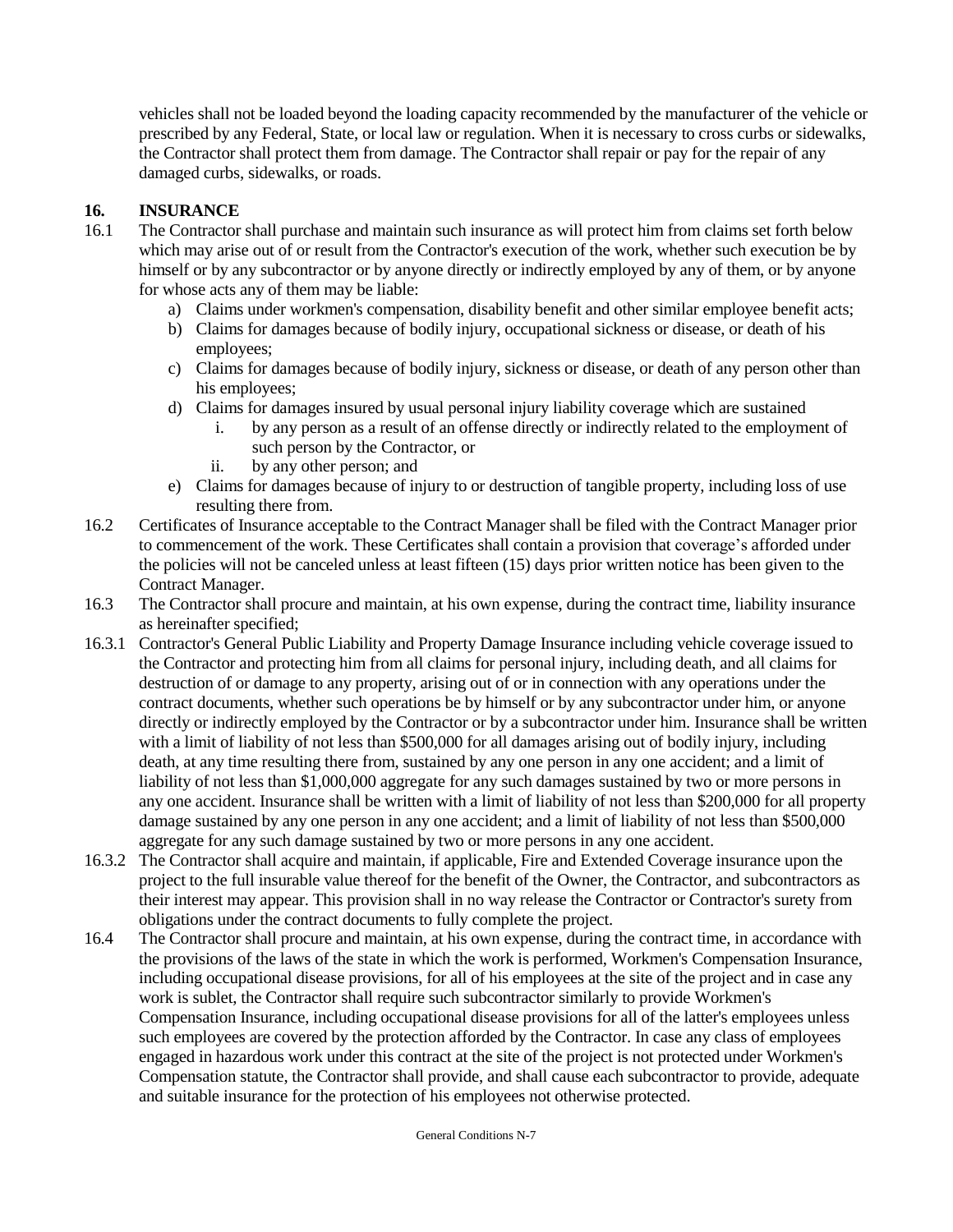vehicles shall not be loaded beyond the loading capacity recommended by the manufacturer of the vehicle or prescribed by any Federal, State, or local law or regulation. When it is necessary to cross curbs or sidewalks, the Contractor shall protect them from damage. The Contractor shall repair or pay for the repair of any damaged curbs, sidewalks, or roads.

## 16. INSURANCE

16.1 The Contractor shall purchase and maintain such insurance as will protect him from claims set forth below which may arise out of or result from the Contractor's execution of the work, whether such execution be by himself or by any subcontractor or by anyone directly or indirectly employed by any of them, or by anyone for whose acts any of them may be liable:

a) Claims under workmen's compensation, disability benefit and other similar employee benefit acts;
b) Claims for damages because of bodily injury, occupational sickness or disease, or death of his employees;
c) Claims for damages because of bodily injury, sickness or disease, or death of any person other than his employees;
d) Claims for damages insured by usual personal injury liability coverage which are sustained
   i. by any person as a result of an offense directly or indirectly related to the employment of such person by the Contractor, or
   ii. by any other person; and
e) Claims for damages because of injury to or destruction of tangible property, including loss of use resulting there from.

16.2 Certificates of Insurance acceptable to the Contract Manager shall be filed with the Contract Manager prior to commencement of the work. These Certificates shall contain a provision that coverage's afforded under the policies will not be canceled unless at least fifteen (15) days prior written notice has been given to the Contract Manager.

16.3 The Contractor shall procure and maintain, at his own expense, during the contract time, liability insurance as hereinafter specified;

16.3.1 Contractor's General Public Liability and Property Damage Insurance including vehicle coverage issued to the Contractor and protecting him from all claims for personal injury, including death, and all claims for destruction of or damage to any property, arising out of or in connection with any operations under the contract documents, whether such operations be by himself or by any subcontractor under him, or anyone directly or indirectly employed by the Contractor or by a subcontractor under him. Insurance shall be written with a limit of liability of not less than $500,000 for all damages arising out of bodily injury, including death, at any time resulting there from, sustained by any one person in any one accident; and a limit of liability of not less than $1,000,000 aggregate for any such damages sustained by two or more persons in any one accident. Insurance shall be written with a limit of liability of not less than $200,000 for all property damage sustained by any one person in any one accident; and a limit of liability of not less than $500,000 aggregate for any such damage sustained by two or more persons in any one accident.

16.3.2 The Contractor shall acquire and maintain, if applicable, Fire and Extended Coverage insurance upon the project to the full insurable value thereof for the benefit of the Owner, the Contractor, and subcontractors as their interest may appear. This provision shall in no way release the Contractor or Contractor's surety from obligations under the contract documents to fully complete the project.

16.4 The Contractor shall procure and maintain, at his own expense, during the contract time, in accordance with the provisions of the laws of the state in which the work is performed, Workmen's Compensation Insurance, including occupational disease provisions, for all of his employees at the site of the project and in case any work is sublet, the Contractor shall require such subcontractor similarly to provide Workmen's Compensation Insurance, including occupational disease provisions for all of the latter's employees unless such employees are covered by the protection afforded by the Contractor. In case any class of employees engaged in hazardous work under this contract at the site of the project is not protected under Workmen's Compensation statute, the Contractor shall provide, and shall cause each subcontractor to provide, adequate and suitable insurance for the protection of his employees not otherwise protected.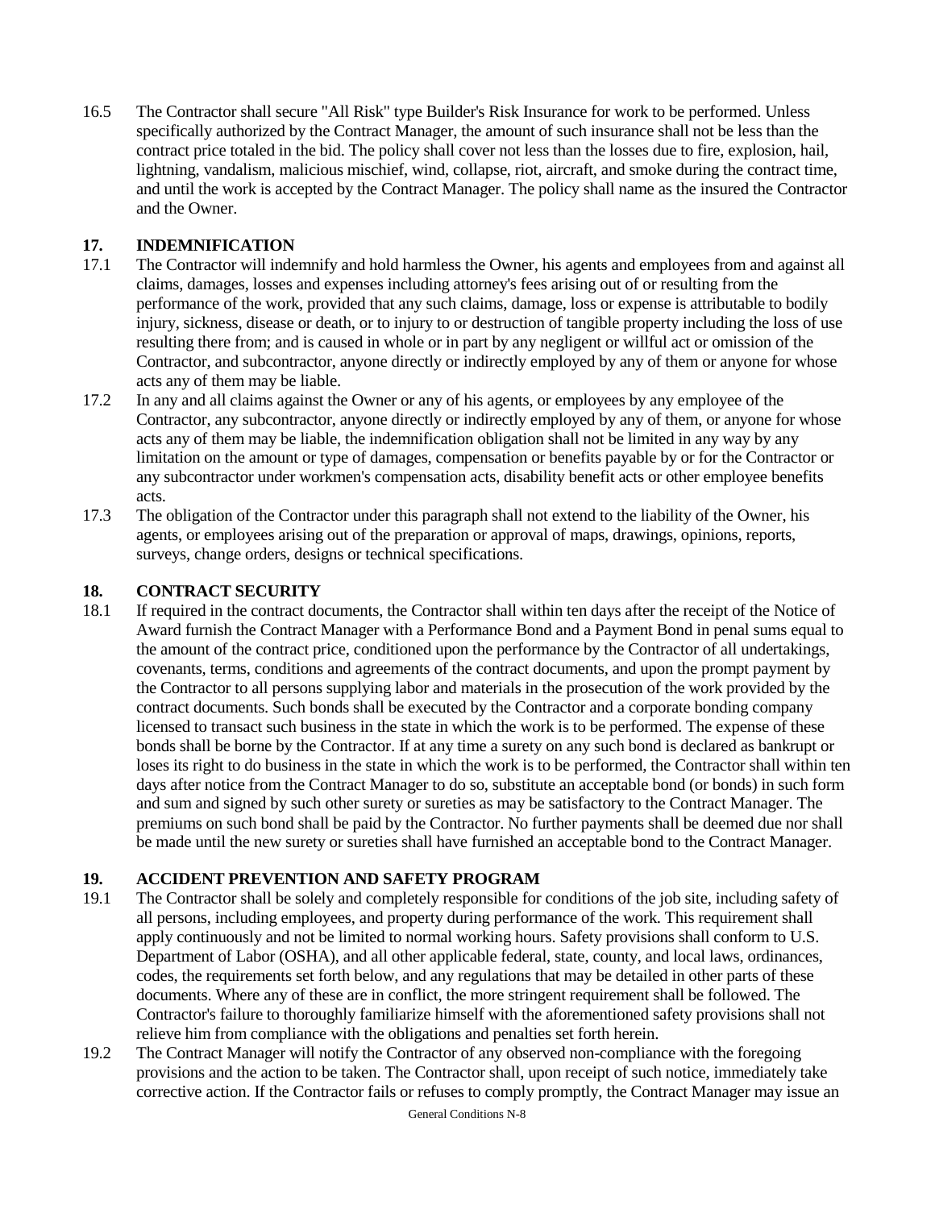16.5 The Contractor shall secure "All Risk" type Builder's Risk Insurance for work to be performed. Unless specifically authorized by the Contract Manager, the amount of such insurance shall not be less than the contract price totaled in the bid. The policy shall cover not less than the losses due to fire, explosion, hail, lightning, vandalism, malicious mischief, wind, collapse, riot, aircraft, and smoke during the contract time, and until the work is accepted by the Contract Manager. The policy shall name as the insured the Contractor and the Owner.

## 17. INDEMNIFICATION

17.1 The Contractor will indemnify and hold harmless the Owner, his agents and employees from and against all claims, damages, losses and expenses including attorney's fees arising out of or resulting from the performance of the work, provided that any such claims, damage, loss or expense is attributable to bodily injury, sickness, disease or death, or to injury to or destruction of tangible property including the loss of use resulting there from; and is caused in whole or in part by any negligent or willful act or omission of the Contractor, and subcontractor, anyone directly or indirectly employed by any of them or anyone for whose acts any of them may be liable.

17.2 In any and all claims against the Owner or any of his agents, or employees by any employee of the Contractor, any subcontractor, anyone directly or indirectly employed by any of them, or anyone for whose acts any of them may be liable, the indemnification obligation shall not be limited in any way by any limitation on the amount or type of damages, compensation or benefits payable by or for the Contractor or any subcontractor under workmen's compensation acts, disability benefit acts or other employee benefits acts.

17.3 The obligation of the Contractor under this paragraph shall not extend to the liability of the Owner, his agents, or employees arising out of the preparation or approval of maps, drawings, opinions, reports, surveys, change orders, designs or technical specifications.

## 18. CONTRACT SECURITY

18.1 If required in the contract documents, the Contractor shall within ten days after the receipt of the Notice of Award furnish the Contract Manager with a Performance Bond and a Payment Bond in penal sums equal to the amount of the contract price, conditioned upon the performance by the Contractor of all undertakings, covenants, terms, conditions and agreements of the contract documents, and upon the prompt payment by the Contractor to all persons supplying labor and materials in the prosecution of the work provided by the contract documents. Such bonds shall be executed by the Contractor and a corporate bonding company licensed to transact such business in the state in which the work is to be performed. The expense of these bonds shall be borne by the Contractor. If at any time a surety on any such bond is declared as bankrupt or loses its right to do business in the state in which the work is to be performed, the Contractor shall within ten days after notice from the Contract Manager to do so, substitute an acceptable bond (or bonds) in such form and sum and signed by such other surety or sureties as may be satisfactory to the Contract Manager. The premiums on such bond shall be paid by the Contractor. No further payments shall be deemed due nor shall be made until the new surety or sureties shall have furnished an acceptable bond to the Contract Manager.

## 19. ACCIDENT PREVENTION AND SAFETY PROGRAM

19.1 The Contractor shall be solely and completely responsible for conditions of the job site, including safety of all persons, including employees, and property during performance of the work. This requirement shall apply continuously and not be limited to normal working hours. Safety provisions shall conform to U.S. Department of Labor (OSHA), and all other applicable federal, state, county, and local laws, ordinances, codes, the requirements set forth below, and any regulations that may be detailed in other parts of these documents. Where any of these are in conflict, the more stringent requirement shall be followed. The Contractor's failure to thoroughly familiarize himself with the aforementioned safety provisions shall not relieve him from compliance with the obligations and penalties set forth herein.

19.2 The Contract Manager will notify the Contractor of any observed non-compliance with the foregoing provisions and the action to be taken. The Contractor shall, upon receipt of such notice, immediately take corrective action. If the Contractor fails or refuses to comply promptly, the Contract Manager may issue an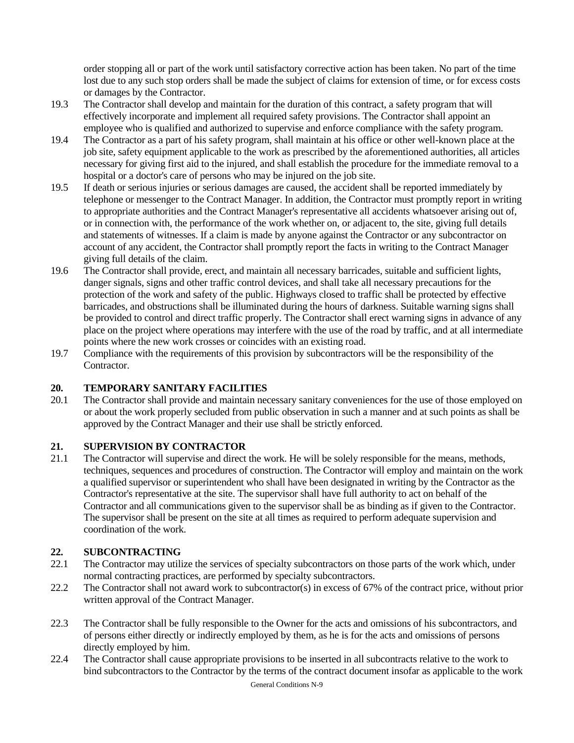order stopping all or part of the work until satisfactory corrective action has been taken. No part of the time lost due to any such stop orders shall be made the subject of claims for extension of time, or for excess costs or damages by the Contractor.

19.3 The Contractor shall develop and maintain for the duration of this contract, a safety program that will effectively incorporate and implement all required safety provisions. The Contractor shall appoint an employee who is qualified and authorized to supervise and enforce compliance with the safety program.

19.4 The Contractor as a part of his safety program, shall maintain at his office or other well-known place at the job site, safety equipment applicable to the work as prescribed by the aforementioned authorities, all articles necessary for giving first aid to the injured, and shall establish the procedure for the immediate removal to a hospital or a doctor's care of persons who may be injured on the job site.

19.5 If death or serious injuries or serious damages are caused, the accident shall be reported immediately by telephone or messenger to the Contract Manager. In addition, the Contractor must promptly report in writing to appropriate authorities and the Contract Manager's representative all accidents whatsoever arising out of, or in connection with, the performance of the work whether on, or adjacent to, the site, giving full details and statements of witnesses. If a claim is made by anyone against the Contractor or any subcontractor on account of any accident, the Contractor shall promptly report the facts in writing to the Contract Manager giving full details of the claim.

19.6 The Contractor shall provide, erect, and maintain all necessary barricades, suitable and sufficient lights, danger signals, signs and other traffic control devices, and shall take all necessary precautions for the protection of the work and safety of the public. Highways closed to traffic shall be protected by effective barricades, and obstructions shall be illuminated during the hours of darkness. Suitable warning signs shall be provided to control and direct traffic properly. The Contractor shall erect warning signs in advance of any place on the project where operations may interfere with the use of the road by traffic, and at all intermediate points where the new work crosses or coincides with an existing road.

19.7 Compliance with the requirements of this provision by subcontractors will be the responsibility of the Contractor.

## 20. TEMPORARY SANITARY FACILITIES

20.1 The Contractor shall provide and maintain necessary sanitary conveniences for the use of those employed on or about the work properly secluded from public observation in such a manner and at such points as shall be approved by the Contract Manager and their use shall be strictly enforced.

## 21. SUPERVISION BY CONTRACTOR

21.1 The Contractor will supervise and direct the work. He will be solely responsible for the means, methods, techniques, sequences and procedures of construction. The Contractor will employ and maintain on the work a qualified supervisor or superintendent who shall have been designated in writing by the Contractor as the Contractor's representative at the site. The supervisor shall have full authority to act on behalf of the Contractor and all communications given to the supervisor shall be as binding as if given to the Contractor. The supervisor shall be present on the site at all times as required to perform adequate supervision and coordination of the work.

## 22. SUBCONTRACTING

22.1 The Contractor may utilize the services of specialty subcontractors on those parts of the work which, under normal contracting practices, are performed by specialty subcontractors.

22.2 The Contractor shall not award work to subcontractor(s) in excess of 67% of the contract price, without prior written approval of the Contract Manager.

22.3 The Contractor shall be fully responsible to the Owner for the acts and omissions of his subcontractors, and of persons either directly or indirectly employed by them, as he is for the acts and omissions of persons directly employed by him.

22.4 The Contractor shall cause appropriate provisions to be inserted in all subcontracts relative to the work to bind subcontractors to the Contractor by the terms of the contract document insofar as applicable to the work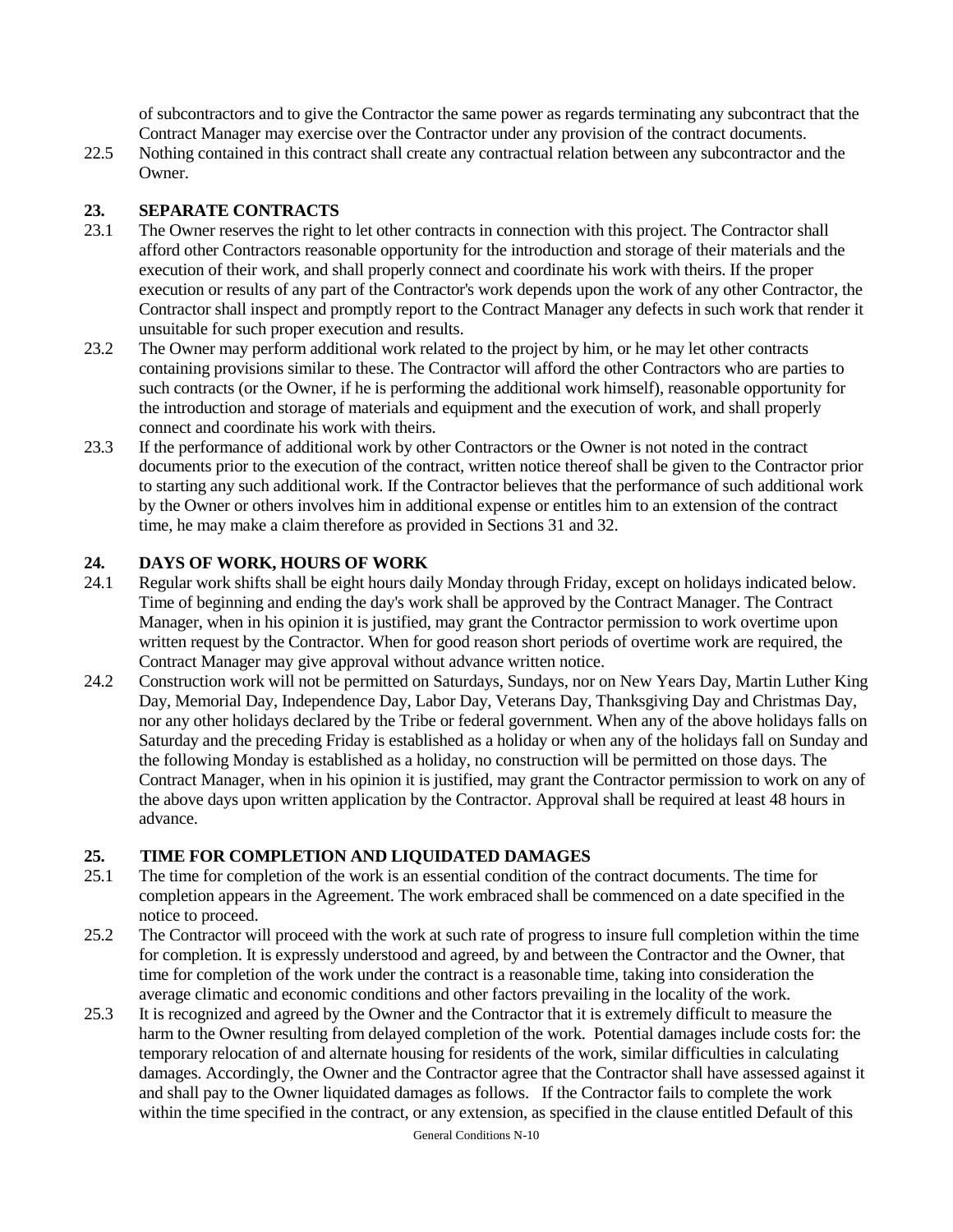of subcontractors and to give the Contractor the same power as regards terminating any subcontract that the Contract Manager may exercise over the Contractor under any provision of the contract documents.

22.5 Nothing contained in this contract shall create any contractual relation between any subcontractor and the Owner.

## 23. SEPARATE CONTRACTS

23.1 The Owner reserves the right to let other contracts in connection with this project. The Contractor shall afford other Contractors reasonable opportunity for the introduction and storage of their materials and the execution of their work, and shall properly connect and coordinate his work with theirs. If the proper execution or results of any part of the Contractor's work depends upon the work of any other Contractor, the Contractor shall inspect and promptly report to the Contract Manager any defects in such work that render it unsuitable for such proper execution and results.

23.2 The Owner may perform additional work related to the project by him, or he may let other contracts containing provisions similar to these. The Contractor will afford the other Contractors who are parties to such contracts (or the Owner, if he is performing the additional work himself), reasonable opportunity for the introduction and storage of materials and equipment and the execution of work, and shall properly connect and coordinate his work with theirs.

23.3 If the performance of additional work by other Contractors or the Owner is not noted in the contract documents prior to the execution of the contract, written notice thereof shall be given to the Contractor prior to starting any such additional work. If the Contractor believes that the performance of such additional work by the Owner or others involves him in additional expense or entitles him to an extension of the contract time, he may make a claim therefore as provided in Sections 31 and 32.

## 24. DAYS OF WORK, HOURS OF WORK

24.1 Regular work shifts shall be eight hours daily Monday through Friday, except on holidays indicated below. Time of beginning and ending the day's work shall be approved by the Contract Manager. The Contract Manager, when in his opinion it is justified, may grant the Contractor permission to work overtime upon written request by the Contractor. When for good reason short periods of overtime work are required, the Contract Manager may give approval without advance written notice.

24.2 Construction work will not be permitted on Saturdays, Sundays, nor on New Years Day, Martin Luther King Day, Memorial Day, Independence Day, Labor Day, Veterans Day, Thanksgiving Day and Christmas Day, nor any other holidays declared by the Tribe or federal government. When any of the above holidays falls on Saturday and the preceding Friday is established as a holiday or when any of the holidays fall on Sunday and the following Monday is established as a holiday, no construction will be permitted on those days. The Contract Manager, when in his opinion it is justified, may grant the Contractor permission to work on any of the above days upon written application by the Contractor. Approval shall be required at least 48 hours in advance.

## 25. TIME FOR COMPLETION AND LIQUIDATED DAMAGES

25.1 The time for completion of the work is an essential condition of the contract documents. The time for completion appears in the Agreement. The work embraced shall be commenced on a date specified in the notice to proceed.

25.2 The Contractor will proceed with the work at such rate of progress to insure full completion within the time for completion. It is expressly understood and agreed, by and between the Contractor and the Owner, that time for completion of the work under the contract is a reasonable time, taking into consideration the average climatic and economic conditions and other factors prevailing in the locality of the work.

25.3 It is recognized and agreed by the Owner and the Contractor that it is extremely difficult to measure the harm to the Owner resulting from delayed completion of the work. Potential damages include costs for: the temporary relocation of and alternate housing for residents of the work, similar difficulties in calculating damages. Accordingly, the Owner and the Contractor agree that the Contractor shall have assessed against it and shall pay to the Owner liquidated damages as follows. If the Contractor fails to complete the work within the time specified in the contract, or any extension, as specified in the clause entitled Default of this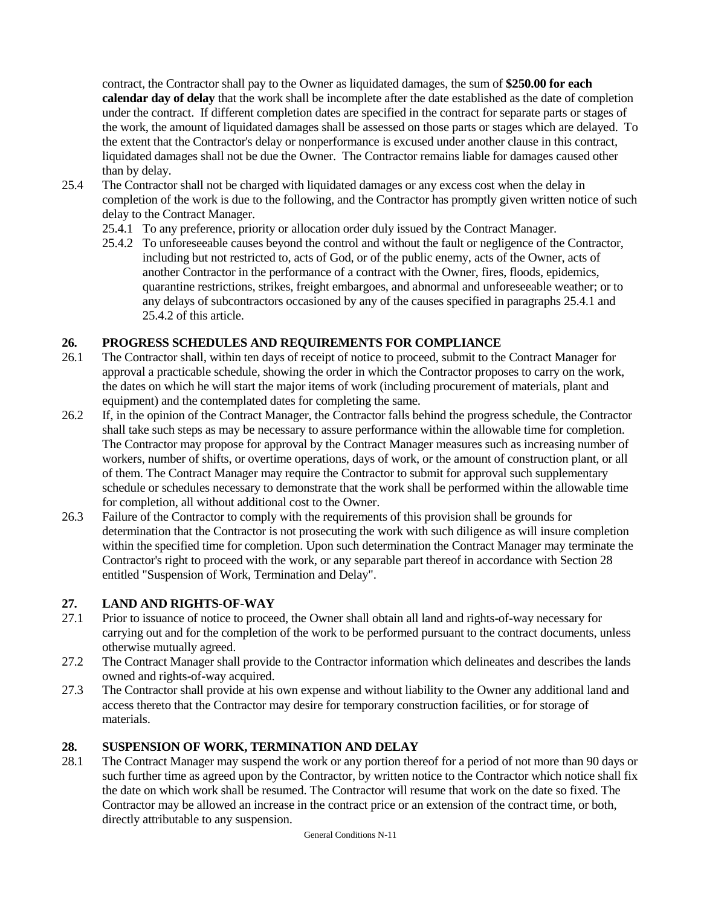contract, the Contractor shall pay to the Owner as liquidated damages, the sum of **$250.00 for each calendar day of delay** that the work shall be incomplete after the date established as the date of completion under the contract. If different completion dates are specified in the contract for separate parts or stages of the work, the amount of liquidated damages shall be assessed on those parts or stages which are delayed. To the extent that the Contractor's delay or nonperformance is excused under another clause in this contract, liquidated damages shall not be due the Owner. The Contractor remains liable for damages caused other than by delay.

25.4 The Contractor shall not be charged with liquidated damages or any excess cost when the delay in completion of the work is due to the following, and the Contractor has promptly given written notice of such delay to the Contract Manager.

- 25.4.1 To any preference, priority or allocation order duly issued by the Contract Manager.
- 25.4.2 To unforeseeable causes beyond the control and without the fault or negligence of the Contractor, including but not restricted to, acts of God, or of the public enemy, acts of the Owner, acts of another Contractor in the performance of a contract with the Owner, fires, floods, epidemics, quarantine restrictions, strikes, freight embargoes, and abnormal and unforeseeable weather; or to any delays of subcontractors occasioned by any of the causes specified in paragraphs 25.4.1 and 25.4.2 of this article.

## 26. PROGRESS SCHEDULES AND REQUIREMENTS FOR COMPLIANCE

26.1 The Contractor shall, within ten days of receipt of notice to proceed, submit to the Contract Manager for approval a practicable schedule, showing the order in which the Contractor proposes to carry on the work, the dates on which he will start the major items of work (including procurement of materials, plant and equipment) and the contemplated dates for completing the same.

26.2 If, in the opinion of the Contract Manager, the Contractor falls behind the progress schedule, the Contractor shall take such steps as may be necessary to assure performance within the allowable time for completion. The Contractor may propose for approval by the Contract Manager measures such as increasing number of workers, number of shifts, or overtime operations, days of work, or the amount of construction plant, or all of them. The Contract Manager may require the Contractor to submit for approval such supplementary schedule or schedules necessary to demonstrate that the work shall be performed within the allowable time for completion, all without additional cost to the Owner.

26.3 Failure of the Contractor to comply with the requirements of this provision shall be grounds for determination that the Contractor is not prosecuting the work with such diligence as will insure completion within the specified time for completion. Upon such determination the Contract Manager may terminate the Contractor's right to proceed with the work, or any separable part thereof in accordance with Section 28 entitled "Suspension of Work, Termination and Delay".

## 27. LAND AND RIGHTS-OF-WAY

27.1 Prior to issuance of notice to proceed, the Owner shall obtain all land and rights-of-way necessary for carrying out and for the completion of the work to be performed pursuant to the contract documents, unless otherwise mutually agreed.

27.2 The Contract Manager shall provide to the Contractor information which delineates and describes the lands owned and rights-of-way acquired.

27.3 The Contractor shall provide at his own expense and without liability to the Owner any additional land and access thereto that the Contractor may desire for temporary construction facilities, or for storage of materials.

## 28. SUSPENSION OF WORK, TERMINATION AND DELAY

28.1 The Contract Manager may suspend the work or any portion thereof for a period of not more than 90 days or such further time as agreed upon by the Contractor, by written notice to the Contractor which notice shall fix the date on which work shall be resumed. The Contractor will resume that work on the date so fixed. The Contractor may be allowed an increase in the contract price or an extension of the contract time, or both, directly attributable to any suspension.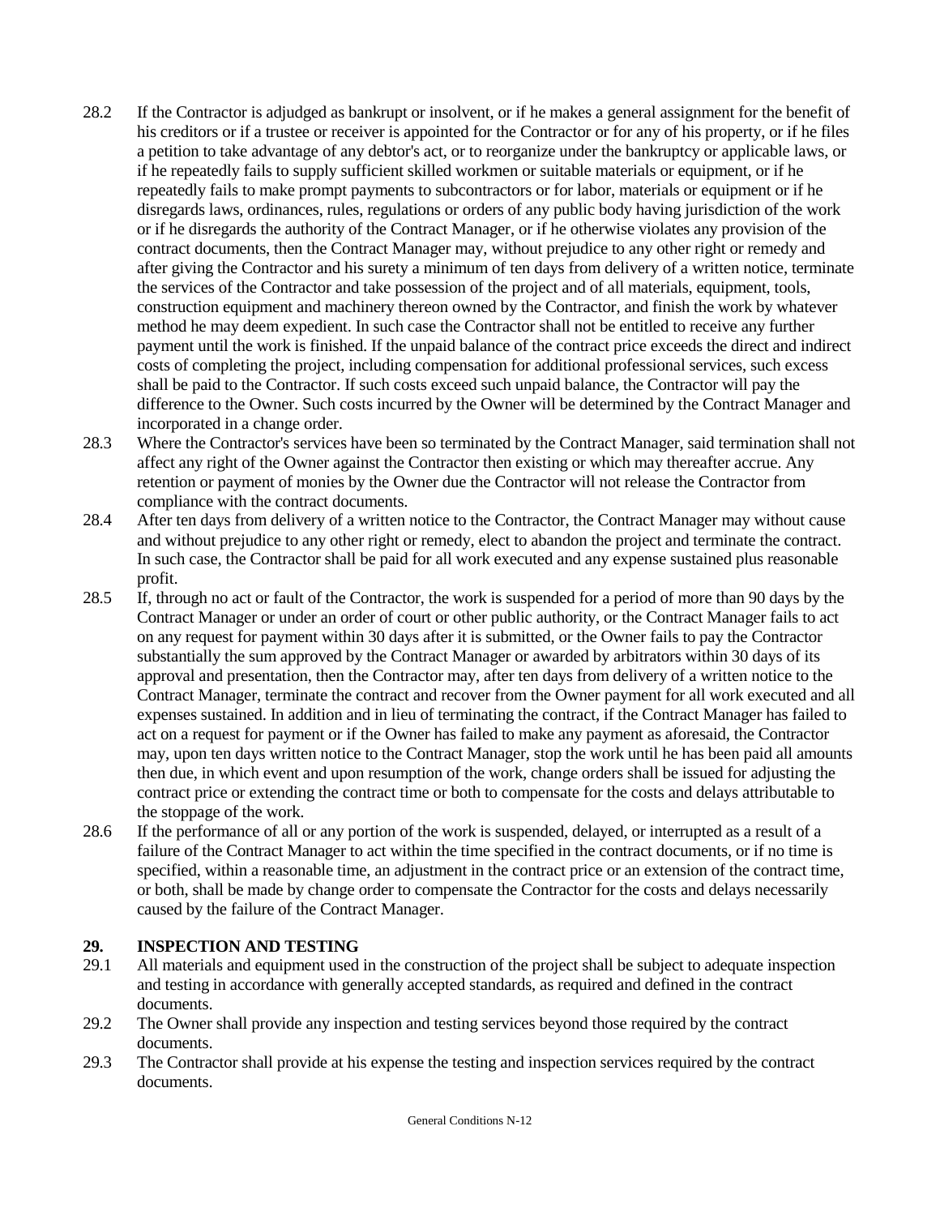28.2 If the Contractor is adjudged as bankrupt or insolvent, or if he makes a general assignment for the benefit of his creditors or if a trustee or receiver is appointed for the Contractor or for any of his property, or if he files a petition to take advantage of any debtor's act, or to reorganize under the bankruptcy or applicable laws, or if he repeatedly fails to supply sufficient skilled workmen or suitable materials or equipment, or if he repeatedly fails to make prompt payments to subcontractors or for labor, materials or equipment or if he disregards laws, ordinances, rules, regulations or orders of any public body having jurisdiction of the work or if he disregards the authority of the Contract Manager, or if he otherwise violates any provision of the contract documents, then the Contract Manager may, without prejudice to any other right or remedy and after giving the Contractor and his surety a minimum of ten days from delivery of a written notice, terminate the services of the Contractor and take possession of the project and of all materials, equipment, tools, construction equipment and machinery thereon owned by the Contractor, and finish the work by whatever method he may deem expedient. In such case the Contractor shall not be entitled to receive any further payment until the work is finished. If the unpaid balance of the contract price exceeds the direct and indirect costs of completing the project, including compensation for additional professional services, such excess shall be paid to the Contractor. If such costs exceed such unpaid balance, the Contractor will pay the difference to the Owner. Such costs incurred by the Owner will be determined by the Contract Manager and incorporated in a change order.

28.3 Where the Contractor's services have been so terminated by the Contract Manager, said termination shall not affect any right of the Owner against the Contractor then existing or which may thereafter accrue. Any retention or payment of monies by the Owner due the Contractor will not release the Contractor from compliance with the contract documents.

28.4 After ten days from delivery of a written notice to the Contractor, the Contract Manager may without cause and without prejudice to any other right or remedy, elect to abandon the project and terminate the contract. In such case, the Contractor shall be paid for all work executed and any expense sustained plus reasonable profit.

28.5 If, through no act or fault of the Contractor, the work is suspended for a period of more than 90 days by the Contract Manager or under an order of court or other public authority, or the Contract Manager fails to act on any request for payment within 30 days after it is submitted, or the Owner fails to pay the Contractor substantially the sum approved by the Contract Manager or awarded by arbitrators within 30 days of its approval and presentation, then the Contractor may, after ten days from delivery of a written notice to the Contract Manager, terminate the contract and recover from the Owner payment for all work executed and all expenses sustained. In addition and in lieu of terminating the contract, if the Contract Manager has failed to act on a request for payment or if the Owner has failed to make any payment as aforesaid, the Contractor may, upon ten days written notice to the Contract Manager, stop the work until he has been paid all amounts then due, in which event and upon resumption of the work, change orders shall be issued for adjusting the contract price or extending the contract time or both to compensate for the costs and delays attributable to the stoppage of the work.

28.6 If the performance of all or any portion of the work is suspended, delayed, or interrupted as a result of a failure of the Contract Manager to act within the time specified in the contract documents, or if no time is specified, within a reasonable time, an adjustment in the contract price or an extension of the contract time, or both, shall be made by change order to compensate the Contractor for the costs and delays necessarily caused by the failure of the Contract Manager.

## 29. INSPECTION AND TESTING

29.1 All materials and equipment used in the construction of the project shall be subject to adequate inspection and testing in accordance with generally accepted standards, as required and defined in the contract documents.

29.2 The Owner shall provide any inspection and testing services beyond those required by the contract documents.

29.3 The Contractor shall provide at his expense the testing and inspection services required by the contract documents.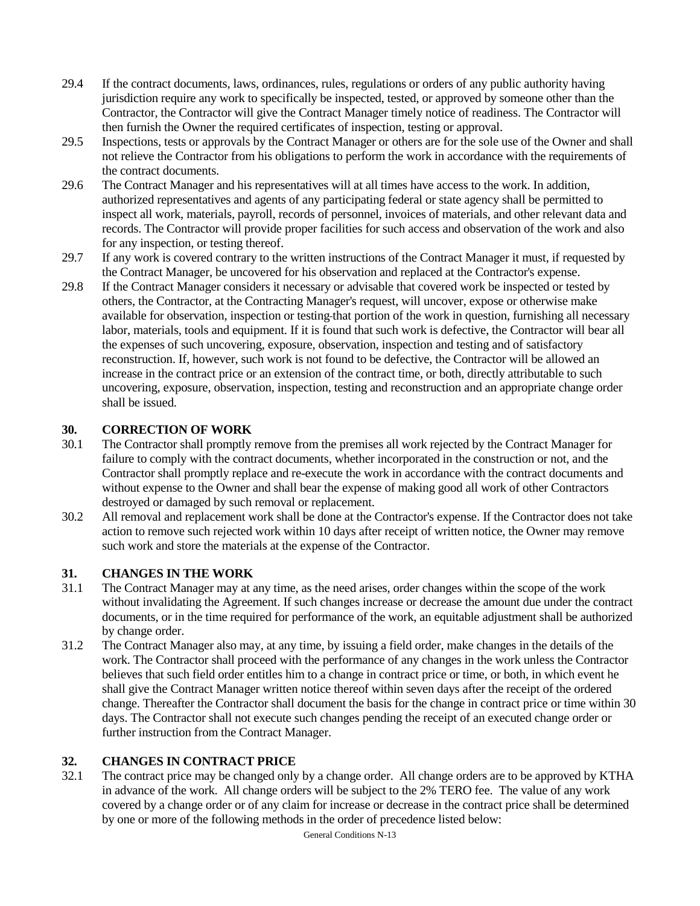29.4 If the contract documents, laws, ordinances, rules, regulations or orders of any public authority having jurisdiction require any work to specifically be inspected, tested, or approved by someone other than the Contractor, the Contractor will give the Contract Manager timely notice of readiness. The Contractor will then furnish the Owner the required certificates of inspection, testing or approval.

29.5 Inspections, tests or approvals by the Contract Manager or others are for the sole use of the Owner and shall not relieve the Contractor from his obligations to perform the work in accordance with the requirements of the contract documents.

29.6 The Contract Manager and his representatives will at all times have access to the work. In addition, authorized representatives and agents of any participating federal or state agency shall be permitted to inspect all work, materials, payroll, records of personnel, invoices of materials, and other relevant data and records. The Contractor will provide proper facilities for such access and observation of the work and also for any inspection, or testing thereof.

29.7 If any work is covered contrary to the written instructions of the Contract Manager it must, if requested by the Contract Manager, be uncovered for his observation and replaced at the Contractor's expense.

29.8 If the Contract Manager considers it necessary or advisable that covered work be inspected or tested by others, the Contractor, at the Contracting Manager's request, will uncover, expose or otherwise make available for observation, inspection or testing that portion of the work in question, furnishing all necessary labor, materials, tools and equipment. If it is found that such work is defective, the Contractor will bear all the expenses of such uncovering, exposure, observation, inspection and testing and of satisfactory reconstruction. If, however, such work is not found to be defective, the Contractor will be allowed an increase in the contract price or an extension of the contract time, or both, directly attributable to such uncovering, exposure, observation, inspection, testing and reconstruction and an appropriate change order shall be issued.

## 30. CORRECTION OF WORK

30.1 The Contractor shall promptly remove from the premises all work rejected by the Contract Manager for failure to comply with the contract documents, whether incorporated in the construction or not, and the Contractor shall promptly replace and re-execute the work in accordance with the contract documents and without expense to the Owner and shall bear the expense of making good all work of other Contractors destroyed or damaged by such removal or replacement.

30.2 All removal and replacement work shall be done at the Contractor's expense. If the Contractor does not take action to remove such rejected work within 10 days after receipt of written notice, the Owner may remove such work and store the materials at the expense of the Contractor.

## 31. CHANGES IN THE WORK

31.1 The Contract Manager may at any time, as the need arises, order changes within the scope of the work without invalidating the Agreement. If such changes increase or decrease the amount due under the contract documents, or in the time required for performance of the work, an equitable adjustment shall be authorized by change order.

31.2 The Contract Manager also may, at any time, by issuing a field order, make changes in the details of the work. The Contractor shall proceed with the performance of any changes in the work unless the Contractor believes that such field order entitles him to a change in contract price or time, or both, in which event he shall give the Contract Manager written notice thereof within seven days after the receipt of the ordered change. Thereafter the Contractor shall document the basis for the change in contract price or time within 30 days. The Contractor shall not execute such changes pending the receipt of an executed change order or further instruction from the Contract Manager.

## 32. CHANGES IN CONTRACT PRICE

32.1 The contract price may be changed only by a change order. All change orders are to be approved by KTHA in advance of the work. All change orders will be subject to the 2% TERO fee. The value of any work covered by a change order or of any claim for increase or decrease in the contract price shall be determined by one or more of the following methods in the order of precedence listed below: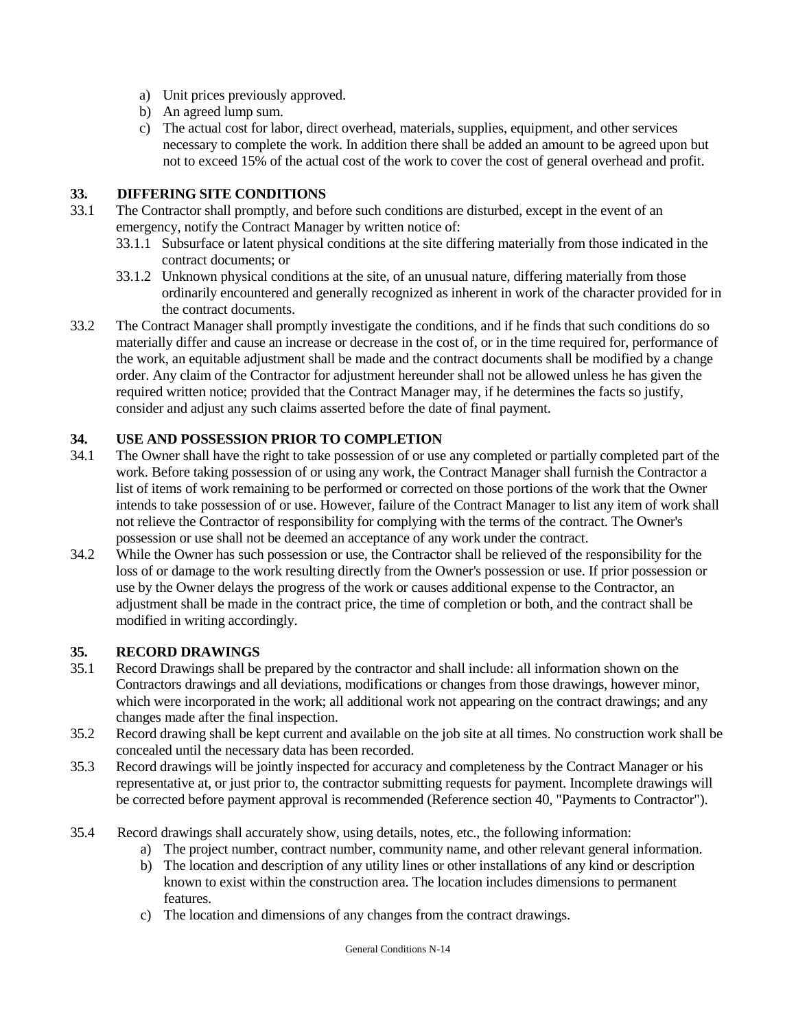a) Unit prices previously approved.
b) An agreed lump sum.
c) The actual cost for labor, direct overhead, materials, supplies, equipment, and other services necessary to complete the work. In addition there shall be added an amount to be agreed upon but not to exceed 15% of the actual cost of the work to cover the cost of general overhead and profit.

## 33. DIFFERING SITE CONDITIONS

33.1 The Contractor shall promptly, and before such conditions are disturbed, except in the event of an emergency, notify the Contract Manager by written notice of:

33.1.1 Subsurface or latent physical conditions at the site differing materially from those indicated in the contract documents; or

33.1.2 Unknown physical conditions at the site, of an unusual nature, differing materially from those ordinarily encountered and generally recognized as inherent in work of the character provided for in the contract documents.

33.2 The Contract Manager shall promptly investigate the conditions, and if he finds that such conditions do so materially differ and cause an increase or decrease in the cost of, or in the time required for, performance of the work, an equitable adjustment shall be made and the contract documents shall be modified by a change order. Any claim of the Contractor for adjustment hereunder shall not be allowed unless he has given the required written notice; provided that the Contract Manager may, if he determines the facts so justify, consider and adjust any such claims asserted before the date of final payment.

## 34. USE AND POSSESSION PRIOR TO COMPLETION

34.1 The Owner shall have the right to take possession of or use any completed or partially completed part of the work. Before taking possession of or using any work, the Contract Manager shall furnish the Contractor a list of items of work remaining to be performed or corrected on those portions of the work that the Owner intends to take possession of or use. However, failure of the Contract Manager to list any item of work shall not relieve the Contractor of responsibility for complying with the terms of the contract. The Owner's possession or use shall not be deemed an acceptance of any work under the contract.

34.2 While the Owner has such possession or use, the Contractor shall be relieved of the responsibility for the loss of or damage to the work resulting directly from the Owner's possession or use. If prior possession or use by the Owner delays the progress of the work or causes additional expense to the Contractor, an adjustment shall be made in the contract price, the time of completion or both, and the contract shall be modified in writing accordingly.

## 35. RECORD DRAWINGS

35.1 Record Drawings shall be prepared by the contractor and shall include: all information shown on the Contractors drawings and all deviations, modifications or changes from those drawings, however minor, which were incorporated in the work; all additional work not appearing on the contract drawings; and any changes made after the final inspection.

35.2 Record drawing shall be kept current and available on the job site at all times. No construction work shall be concealed until the necessary data has been recorded.

35.3 Record drawings will be jointly inspected for accuracy and completeness by the Contract Manager or his representative at, or just prior to, the contractor submitting requests for payment. Incomplete drawings will be corrected before payment approval is recommended (Reference section 40, "Payments to Contractor").

35.4 Record drawings shall accurately show, using details, notes, etc., the following information:

a) The project number, contract number, community name, and other relevant general information.
b) The location and description of any utility lines or other installations of any kind or description known to exist within the construction area. The location includes dimensions to permanent features.
c) The location and dimensions of any changes from the contract drawings.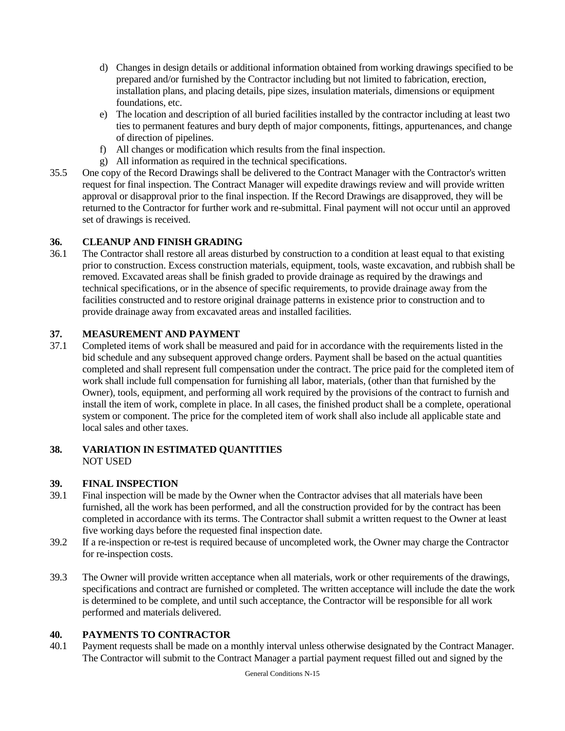d) Changes in design details or additional information obtained from working drawings specified to be prepared and/or furnished by the Contractor including but not limited to fabrication, erection, installation plans, and placing details, pipe sizes, insulation materials, dimensions or equipment foundations, etc.
e) The location and description of all buried facilities installed by the contractor including at least two ties to permanent features and bury depth of major components, fittings, appurtenances, and change of direction of pipelines.
f) All changes or modification which results from the final inspection.
g) All information as required in the technical specifications.

35.5 One copy of the Record Drawings shall be delivered to the Contract Manager with the Contractor's written request for final inspection. The Contract Manager will expedite drawings review and will provide written approval or disapproval prior to the final inspection. If the Record Drawings are disapproved, they will be returned to the Contractor for further work and re-submittal. Final payment will not occur until an approved set of drawings is received.

## 36. CLEANUP AND FINISH GRADING

36.1 The Contractor shall restore all areas disturbed by construction to a condition at least equal to that existing prior to construction. Excess construction materials, equipment, tools, waste excavation, and rubbish shall be removed. Excavated areas shall be finish graded to provide drainage as required by the drawings and technical specifications, or in the absence of specific requirements, to provide drainage away from the facilities constructed and to restore original drainage patterns in existence prior to construction and to provide drainage away from excavated areas and installed facilities.

## 37. MEASUREMENT AND PAYMENT

37.1 Completed items of work shall be measured and paid for in accordance with the requirements listed in the bid schedule and any subsequent approved change orders. Payment shall be based on the actual quantities completed and shall represent full compensation under the contract. The price paid for the completed item of work shall include full compensation for furnishing all labor, materials, (other than that furnished by the Owner), tools, equipment, and performing all work required by the provisions of the contract to furnish and install the item of work, complete in place. In all cases, the finished product shall be a complete, operational system or component. The price for the completed item of work shall also include all applicable state and local sales and other taxes.

## 38. VARIATION IN ESTIMATED QUANTITIES

NOT USED

## 39. FINAL INSPECTION

39.1 Final inspection will be made by the Owner when the Contractor advises that all materials have been furnished, all the work has been performed, and all the construction provided for by the contract has been completed in accordance with its terms. The Contractor shall submit a written request to the Owner at least five working days before the requested final inspection date.

39.2 If a re-inspection or re-test is required because of uncompleted work, the Owner may charge the Contractor for re-inspection costs.

39.3 The Owner will provide written acceptance when all materials, work or other requirements of the drawings, specifications and contract are furnished or completed. The written acceptance will include the date the work is determined to be complete, and until such acceptance, the Contractor will be responsible for all work performed and materials delivered.

## 40. PAYMENTS TO CONTRACTOR

40.1 Payment requests shall be made on a monthly interval unless otherwise designated by the Contract Manager. The Contractor will submit to the Contract Manager a partial payment request filled out and signed by the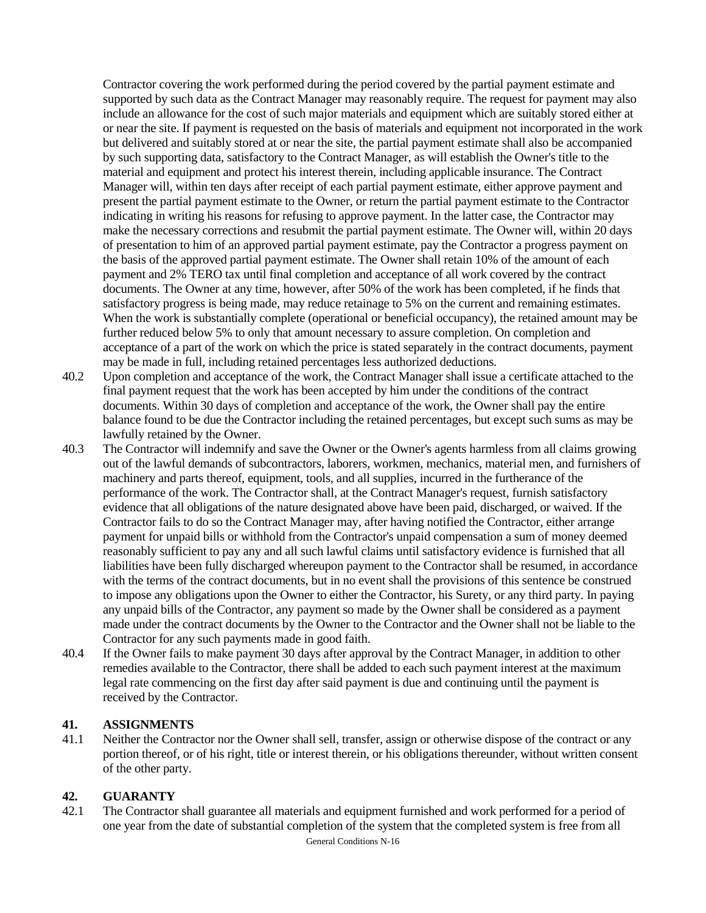Contractor covering the work performed during the period covered by the partial payment estimate and supported by such data as the Contract Manager may reasonably require. The request for payment may also include an allowance for the cost of such major materials and equipment which are suitably stored either at or near the site. If payment is requested on the basis of materials and equipment not incorporated in the work but delivered and suitably stored at or near the site, the partial payment estimate shall also be accompanied by such supporting data, satisfactory to the Contract Manager, as will establish the Owner's title to the material and equipment and protect his interest therein, including applicable insurance. The Contract Manager will, within ten days after receipt of each partial payment estimate, either approve payment and present the partial payment estimate to the Owner, or return the partial payment estimate to the Contractor indicating in writing his reasons for refusing to approve payment. In the latter case, the Contractor may make the necessary corrections and resubmit the partial payment estimate. The Owner will, within 20 days of presentation to him of an approved partial payment estimate, pay the Contractor a progress payment on the basis of the approved partial payment estimate. The Owner shall retain 10% of the amount of each payment and 2% TERO tax until final completion and acceptance of all work covered by the contract documents. The Owner at any time, however, after 50% of the work has been completed, if he finds that satisfactory progress is being made, may reduce retainage to 5% on the current and remaining estimates. When the work is substantially complete (operational or beneficial occupancy), the retained amount may be further reduced below 5% to only that amount necessary to assure completion. On completion and acceptance of a part of the work on which the price is stated separately in the contract documents, payment may be made in full, including retained percentages less authorized deductions.

40.2 Upon completion and acceptance of the work, the Contract Manager shall issue a certificate attached to the final payment request that the work has been accepted by him under the conditions of the contract documents. Within 30 days of completion and acceptance of the work, the Owner shall pay the entire balance found to be due the Contractor including the retained percentages, but except such sums as may be lawfully retained by the Owner.

40.3 The Contractor will indemnify and save the Owner or the Owner's agents harmless from all claims growing out of the lawful demands of subcontractors, laborers, workmen, mechanics, material men, and furnishers of machinery and parts thereof, equipment, tools, and all supplies, incurred in the furtherance of the performance of the work. The Contractor shall, at the Contract Manager's request, furnish satisfactory evidence that all obligations of the nature designated above have been paid, discharged, or waived. If the Contractor fails to do so the Contract Manager may, after having notified the Contractor, either arrange payment for unpaid bills or withhold from the Contractor's unpaid compensation a sum of money deemed reasonably sufficient to pay any and all such lawful claims until satisfactory evidence is furnished that all liabilities have been fully discharged whereupon payment to the Contractor shall be resumed, in accordance with the terms of the contract documents, but in no event shall the provisions of this sentence be construed to impose any obligations upon the Owner to either the Contractor, his Surety, or any third party. In paying any unpaid bills of the Contractor, any payment so made by the Owner shall be considered as a payment made under the contract documents by the Owner to the Contractor and the Owner shall not be liable to the Contractor for any such payments made in good faith.

40.4 If the Owner fails to make payment 30 days after approval by the Contract Manager, in addition to other remedies available to the Contractor, there shall be added to each such payment interest at the maximum legal rate commencing on the first day after said payment is due and continuing until the payment is received by the Contractor.

## 41. ASSIGNMENTS

41.1 Neither the Contractor nor the Owner shall sell, transfer, assign or otherwise dispose of the contract or any portion thereof, or of his right, title or interest therein, or his obligations thereunder, without written consent of the other party.

## 42. GUARANTY

42.1 The Contractor shall guarantee all materials and equipment furnished and work performed for a period of one year from the date of substantial completion of the system that the completed system is free from all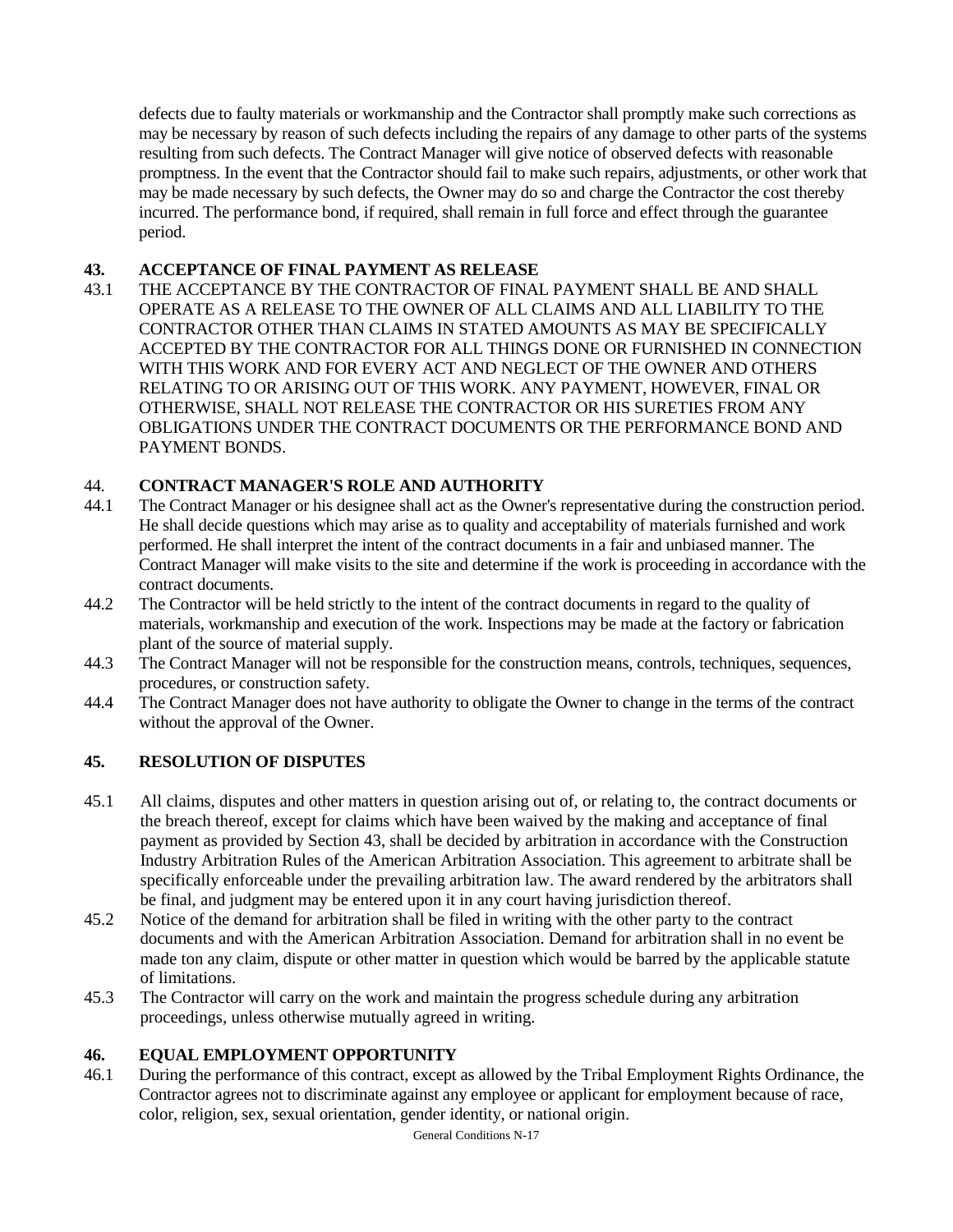defects due to faulty materials or workmanship and the Contractor shall promptly make such corrections as may be necessary by reason of such defects including the repairs of any damage to other parts of the systems resulting from such defects. The Contract Manager will give notice of observed defects with reasonable promptness. In the event that the Contractor should fail to make such repairs, adjustments, or other work that may be made necessary by such defects, the Owner may do so and charge the Contractor the cost thereby incurred. The performance bond, if required, shall remain in full force and effect through the guarantee period.

## 43. ACCEPTANCE OF FINAL PAYMENT AS RELEASE

43.1 THE ACCEPTANCE BY THE CONTRACTOR OF FINAL PAYMENT SHALL BE AND SHALL OPERATE AS A RELEASE TO THE OWNER OF ALL CLAIMS AND ALL LIABILITY TO THE CONTRACTOR OTHER THAN CLAIMS IN STATED AMOUNTS AS MAY BE SPECIFICALLY ACCEPTED BY THE CONTRACTOR FOR ALL THINGS DONE OR FURNISHED IN CONNECTION WITH THIS WORK AND FOR EVERY ACT AND NEGLECT OF THE OWNER AND OTHERS RELATING TO OR ARISING OUT OF THIS WORK. ANY PAYMENT, HOWEVER, FINAL OR OTHERWISE, SHALL NOT RELEASE THE CONTRACTOR OR HIS SURETIES FROM ANY OBLIGATIONS UNDER THE CONTRACT DOCUMENTS OR THE PERFORMANCE BOND AND PAYMENT BONDS.

## 44. CONTRACT MANAGER'S ROLE AND AUTHORITY

44.1 The Contract Manager or his designee shall act as the Owner's representative during the construction period. He shall decide questions which may arise as to quality and acceptability of materials furnished and work performed. He shall interpret the intent of the contract documents in a fair and unbiased manner. The Contract Manager will make visits to the site and determine if the work is proceeding in accordance with the contract documents.

44.2 The Contractor will be held strictly to the intent of the contract documents in regard to the quality of materials, workmanship and execution of the work. Inspections may be made at the factory or fabrication plant of the source of material supply.

44.3 The Contract Manager will not be responsible for the construction means, controls, techniques, sequences, procedures, or construction safety.

44.4 The Contract Manager does not have authority to obligate the Owner to change in the terms of the contract without the approval of the Owner.

## 45. RESOLUTION OF DISPUTES

45.1 All claims, disputes and other matters in question arising out of, or relating to, the contract documents or the breach thereof, except for claims which have been waived by the making and acceptance of final payment as provided by Section 43, shall be decided by arbitration in accordance with the Construction Industry Arbitration Rules of the American Arbitration Association. This agreement to arbitrate shall be specifically enforceable under the prevailing arbitration law. The award rendered by the arbitrators shall be final, and judgment may be entered upon it in any court having jurisdiction thereof.

45.2 Notice of the demand for arbitration shall be filed in writing with the other party to the contract documents and with the American Arbitration Association. Demand for arbitration shall in no event be made ton any claim, dispute or other matter in question which would be barred by the applicable statute of limitations.

45.3 The Contractor will carry on the work and maintain the progress schedule during any arbitration proceedings, unless otherwise mutually agreed in writing.

## 46. EQUAL EMPLOYMENT OPPORTUNITY

46.1 During the performance of this contract, except as allowed by the Tribal Employment Rights Ordinance, the Contractor agrees not to discriminate against any employee or applicant for employment because of race, color, religion, sex, sexual orientation, gender identity, or national origin.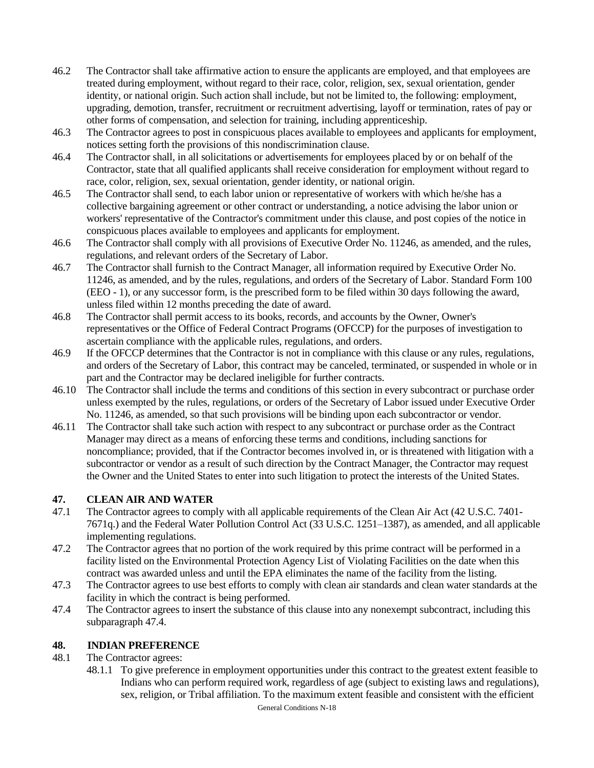46.2 The Contractor shall take affirmative action to ensure the applicants are employed, and that employees are treated during employment, without regard to their race, color, religion, sex, sexual orientation, gender identity, or national origin. Such action shall include, but not be limited to, the following: employment, upgrading, demotion, transfer, recruitment or recruitment advertising, layoff or termination, rates of pay or other forms of compensation, and selection for training, including apprenticeship.

46.3 The Contractor agrees to post in conspicuous places available to employees and applicants for employment, notices setting forth the provisions of this nondiscrimination clause.

46.4 The Contractor shall, in all solicitations or advertisements for employees placed by or on behalf of the Contractor, state that all qualified applicants shall receive consideration for employment without regard to race, color, religion, sex, sexual orientation, gender identity, or national origin.

46.5 The Contractor shall send, to each labor union or representative of workers with which he/she has a collective bargaining agreement or other contract or understanding, a notice advising the labor union or workers' representative of the Contractor's commitment under this clause, and post copies of the notice in conspicuous places available to employees and applicants for employment.

46.6 The Contractor shall comply with all provisions of Executive Order No. 11246, as amended, and the rules, regulations, and relevant orders of the Secretary of Labor.

46.7 The Contractor shall furnish to the Contract Manager, all information required by Executive Order No. 11246, as amended, and by the rules, regulations, and orders of the Secretary of Labor. Standard Form 100 (EEO - 1), or any successor form, is the prescribed form to be filed within 30 days following the award, unless filed within 12 months preceding the date of award.

46.8 The Contractor shall permit access to its books, records, and accounts by the Owner, Owner's representatives or the Office of Federal Contract Programs (OFCCP) for the purposes of investigation to ascertain compliance with the applicable rules, regulations, and orders.

46.9 If the OFCCP determines that the Contractor is not in compliance with this clause or any rules, regulations, and orders of the Secretary of Labor, this contract may be canceled, terminated, or suspended in whole or in part and the Contractor may be declared ineligible for further contracts.

46.10 The Contractor shall include the terms and conditions of this section in every subcontract or purchase order unless exempted by the rules, regulations, or orders of the Secretary of Labor issued under Executive Order No. 11246, as amended, so that such provisions will be binding upon each subcontractor or vendor.

46.11 The Contractor shall take such action with respect to any subcontract or purchase order as the Contract Manager may direct as a means of enforcing these terms and conditions, including sanctions for noncompliance; provided, that if the Contractor becomes involved in, or is threatened with litigation with a subcontractor or vendor as a result of such direction by the Contract Manager, the Contractor may request the Owner and the United States to enter into such litigation to protect the interests of the United States.

## 47. CLEAN AIR AND WATER

47.1 The Contractor agrees to comply with all applicable requirements of the Clean Air Act (42 U.S.C. 7401-7671q.) and the Federal Water Pollution Control Act (33 U.S.C. 1251–1387), as amended, and all applicable implementing regulations.

47.2 The Contractor agrees that no portion of the work required by this prime contract will be performed in a facility listed on the Environmental Protection Agency List of Violating Facilities on the date when this contract was awarded unless and until the EPA eliminates the name of the facility from the listing.

47.3 The Contractor agrees to use best efforts to comply with clean air standards and clean water standards at the facility in which the contract is being performed.

47.4 The Contractor agrees to insert the substance of this clause into any nonexempt subcontract, including this subparagraph 47.4.

## 48. INDIAN PREFERENCE

48.1 The Contractor agrees:

48.1.1 To give preference in employment opportunities under this contract to the greatest extent feasible to Indians who can perform required work, regardless of age (subject to existing laws and regulations), sex, religion, or Tribal affiliation. To the maximum extent feasible and consistent with the efficient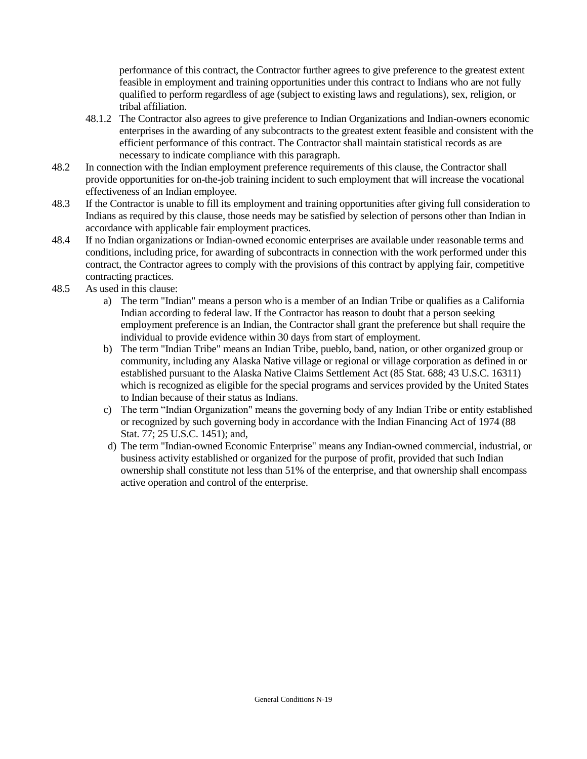performance of this contract, the Contractor further agrees to give preference to the greatest extent feasible in employment and training opportunities under this contract to Indians who are not fully qualified to perform regardless of age (subject to existing laws and regulations), sex, religion, or tribal affiliation.

48.1.2 The Contractor also agrees to give preference to Indian Organizations and Indian-owners economic enterprises in the awarding of any subcontracts to the greatest extent feasible and consistent with the efficient performance of this contract. The Contractor shall maintain statistical records as are necessary to indicate compliance with this paragraph.

48.2 In connection with the Indian employment preference requirements of this clause, the Contractor shall provide opportunities for on-the-job training incident to such employment that will increase the vocational effectiveness of an Indian employee.

48.3 If the Contractor is unable to fill its employment and training opportunities after giving full consideration to Indians as required by this clause, those needs may be satisfied by selection of persons other than Indian in accordance with applicable fair employment practices.

48.4 If no Indian organizations or Indian-owned economic enterprises are available under reasonable terms and conditions, including price, for awarding of subcontracts in connection with the work performed under this contract, the Contractor agrees to comply with the provisions of this contract by applying fair, competitive contracting practices.

48.5 As used in this clause:

a) The term "Indian" means a person who is a member of an Indian Tribe or qualifies as a California Indian according to federal law. If the Contractor has reason to doubt that a person seeking employment preference is an Indian, the Contractor shall grant the preference but shall require the individual to provide evidence within 30 days from start of employment.

b) The term "Indian Tribe" means an Indian Tribe, pueblo, band, nation, or other organized group or community, including any Alaska Native village or regional or village corporation as defined in or established pursuant to the Alaska Native Claims Settlement Act (85 Stat. 688; 43 U.S.C. 16311) which is recognized as eligible for the special programs and services provided by the United States to Indian because of their status as Indians.

c) The term "Indian Organization" means the governing body of any Indian Tribe or entity established or recognized by such governing body in accordance with the Indian Financing Act of 1974 (88 Stat. 77; 25 U.S.C. 1451); and,

d) The term "Indian-owned Economic Enterprise" means any Indian-owned commercial, industrial, or business activity established or organized for the purpose of profit, provided that such Indian ownership shall constitute not less than 51% of the enterprise, and that ownership shall encompass active operation and control of the enterprise.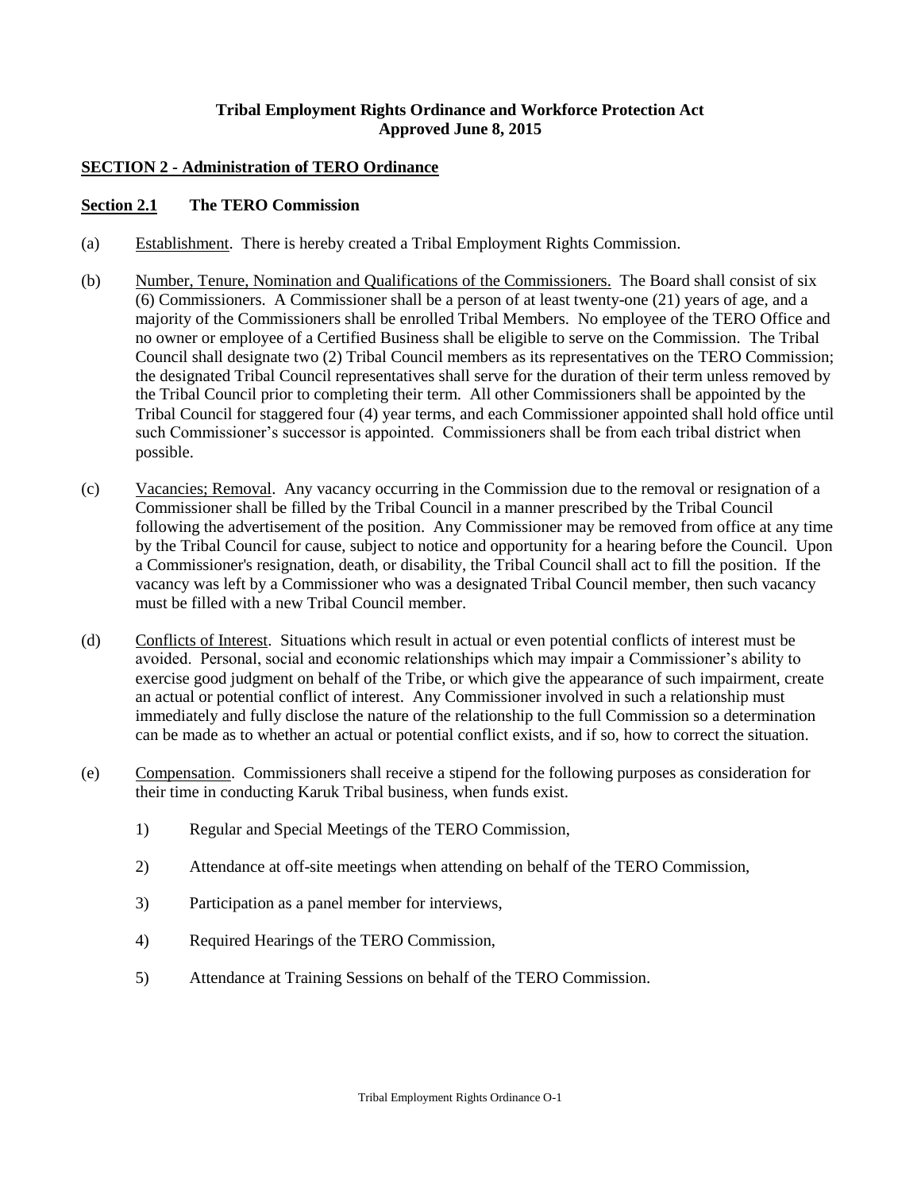**Tribal Employment Rights Ordinance and Workforce Protection Act**
**Approved June 8, 2015**

## SECTION 2 - Administration of TERO Ordinance

### Section 2.1 The TERO Commission

(a) Establishment. There is hereby created a Tribal Employment Rights Commission.

(b) Number, Tenure, Nomination and Qualifications of the Commissioners. The Board shall consist of six (6) Commissioners. A Commissioner shall be a person of at least twenty-one (21) years of age, and a majority of the Commissioners shall be enrolled Tribal Members. No employee of the TERO Office and no owner or employee of a Certified Business shall be eligible to serve on the Commission. The Tribal Council shall designate two (2) Tribal Council members as its representatives on the TERO Commission; the designated Tribal Council representatives shall serve for the duration of their term unless removed by the Tribal Council prior to completing their term. All other Commissioners shall be appointed by the Tribal Council for staggered four (4) year terms, and each Commissioner appointed shall hold office until such Commissioner's successor is appointed. Commissioners shall be from each tribal district when possible.

(c) Vacancies; Removal. Any vacancy occurring in the Commission due to the removal or resignation of a Commissioner shall be filled by the Tribal Council in a manner prescribed by the Tribal Council following the advertisement of the position. Any Commissioner may be removed from office at any time by the Tribal Council for cause, subject to notice and opportunity for a hearing before the Council. Upon a Commissioner's resignation, death, or disability, the Tribal Council shall act to fill the position. If the vacancy was left by a Commissioner who was a designated Tribal Council member, then such vacancy must be filled with a new Tribal Council member.

(d) Conflicts of Interest. Situations which result in actual or even potential conflicts of interest must be avoided. Personal, social and economic relationships which may impair a Commissioner's ability to exercise good judgment on behalf of the Tribe, or which give the appearance of such impairment, create an actual or potential conflict of interest. Any Commissioner involved in such a relationship must immediately and fully disclose the nature of the relationship to the full Commission so a determination can be made as to whether an actual or potential conflict exists, and if so, how to correct the situation.

(e) Compensation. Commissioners shall receive a stipend for the following purposes as consideration for their time in conducting Karuk Tribal business, when funds exist.

1) Regular and Special Meetings of the TERO Commission,

2) Attendance at off-site meetings when attending on behalf of the TERO Commission,

3) Participation as a panel member for interviews,

4) Required Hearings of the TERO Commission,

5) Attendance at Training Sessions on behalf of the TERO Commission.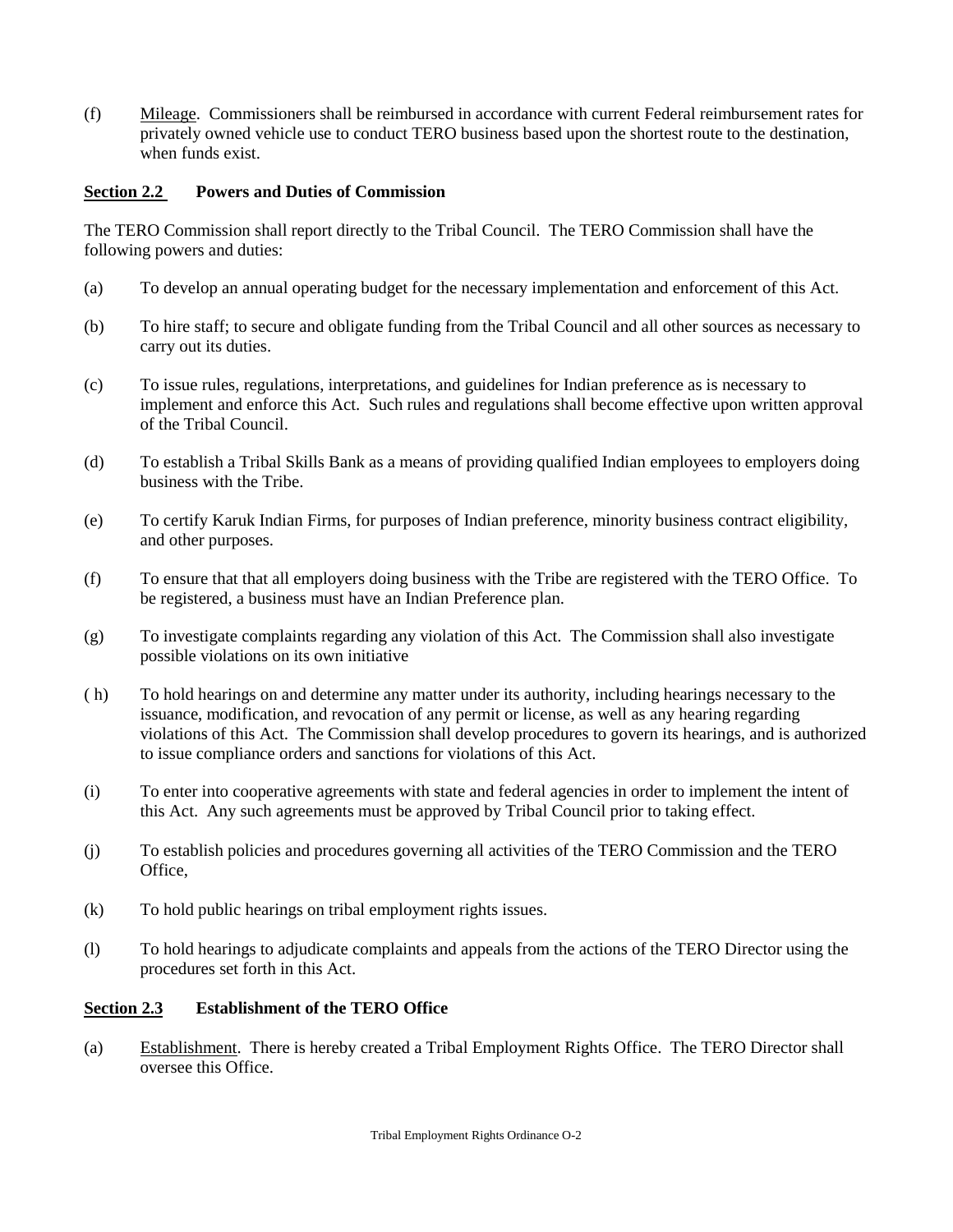(f) Mileage. Commissioners shall be reimbursed in accordance with current Federal reimbursement rates for privately owned vehicle use to conduct TERO business based upon the shortest route to the destination, when funds exist.

**Section 2.2 Powers and Duties of Commission**

The TERO Commission shall report directly to the Tribal Council. The TERO Commission shall have the following powers and duties:

(a) To develop an annual operating budget for the necessary implementation and enforcement of this Act.

(b) To hire staff; to secure and obligate funding from the Tribal Council and all other sources as necessary to carry out its duties.

(c) To issue rules, regulations, interpretations, and guidelines for Indian preference as is necessary to implement and enforce this Act. Such rules and regulations shall become effective upon written approval of the Tribal Council.

(d) To establish a Tribal Skills Bank as a means of providing qualified Indian employees to employers doing business with the Tribe.

(e) To certify Karuk Indian Firms, for purposes of Indian preference, minority business contract eligibility, and other purposes.

(f) To ensure that that all employers doing business with the Tribe are registered with the TERO Office. To be registered, a business must have an Indian Preference plan.

(g) To investigate complaints regarding any violation of this Act. The Commission shall also investigate possible violations on its own initiative

( h) To hold hearings on and determine any matter under its authority, including hearings necessary to the issuance, modification, and revocation of any permit or license, as well as any hearing regarding violations of this Act. The Commission shall develop procedures to govern its hearings, and is authorized to issue compliance orders and sanctions for violations of this Act.

(i) To enter into cooperative agreements with state and federal agencies in order to implement the intent of this Act. Any such agreements must be approved by Tribal Council prior to taking effect.

(j) To establish policies and procedures governing all activities of the TERO Commission and the TERO Office,

(k) To hold public hearings on tribal employment rights issues.

(l) To hold hearings to adjudicate complaints and appeals from the actions of the TERO Director using the procedures set forth in this Act.

**Section 2.3 Establishment of the TERO Office**

(a) Establishment. There is hereby created a Tribal Employment Rights Office. The TERO Director shall oversee this Office.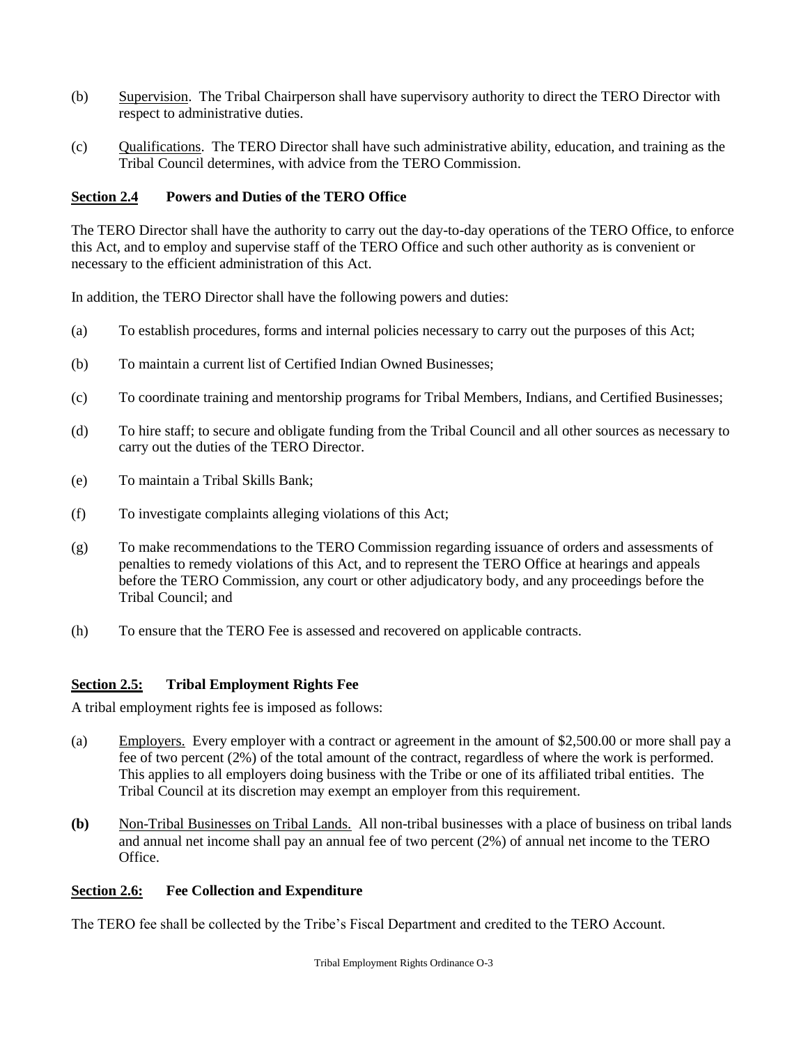(b) Supervision. The Tribal Chairperson shall have supervisory authority to direct the TERO Director with respect to administrative duties.

(c) Qualifications. The TERO Director shall have such administrative ability, education, and training as the Tribal Council determines, with advice from the TERO Commission.

### **Section 2.4 Powers and Duties of the TERO Office**

The TERO Director shall have the authority to carry out the day-to-day operations of the TERO Office, to enforce this Act, and to employ and supervise staff of the TERO Office and such other authority as is convenient or necessary to the efficient administration of this Act.

In addition, the TERO Director shall have the following powers and duties:

(a) To establish procedures, forms and internal policies necessary to carry out the purposes of this Act;

(b) To maintain a current list of Certified Indian Owned Businesses;

(c) To coordinate training and mentorship programs for Tribal Members, Indians, and Certified Businesses;

(d) To hire staff; to secure and obligate funding from the Tribal Council and all other sources as necessary to carry out the duties of the TERO Director.

(e) To maintain a Tribal Skills Bank;

(f) To investigate complaints alleging violations of this Act;

(g) To make recommendations to the TERO Commission regarding issuance of orders and assessments of penalties to remedy violations of this Act, and to represent the TERO Office at hearings and appeals before the TERO Commission, any court or other adjudicatory body, and any proceedings before the Tribal Council; and

(h) To ensure that the TERO Fee is assessed and recovered on applicable contracts.

### **Section 2.5: Tribal Employment Rights Fee**

A tribal employment rights fee is imposed as follows:

(a) Employers. Every employer with a contract or agreement in the amount of $2,500.00 or more shall pay a fee of two percent (2%) of the total amount of the contract, regardless of where the work is performed. This applies to all employers doing business with the Tribe or one of its affiliated tribal entities. The Tribal Council at its discretion may exempt an employer from this requirement.

**(b)** Non-Tribal Businesses on Tribal Lands. All non-tribal businesses with a place of business on tribal lands and annual net income shall pay an annual fee of two percent (2%) of annual net income to the TERO Office.

### **Section 2.6: Fee Collection and Expenditure**

The TERO fee shall be collected by the Tribe's Fiscal Department and credited to the TERO Account.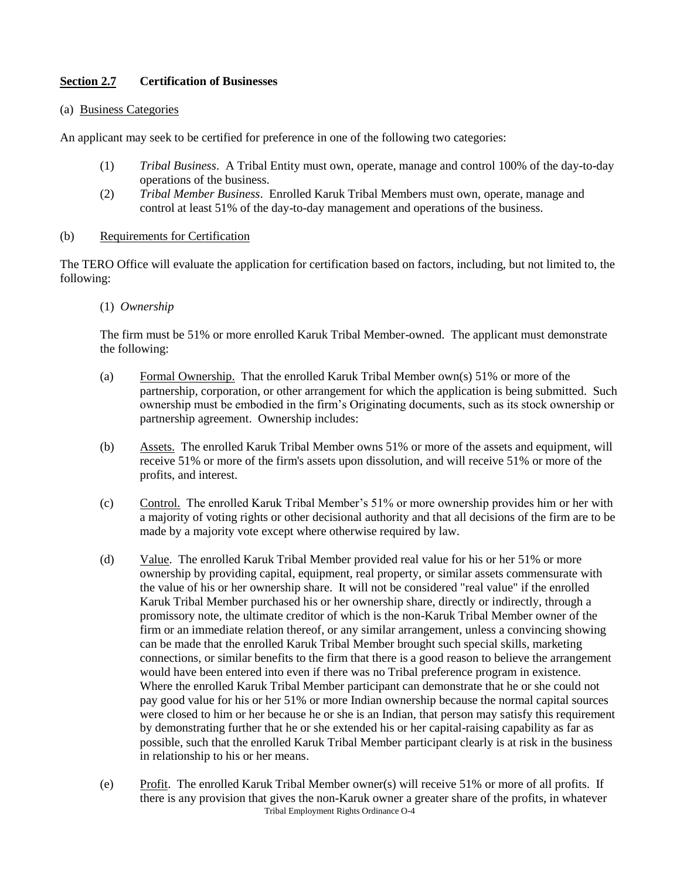**Section 2.7 Certification of Businesses**

(a) Business Categories

An applicant may seek to be certified for preference in one of the following two categories:

(1) *Tribal Business*. A Tribal Entity must own, operate, manage and control 100% of the day-to-day operations of the business.

(2) *Tribal Member Business*. Enrolled Karuk Tribal Members must own, operate, manage and control at least 51% of the day-to-day management and operations of the business.

(b) Requirements for Certification

The TERO Office will evaluate the application for certification based on factors, including, but not limited to, the following:

(1) *Ownership*

The firm must be 51% or more enrolled Karuk Tribal Member-owned. The applicant must demonstrate the following:

(a) Formal Ownership. That the enrolled Karuk Tribal Member own(s) 51% or more of the partnership, corporation, or other arrangement for which the application is being submitted. Such ownership must be embodied in the firm's Originating documents, such as its stock ownership or partnership agreement. Ownership includes:

(b) Assets. The enrolled Karuk Tribal Member owns 51% or more of the assets and equipment, will receive 51% or more of the firm's assets upon dissolution, and will receive 51% or more of the profits, and interest.

(c) Control. The enrolled Karuk Tribal Member's 51% or more ownership provides him or her with a majority of voting rights or other decisional authority and that all decisions of the firm are to be made by a majority vote except where otherwise required by law.

(d) Value. The enrolled Karuk Tribal Member provided real value for his or her 51% or more ownership by providing capital, equipment, real property, or similar assets commensurate with the value of his or her ownership share. It will not be considered "real value" if the enrolled Karuk Tribal Member purchased his or her ownership share, directly or indirectly, through a promissory note, the ultimate creditor of which is the non-Karuk Tribal Member owner of the firm or an immediate relation thereof, or any similar arrangement, unless a convincing showing can be made that the enrolled Karuk Tribal Member brought such special skills, marketing connections, or similar benefits to the firm that there is a good reason to believe the arrangement would have been entered into even if there was no Tribal preference program in existence. Where the enrolled Karuk Tribal Member participant can demonstrate that he or she could not pay good value for his or her 51% or more Indian ownership because the normal capital sources were closed to him or her because he or she is an Indian, that person may satisfy this requirement by demonstrating further that he or she extended his or her capital-raising capability as far as possible, such that the enrolled Karuk Tribal Member participant clearly is at risk in the business in relationship to his or her means.

(e) Profit. The enrolled Karuk Tribal Member owner(s) will receive 51% or more of all profits. If there is any provision that gives the non-Karuk owner a greater share of the profits, in whatever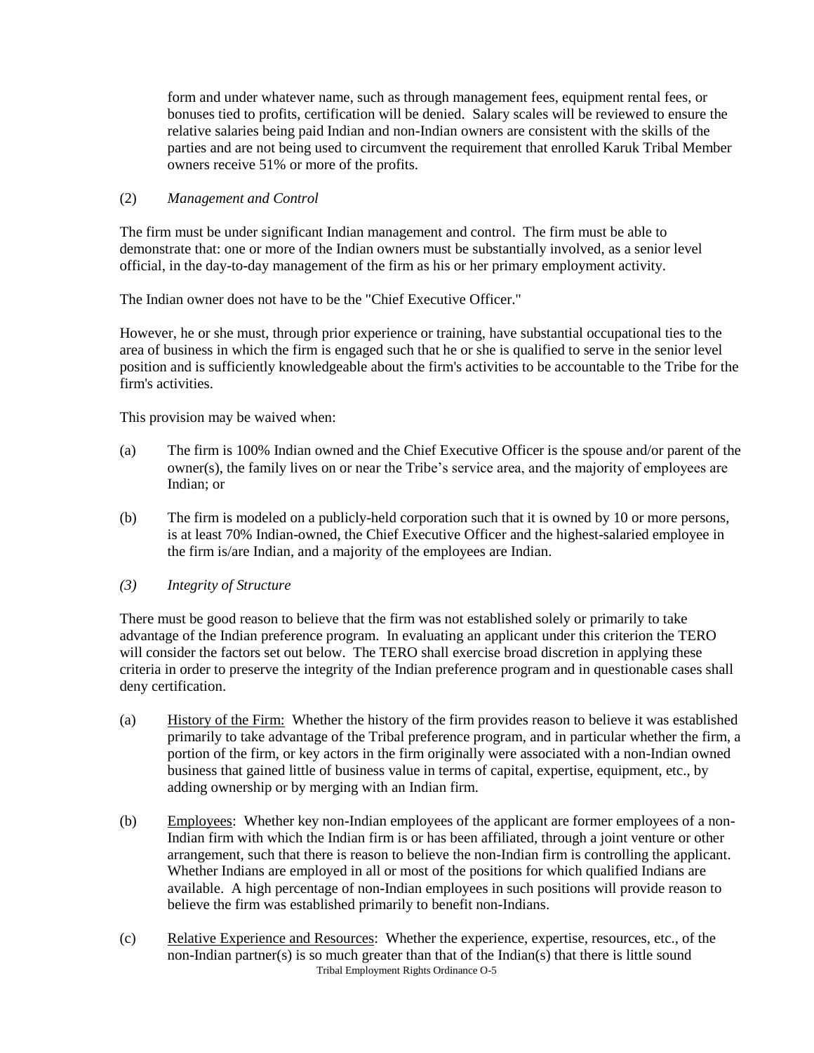form and under whatever name, such as through management fees, equipment rental fees, or bonuses tied to profits, certification will be denied. Salary scales will be reviewed to ensure the relative salaries being paid Indian and non-Indian owners are consistent with the skills of the parties and are not being used to circumvent the requirement that enrolled Karuk Tribal Member owners receive 51% or more of the profits.

(2) *Management and Control*

The firm must be under significant Indian management and control. The firm must be able to demonstrate that: one or more of the Indian owners must be substantially involved, as a senior level official, in the day-to-day management of the firm as his or her primary employment activity.

The Indian owner does not have to be the "Chief Executive Officer."

However, he or she must, through prior experience or training, have substantial occupational ties to the area of business in which the firm is engaged such that he or she is qualified to serve in the senior level position and is sufficiently knowledgeable about the firm's activities to be accountable to the Tribe for the firm's activities.

This provision may be waived when:

(a) The firm is 100% Indian owned and the Chief Executive Officer is the spouse and/or parent of the owner(s), the family lives on or near the Tribe's service area, and the majority of employees are Indian; or

(b) The firm is modeled on a publicly-held corporation such that it is owned by 10 or more persons, is at least 70% Indian-owned, the Chief Executive Officer and the highest-salaried employee in the firm is/are Indian, and a majority of the employees are Indian.

*(3) Integrity of Structure*

There must be good reason to believe that the firm was not established solely or primarily to take advantage of the Indian preference program. In evaluating an applicant under this criterion the TERO will consider the factors set out below. The TERO shall exercise broad discretion in applying these criteria in order to preserve the integrity of the Indian preference program and in questionable cases shall deny certification.

(a) History of the Firm: Whether the history of the firm provides reason to believe it was established primarily to take advantage of the Tribal preference program, and in particular whether the firm, a portion of the firm, or key actors in the firm originally were associated with a non-Indian owned business that gained little of business value in terms of capital, expertise, equipment, etc., by adding ownership or by merging with an Indian firm.

(b) Employees: Whether key non-Indian employees of the applicant are former employees of a non-Indian firm with which the Indian firm is or has been affiliated, through a joint venture or other arrangement, such that there is reason to believe the non-Indian firm is controlling the applicant. Whether Indians are employed in all or most of the positions for which qualified Indians are available. A high percentage of non-Indian employees in such positions will provide reason to believe the firm was established primarily to benefit non-Indians.

(c) Relative Experience and Resources: Whether the experience, expertise, resources, etc., of the non-Indian partner(s) is so much greater than that of the Indian(s) that there is little sound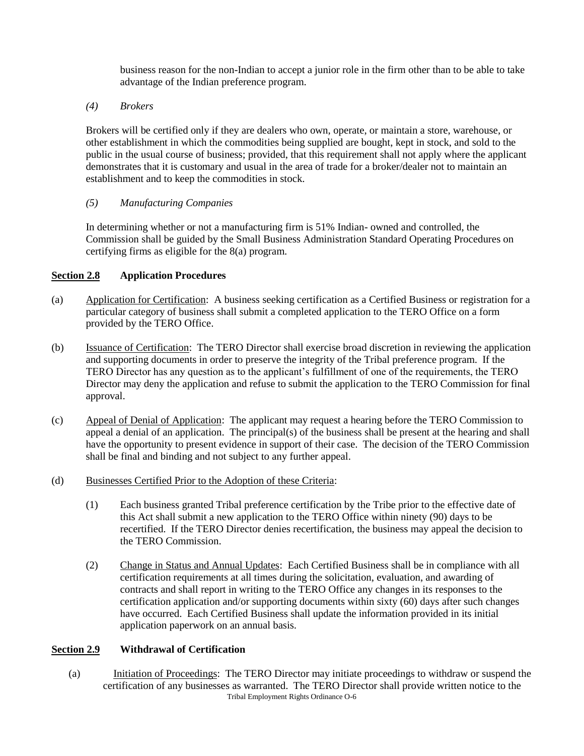business reason for the non-Indian to accept a junior role in the firm other than to be able to take advantage of the Indian preference program.

*(4) Brokers*

Brokers will be certified only if they are dealers who own, operate, or maintain a store, warehouse, or other establishment in which the commodities being supplied are bought, kept in stock, and sold to the public in the usual course of business; provided, that this requirement shall not apply where the applicant demonstrates that it is customary and usual in the area of trade for a broker/dealer not to maintain an establishment and to keep the commodities in stock.

*(5) Manufacturing Companies*

In determining whether or not a manufacturing firm is 51% Indian- owned and controlled, the Commission shall be guided by the Small Business Administration Standard Operating Procedures on certifying firms as eligible for the 8(a) program.

**Section 2.8 Application Procedures**

(a) Application for Certification: A business seeking certification as a Certified Business or registration for a particular category of business shall submit a completed application to the TERO Office on a form provided by the TERO Office.

(b) Issuance of Certification: The TERO Director shall exercise broad discretion in reviewing the application and supporting documents in order to preserve the integrity of the Tribal preference program. If the TERO Director has any question as to the applicant's fulfillment of one of the requirements, the TERO Director may deny the application and refuse to submit the application to the TERO Commission for final approval.

(c) Appeal of Denial of Application: The applicant may request a hearing before the TERO Commission to appeal a denial of an application. The principal(s) of the business shall be present at the hearing and shall have the opportunity to present evidence in support of their case. The decision of the TERO Commission shall be final and binding and not subject to any further appeal.

(d) Businesses Certified Prior to the Adoption of these Criteria:

(1) Each business granted Tribal preference certification by the Tribe prior to the effective date of this Act shall submit a new application to the TERO Office within ninety (90) days to be recertified. If the TERO Director denies recertification, the business may appeal the decision to the TERO Commission.

(2) Change in Status and Annual Updates: Each Certified Business shall be in compliance with all certification requirements at all times during the solicitation, evaluation, and awarding of contracts and shall report in writing to the TERO Office any changes in its responses to the certification application and/or supporting documents within sixty (60) days after such changes have occurred. Each Certified Business shall update the information provided in its initial application paperwork on an annual basis.

**Section 2.9 Withdrawal of Certification**

(a) Initiation of Proceedings: The TERO Director may initiate proceedings to withdraw or suspend the certification of any businesses as warranted. The TERO Director shall provide written notice to the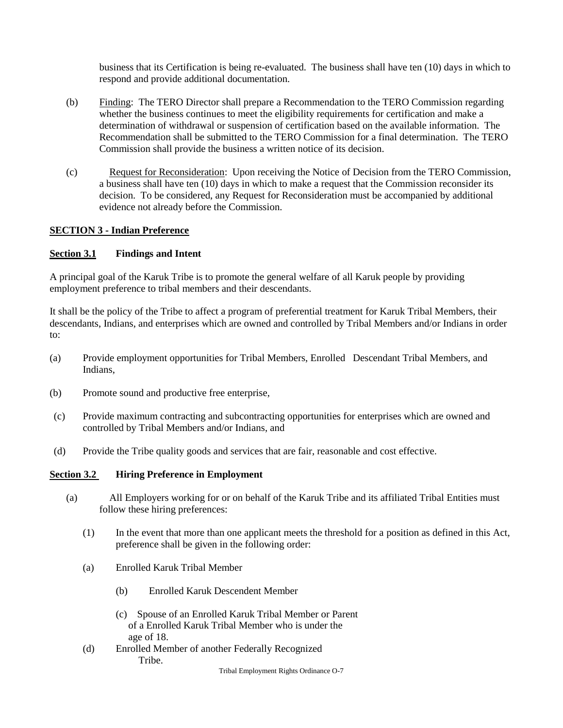business that its Certification is being re-evaluated. The business shall have ten (10) days in which to respond and provide additional documentation.

(b) Finding: The TERO Director shall prepare a Recommendation to the TERO Commission regarding whether the business continues to meet the eligibility requirements for certification and make a determination of withdrawal or suspension of certification based on the available information. The Recommendation shall be submitted to the TERO Commission for a final determination. The TERO Commission shall provide the business a written notice of its decision.

(c) Request for Reconsideration: Upon receiving the Notice of Decision from the TERO Commission, a business shall have ten (10) days in which to make a request that the Commission reconsider its decision. To be considered, any Request for Reconsideration must be accompanied by additional evidence not already before the Commission.

## SECTION 3 - Indian Preference

### Section 3.1 Findings and Intent

A principal goal of the Karuk Tribe is to promote the general welfare of all Karuk people by providing employment preference to tribal members and their descendants.

It shall be the policy of the Tribe to affect a program of preferential treatment for Karuk Tribal Members, their descendants, Indians, and enterprises which are owned and controlled by Tribal Members and/or Indians in order to:

(a) Provide employment opportunities for Tribal Members, Enrolled Descendant Tribal Members, and Indians,

(b) Promote sound and productive free enterprise,

(c) Provide maximum contracting and subcontracting opportunities for enterprises which are owned and controlled by Tribal Members and/or Indians, and

(d) Provide the Tribe quality goods and services that are fair, reasonable and cost effective.

### Section 3.2 Hiring Preference in Employment

(a) All Employers working for or on behalf of the Karuk Tribe and its affiliated Tribal Entities must follow these hiring preferences:

(1) In the event that more than one applicant meets the threshold for a position as defined in this Act, preference shall be given in the following order:

(a) Enrolled Karuk Tribal Member

(b) Enrolled Karuk Descendent Member

(c) Spouse of an Enrolled Karuk Tribal Member or Parent of a Enrolled Karuk Tribal Member who is under the age of 18.

(d) Enrolled Member of another Federally Recognized Tribe.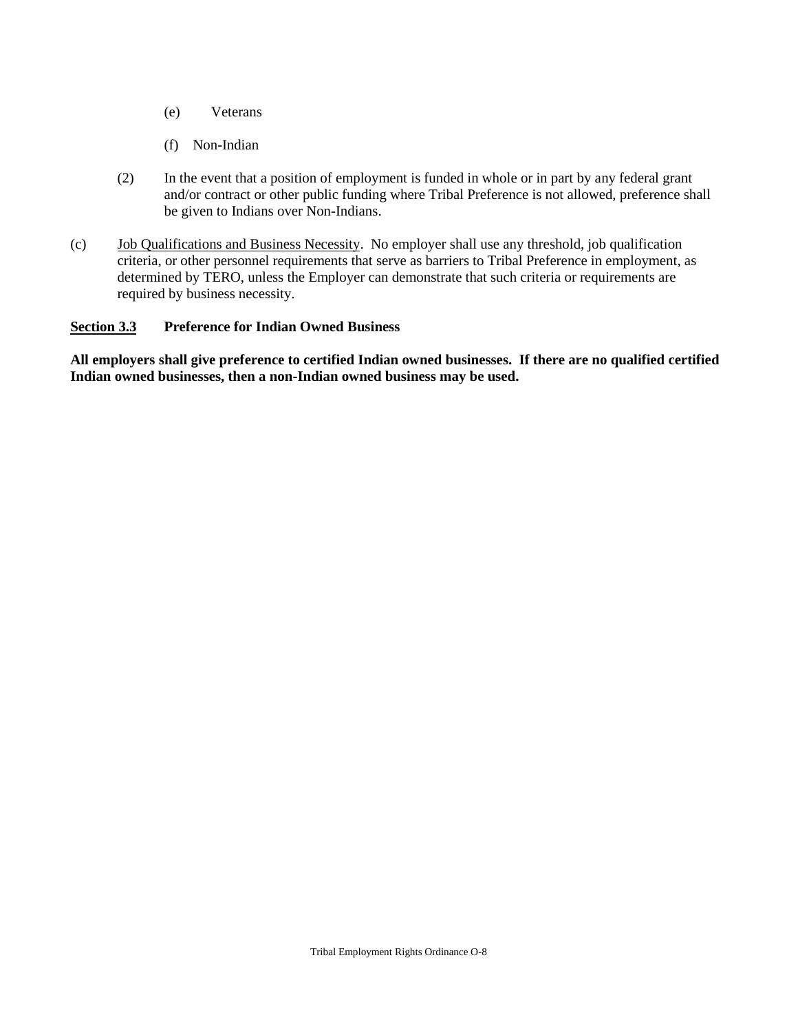(e) Veterans

(f) Non-Indian

(2) In the event that a position of employment is funded in whole or in part by any federal grant and/or contract or other public funding where Tribal Preference is not allowed, preference shall be given to Indians over Non-Indians.

(c) Job Qualifications and Business Necessity. No employer shall use any threshold, job qualification criteria, or other personnel requirements that serve as barriers to Tribal Preference in employment, as determined by TERO, unless the Employer can demonstrate that such criteria or requirements are required by business necessity.

**Section 3.3 Preference for Indian Owned Business**

**All employers shall give preference to certified Indian owned businesses. If there are no qualified certified Indian owned businesses, then a non-Indian owned business may be used.**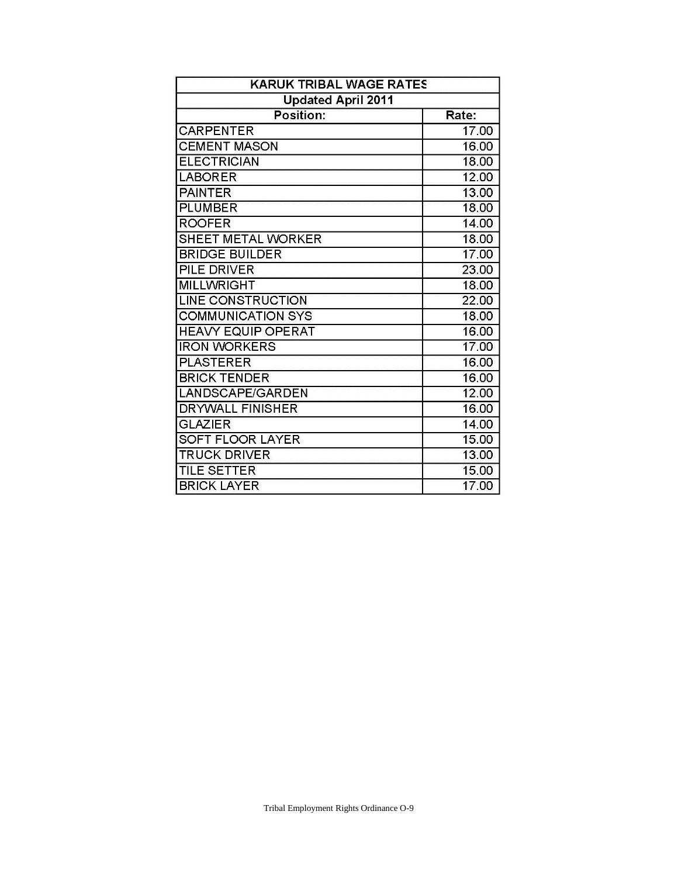| KARUK TRIBAL WAGE RATES | |
|---|---|
| Updated April 2011 | |
| Position: | Rate: |
| CARPENTER | 17.00 |
| CEMENT MASON | 16.00 |
| ELECTRICIAN | 18.00 |
| LABORER | 12.00 |
| PAINTER | 13.00 |
| PLUMBER | 18.00 |
| ROOFER | 14.00 |
| SHEET METAL WORKER | 18.00 |
| BRIDGE BUILDER | 17.00 |
| PILE DRIVER | 23.00 |
| MILLWRIGHT | 18.00 |
| LINE CONSTRUCTION | 22.00 |
| COMMUNICATION SYS | 18.00 |
| HEAVY EQUIP OPERAT | 16.00 |
| IRON WORKERS | 17.00 |
| PLASTERER | 16.00 |
| BRICK TENDER | 16.00 |
| LANDSCAPE/GARDEN | 12.00 |
| DRYWALL FINISHER | 16.00 |
| GLAZIER | 14.00 |
| SOFT FLOOR LAYER | 15.00 |
| TRUCK DRIVER | 13.00 |
| TILE SETTER | 15.00 |
| BRICK LAYER | 17.00 |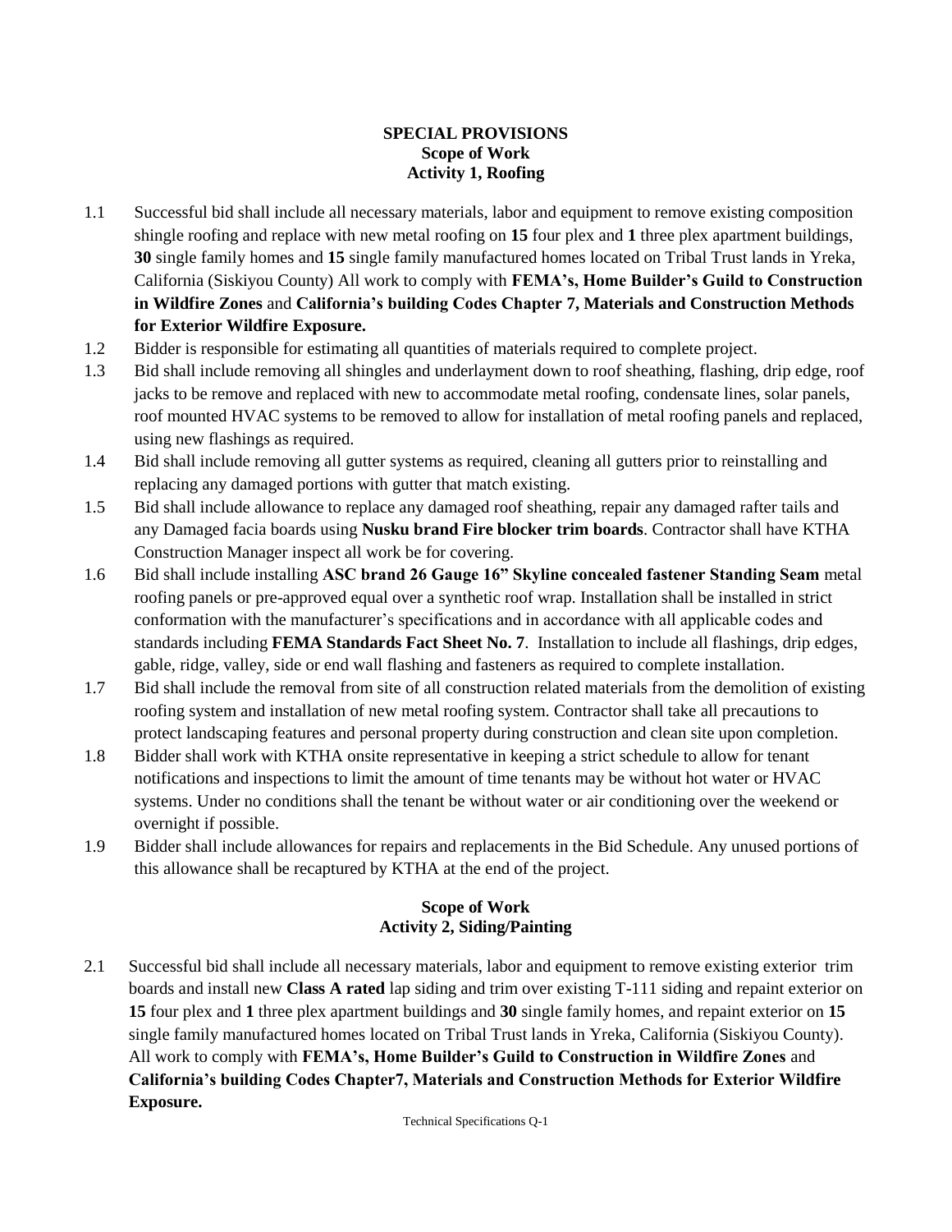**SPECIAL PROVISIONS**
**Scope of Work**
**Activity 1, Roofing**

1.1 Successful bid shall include all necessary materials, labor and equipment to remove existing composition shingle roofing and replace with new metal roofing on **15** four plex and **1** three plex apartment buildings, **30** single family homes and **15** single family manufactured homes located on Tribal Trust lands in Yreka, California (Siskiyou County) All work to comply with **FEMA's, Home Builder's Guild to Construction in Wildfire Zones** and **California's building Codes Chapter 7, Materials and Construction Methods for Exterior Wildfire Exposure.**

1.2 Bidder is responsible for estimating all quantities of materials required to complete project.

1.3 Bid shall include removing all shingles and underlayment down to roof sheathing, flashing, drip edge, roof jacks to be remove and replaced with new to accommodate metal roofing, condensate lines, solar panels, roof mounted HVAC systems to be removed to allow for installation of metal roofing panels and replaced, using new flashings as required.

1.4 Bid shall include removing all gutter systems as required, cleaning all gutters prior to reinstalling and replacing any damaged portions with gutter that match existing.

1.5 Bid shall include allowance to replace any damaged roof sheathing, repair any damaged rafter tails and any Damaged facia boards using **Nusku brand Fire blocker trim boards**. Contractor shall have KTHA Construction Manager inspect all work be for covering.

1.6 Bid shall include installing **ASC brand 26 Gauge 16" Skyline concealed fastener Standing Seam** metal roofing panels or pre-approved equal over a synthetic roof wrap. Installation shall be installed in strict conformation with the manufacturer's specifications and in accordance with all applicable codes and standards including **FEMA Standards Fact Sheet No. 7**. Installation to include all flashings, drip edges, gable, ridge, valley, side or end wall flashing and fasteners as required to complete installation.

1.7 Bid shall include the removal from site of all construction related materials from the demolition of existing roofing system and installation of new metal roofing system. Contractor shall take all precautions to protect landscaping features and personal property during construction and clean site upon completion.

1.8 Bidder shall work with KTHA onsite representative in keeping a strict schedule to allow for tenant notifications and inspections to limit the amount of time tenants may be without hot water or HVAC systems. Under no conditions shall the tenant be without water or air conditioning over the weekend or overnight if possible.

1.9 Bidder shall include allowances for repairs and replacements in the Bid Schedule. Any unused portions of this allowance shall be recaptured by KTHA at the end of the project.

**Scope of Work**
**Activity 2, Siding/Painting**

2.1 Successful bid shall include all necessary materials, labor and equipment to remove existing exterior trim boards and install new **Class A rated** lap siding and trim over existing T-111 siding and repaint exterior on **15** four plex and **1** three plex apartment buildings and **30** single family homes, and repaint exterior on **15** single family manufactured homes located on Tribal Trust lands in Yreka, California (Siskiyou County). All work to comply with **FEMA's, Home Builder's Guild to Construction in Wildfire Zones** and **California's building Codes Chapter7, Materials and Construction Methods for Exterior Wildfire Exposure.**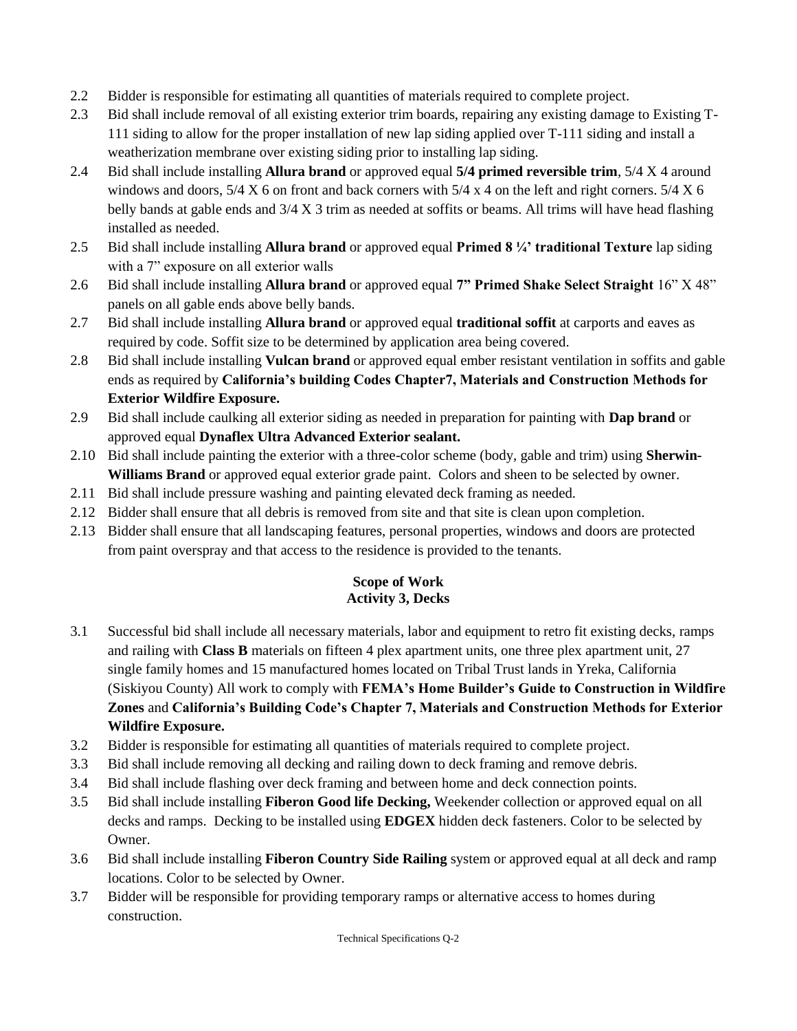2.2 Bidder is responsible for estimating all quantities of materials required to complete project.

2.3 Bid shall include removal of all existing exterior trim boards, repairing any existing damage to Existing T-111 siding to allow for the proper installation of new lap siding applied over T-111 siding and install a weatherization membrane over existing siding prior to installing lap siding.

2.4 Bid shall include installing **Allura brand** or approved equal **5/4 primed reversible trim**, 5/4 X 4 around windows and doors, 5/4 X 6 on front and back corners with 5/4 x 4 on the left and right corners. 5/4 X 6 belly bands at gable ends and 3/4 X 3 trim as needed at soffits or beams. All trims will have head flashing installed as needed.

2.5 Bid shall include installing **Allura brand** or approved equal **Primed 8 ¼' traditional Texture** lap siding with a 7" exposure on all exterior walls

2.6 Bid shall include installing **Allura brand** or approved equal **7" Primed Shake Select Straight** 16" X 48" panels on all gable ends above belly bands.

2.7 Bid shall include installing **Allura brand** or approved equal **traditional soffit** at carports and eaves as required by code. Soffit size to be determined by application area being covered.

2.8 Bid shall include installing **Vulcan brand** or approved equal ember resistant ventilation in soffits and gable ends as required by **California's building Codes Chapter7, Materials and Construction Methods for Exterior Wildfire Exposure.**

2.9 Bid shall include caulking all exterior siding as needed in preparation for painting with **Dap brand** or approved equal **Dynaflex Ultra Advanced Exterior sealant.**

2.10 Bid shall include painting the exterior with a three-color scheme (body, gable and trim) using **Sherwin-Williams Brand** or approved equal exterior grade paint. Colors and sheen to be selected by owner.

2.11 Bid shall include pressure washing and painting elevated deck framing as needed.

2.12 Bidder shall ensure that all debris is removed from site and that site is clean upon completion.

2.13 Bidder shall ensure that all landscaping features, personal properties, windows and doors are protected from paint overspray and that access to the residence is provided to the tenants.

## Scope of Work
## Activity 3, Decks

3.1 Successful bid shall include all necessary materials, labor and equipment to retro fit existing decks, ramps and railing with **Class B** materials on fifteen 4 plex apartment units, one three plex apartment unit, 27 single family homes and 15 manufactured homes located on Tribal Trust lands in Yreka, California (Siskiyou County) All work to comply with **FEMA's Home Builder's Guide to Construction in Wildfire Zones** and **California's Building Code's Chapter 7, Materials and Construction Methods for Exterior Wildfire Exposure.**

3.2 Bidder is responsible for estimating all quantities of materials required to complete project.

3.3 Bid shall include removing all decking and railing down to deck framing and remove debris.

3.4 Bid shall include flashing over deck framing and between home and deck connection points.

3.5 Bid shall include installing **Fiberon Good life Decking,** Weekender collection or approved equal on all decks and ramps. Decking to be installed using **EDGEX** hidden deck fasteners. Color to be selected by Owner.

3.6 Bid shall include installing **Fiberon Country Side Railing** system or approved equal at all deck and ramp locations. Color to be selected by Owner.

3.7 Bidder will be responsible for providing temporary ramps or alternative access to homes during construction.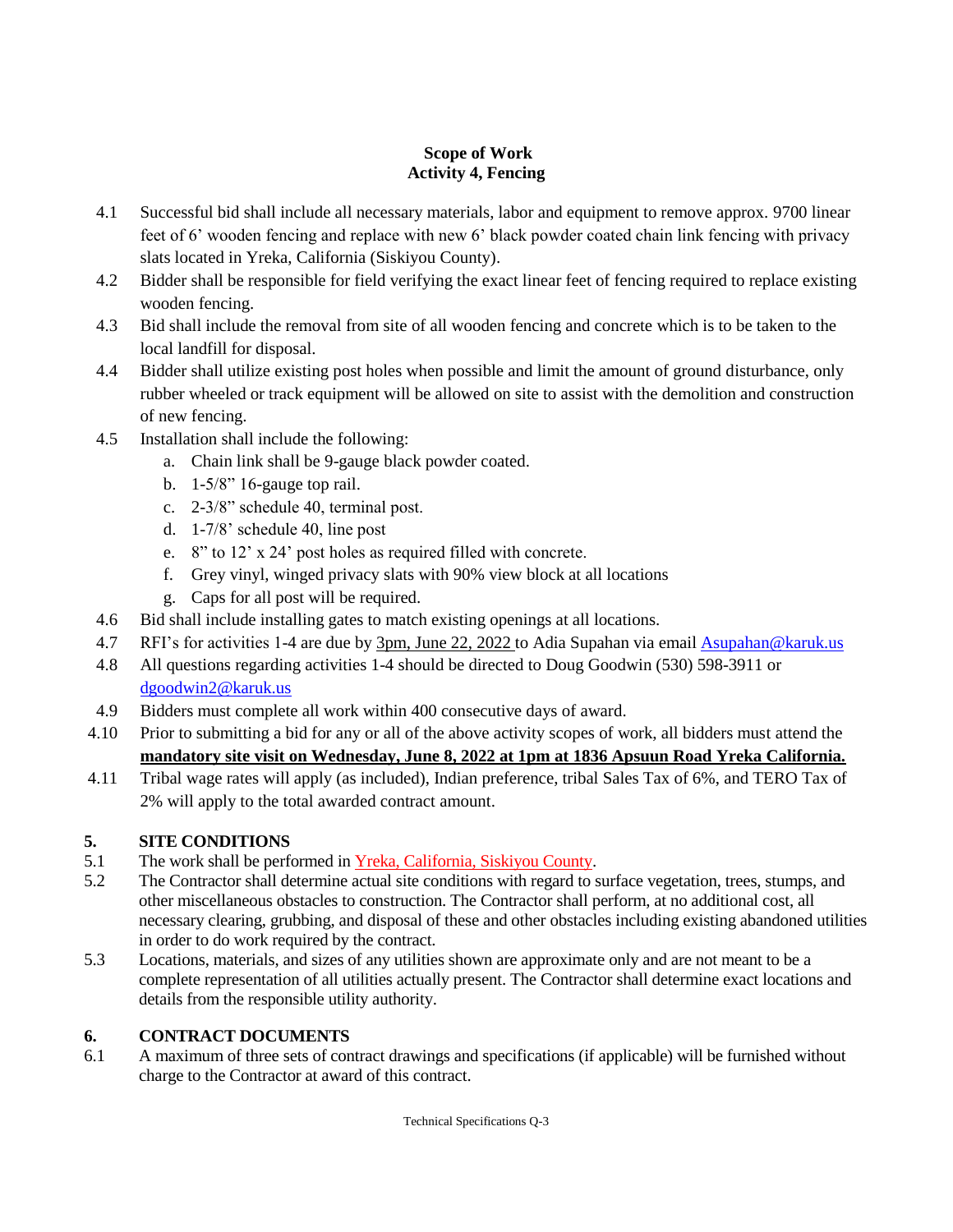**Scope of Work**
**Activity 4, Fencing**

4.1 Successful bid shall include all necessary materials, labor and equipment to remove approx. 9700 linear feet of 6' wooden fencing and replace with new 6' black powder coated chain link fencing with privacy slats located in Yreka, California (Siskiyou County).

4.2 Bidder shall be responsible for field verifying the exact linear feet of fencing required to replace existing wooden fencing.

4.3 Bid shall include the removal from site of all wooden fencing and concrete which is to be taken to the local landfill for disposal.

4.4 Bidder shall utilize existing post holes when possible and limit the amount of ground disturbance, only rubber wheeled or track equipment will be allowed on site to assist with the demolition and construction of new fencing.

4.5 Installation shall include the following:

   a. Chain link shall be 9-gauge black powder coated.
   b. 1-5/8" 16-gauge top rail.
   c. 2-3/8" schedule 40, terminal post.
   d. 1-7/8' schedule 40, line post
   e. 8" to 12' x 24" post holes as required filled with concrete.
   f. Grey vinyl, winged privacy slats with 90% view block at all locations
   g. Caps for all post will be required.

4.6 Bid shall include installing gates to match existing openings at all locations.

4.7 RFI's for activities 1-4 are due by 3pm, June 22, 2022 to Adia Supahan via email Asupahan@karuk.us

4.8 All questions regarding activities 1-4 should be directed to Doug Goodwin (530) 598-3911 or dgoodwin2@karuk.us

4.9 Bidders must complete all work within 400 consecutive days of award.

4.10 Prior to submitting a bid for any or all of the above activity scopes of work, all bidders must attend the **mandatory site visit on Wednesday, June 8, 2022 at 1pm at 1836 Apsuun Road Yreka California.**

4.11 Tribal wage rates will apply (as included), Indian preference, tribal Sales Tax of 6%, and TERO Tax of 2% will apply to the total awarded contract amount.

## 5. SITE CONDITIONS

5.1 The work shall be performed in Yreka, California, Siskiyou County.

5.2 The Contractor shall determine actual site conditions with regard to surface vegetation, trees, stumps, and other miscellaneous obstacles to construction. The Contractor shall perform, at no additional cost, all necessary clearing, grubbing, and disposal of these and other obstacles including existing abandoned utilities in order to do work required by the contract.

5.3 Locations, materials, and sizes of any utilities shown are approximate only and are not meant to be a complete representation of all utilities actually present. The Contractor shall determine exact locations and details from the responsible utility authority.

## 6. CONTRACT DOCUMENTS

6.1 A maximum of three sets of contract drawings and specifications (if applicable) will be furnished without charge to the Contractor at award of this contract.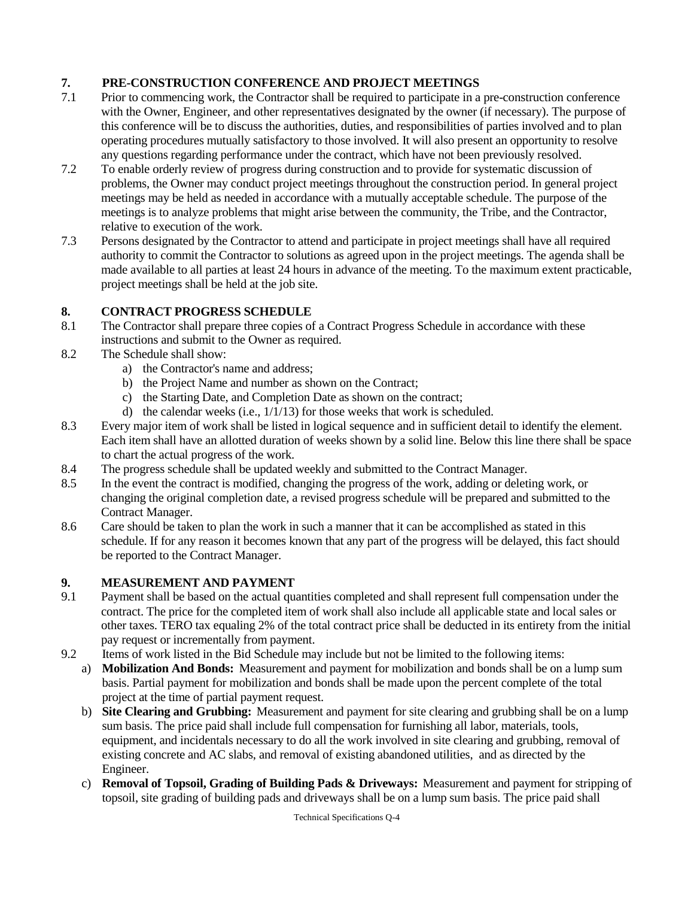## 7. PRE-CONSTRUCTION CONFERENCE AND PROJECT MEETINGS

7.1 Prior to commencing work, the Contractor shall be required to participate in a pre-construction conference with the Owner, Engineer, and other representatives designated by the owner (if necessary). The purpose of this conference will be to discuss the authorities, duties, and responsibilities of parties involved and to plan operating procedures mutually satisfactory to those involved. It will also present an opportunity to resolve any questions regarding performance under the contract, which have not been previously resolved.

7.2 To enable orderly review of progress during construction and to provide for systematic discussion of problems, the Owner may conduct project meetings throughout the construction period. In general project meetings may be held as needed in accordance with a mutually acceptable schedule. The purpose of the meetings is to analyze problems that might arise between the community, the Tribe, and the Contractor, relative to execution of the work.

7.3 Persons designated by the Contractor to attend and participate in project meetings shall have all required authority to commit the Contractor to solutions as agreed upon in the project meetings. The agenda shall be made available to all parties at least 24 hours in advance of the meeting. To the maximum extent practicable, project meetings shall be held at the job site.

## 8. CONTRACT PROGRESS SCHEDULE

8.1 The Contractor shall prepare three copies of a Contract Progress Schedule in accordance with these instructions and submit to the Owner as required.

8.2 The Schedule shall show:

a) the Contractor's name and address;
b) the Project Name and number as shown on the Contract;
c) the Starting Date, and Completion Date as shown on the contract;
d) the calendar weeks (i.e., 1/1/13) for those weeks that work is scheduled.

8.3 Every major item of work shall be listed in logical sequence and in sufficient detail to identify the element. Each item shall have an allotted duration of weeks shown by a solid line. Below this line there shall be space to chart the actual progress of the work.

8.4 The progress schedule shall be updated weekly and submitted to the Contract Manager.

8.5 In the event the contract is modified, changing the progress of the work, adding or deleting work, or changing the original completion date, a revised progress schedule will be prepared and submitted to the Contract Manager.

8.6 Care should be taken to plan the work in such a manner that it can be accomplished as stated in this schedule. If for any reason it becomes known that any part of the progress will be delayed, this fact should be reported to the Contract Manager.

## 9. MEASUREMENT AND PAYMENT

9.1 Payment shall be based on the actual quantities completed and shall represent full compensation under the contract. The price for the completed item of work shall also include all applicable state and local sales or other taxes. TERO tax equaling 2% of the total contract price shall be deducted in its entirety from the initial pay request or incrementally from payment.

9.2 Items of work listed in the Bid Schedule may include but not be limited to the following items:

a) **Mobilization And Bonds:** Measurement and payment for mobilization and bonds shall be on a lump sum basis. Partial payment for mobilization and bonds shall be made upon the percent complete of the total project at the time of partial payment request.

b) **Site Clearing and Grubbing:** Measurement and payment for site clearing and grubbing shall be on a lump sum basis. The price paid shall include full compensation for furnishing all labor, materials, tools, equipment, and incidentals necessary to do all the work involved in site clearing and grubbing, removal of existing concrete and AC slabs, and removal of existing abandoned utilities, and as directed by the Engineer.

c) **Removal of Topsoil, Grading of Building Pads & Driveways:** Measurement and payment for stripping of topsoil, site grading of building pads and driveways shall be on a lump sum basis. The price paid shall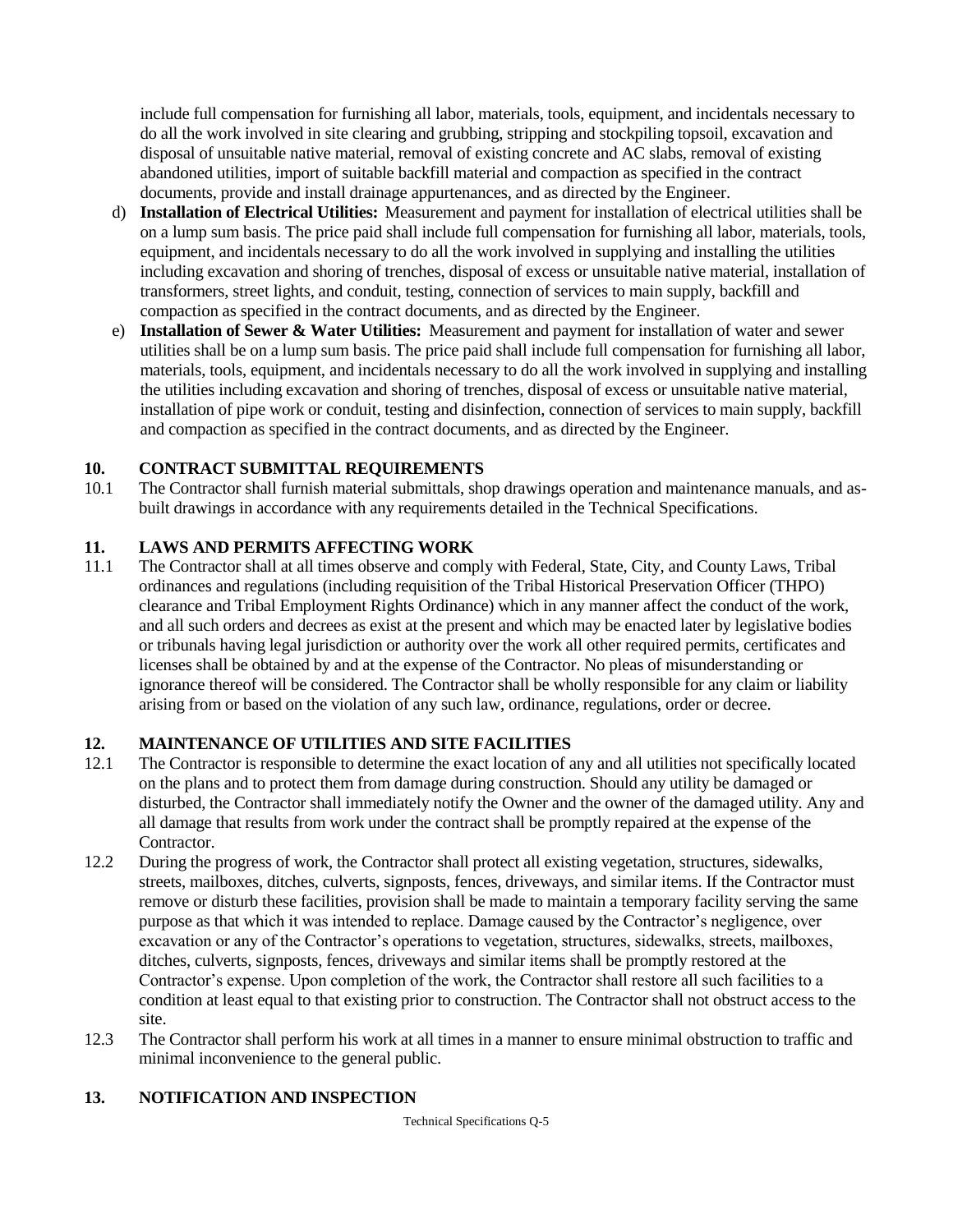include full compensation for furnishing all labor, materials, tools, equipment, and incidentals necessary to do all the work involved in site clearing and grubbing, stripping and stockpiling topsoil, excavation and disposal of unsuitable native material, removal of existing concrete and AC slabs, removal of existing abandoned utilities, import of suitable backfill material and compaction as specified in the contract documents, provide and install drainage appurtenances, and as directed by the Engineer.

d) **Installation of Electrical Utilities:** Measurement and payment for installation of electrical utilities shall be on a lump sum basis. The price paid shall include full compensation for furnishing all labor, materials, tools, equipment, and incidentals necessary to do all the work involved in supplying and installing the utilities including excavation and shoring of trenches, disposal of excess or unsuitable native material, installation of transformers, street lights, and conduit, testing, connection of services to main supply, backfill and compaction as specified in the contract documents, and as directed by the Engineer.

e) **Installation of Sewer & Water Utilities:** Measurement and payment for installation of water and sewer utilities shall be on a lump sum basis. The price paid shall include full compensation for furnishing all labor, materials, tools, equipment, and incidentals necessary to do all the work involved in supplying and installing the utilities including excavation and shoring of trenches, disposal of excess or unsuitable native material, installation of pipe work or conduit, testing and disinfection, connection of services to main supply, backfill and compaction as specified in the contract documents, and as directed by the Engineer.

## 10. CONTRACT SUBMITTAL REQUIREMENTS

10.1 The Contractor shall furnish material submittals, shop drawings operation and maintenance manuals, and as-built drawings in accordance with any requirements detailed in the Technical Specifications.

## 11. LAWS AND PERMITS AFFECTING WORK

11.1 The Contractor shall at all times observe and comply with Federal, State, City, and County Laws, Tribal ordinances and regulations (including requisition of the Tribal Historical Preservation Officer (THPO) clearance and Tribal Employment Rights Ordinance) which in any manner affect the conduct of the work, and all such orders and decrees as exist at the present and which may be enacted later by legislative bodies or tribunals having legal jurisdiction or authority over the work all other required permits, certificates and licenses shall be obtained by and at the expense of the Contractor. No pleas of misunderstanding or ignorance thereof will be considered. The Contractor shall be wholly responsible for any claim or liability arising from or based on the violation of any such law, ordinance, regulations, order or decree.

## 12. MAINTENANCE OF UTILITIES AND SITE FACILITIES

12.1 The Contractor is responsible to determine the exact location of any and all utilities not specifically located on the plans and to protect them from damage during construction. Should any utility be damaged or disturbed, the Contractor shall immediately notify the Owner and the owner of the damaged utility. Any and all damage that results from work under the contract shall be promptly repaired at the expense of the Contractor.

12.2 During the progress of work, the Contractor shall protect all existing vegetation, structures, sidewalks, streets, mailboxes, ditches, culverts, signposts, fences, driveways, and similar items. If the Contractor must remove or disturb these facilities, provision shall be made to maintain a temporary facility serving the same purpose as that which it was intended to replace. Damage caused by the Contractor's negligence, over excavation or any of the Contractor's operations to vegetation, structures, sidewalks, streets, mailboxes, ditches, culverts, signposts, fences, driveways and similar items shall be promptly restored at the Contractor's expense. Upon completion of the work, the Contractor shall restore all such facilities to a condition at least equal to that existing prior to construction. The Contractor shall not obstruct access to the site.

12.3 The Contractor shall perform his work at all times in a manner to ensure minimal obstruction to traffic and minimal inconvenience to the general public.

## 13. NOTIFICATION AND INSPECTION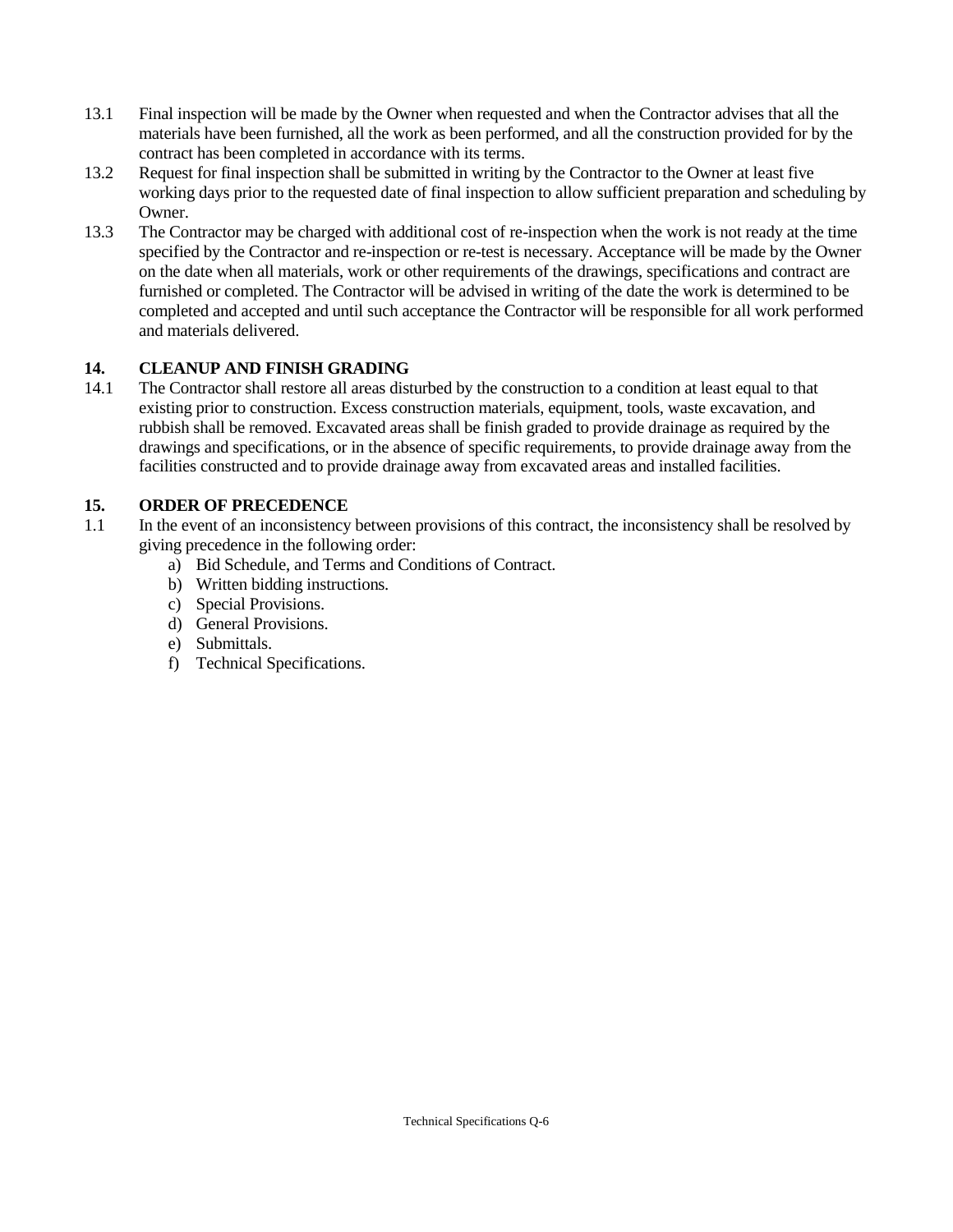13.1 Final inspection will be made by the Owner when requested and when the Contractor advises that all the materials have been furnished, all the work as been performed, and all the construction provided for by the contract has been completed in accordance with its terms.

13.2 Request for final inspection shall be submitted in writing by the Contractor to the Owner at least five working days prior to the requested date of final inspection to allow sufficient preparation and scheduling by Owner.

13.3 The Contractor may be charged with additional cost of re-inspection when the work is not ready at the time specified by the Contractor and re-inspection or re-test is necessary. Acceptance will be made by the Owner on the date when all materials, work or other requirements of the drawings, specifications and contract are furnished or completed. The Contractor will be advised in writing of the date the work is determined to be completed and accepted and until such acceptance the Contractor will be responsible for all work performed and materials delivered.

## 14. CLEANUP AND FINISH GRADING

14.1 The Contractor shall restore all areas disturbed by the construction to a condition at least equal to that existing prior to construction. Excess construction materials, equipment, tools, waste excavation, and rubbish shall be removed. Excavated areas shall be finish graded to provide drainage as required by the drawings and specifications, or in the absence of specific requirements, to provide drainage away from the facilities constructed and to provide drainage away from excavated areas and installed facilities.

## 15. ORDER OF PRECEDENCE

1.1 In the event of an inconsistency between provisions of this contract, the inconsistency shall be resolved by giving precedence in the following order:

a) Bid Schedule, and Terms and Conditions of Contract.
b) Written bidding instructions.
c) Special Provisions.
d) General Provisions.
e) Submittals.
f) Technical Specifications.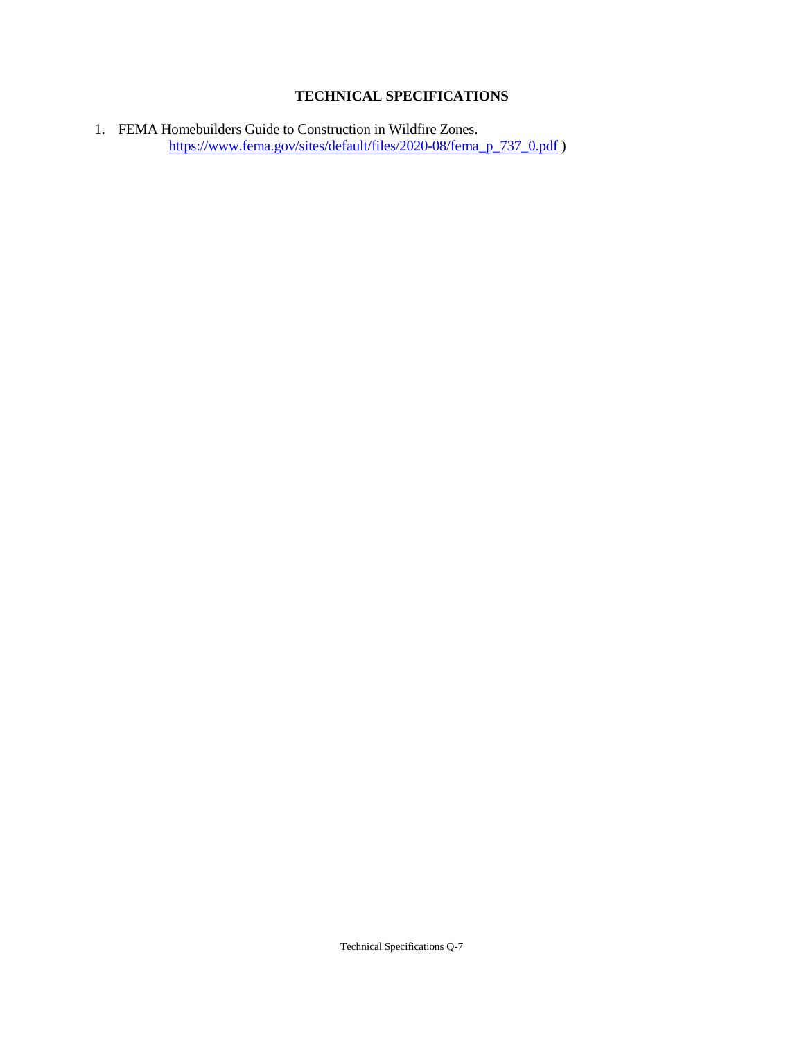# TECHNICAL SPECIFICATIONS

1. FEMA Homebuilders Guide to Construction in Wildfire Zones.
   https://www.fema.gov/sites/default/files/2020-08/fema_p_737_0.pdf )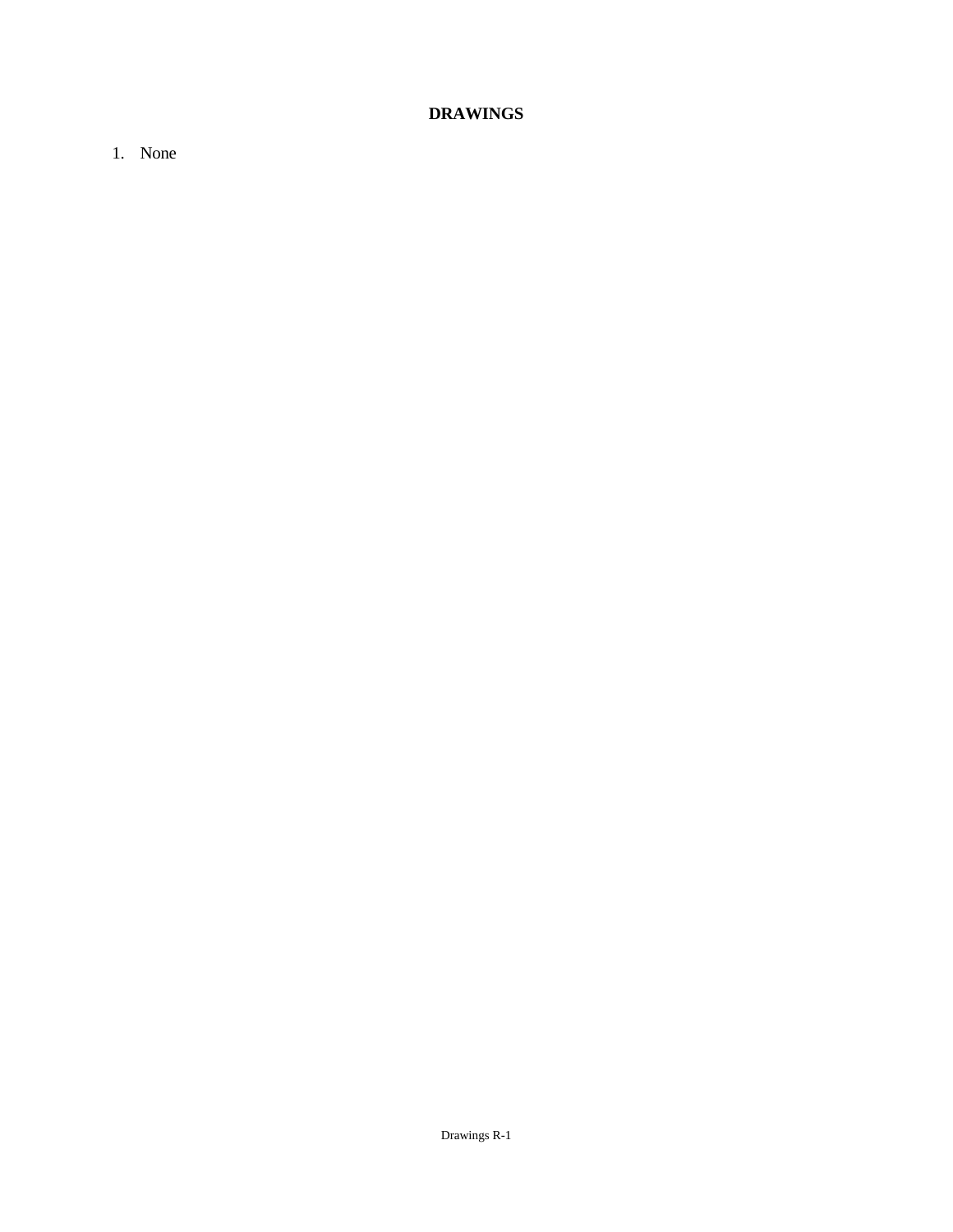# DRAWINGS

1. None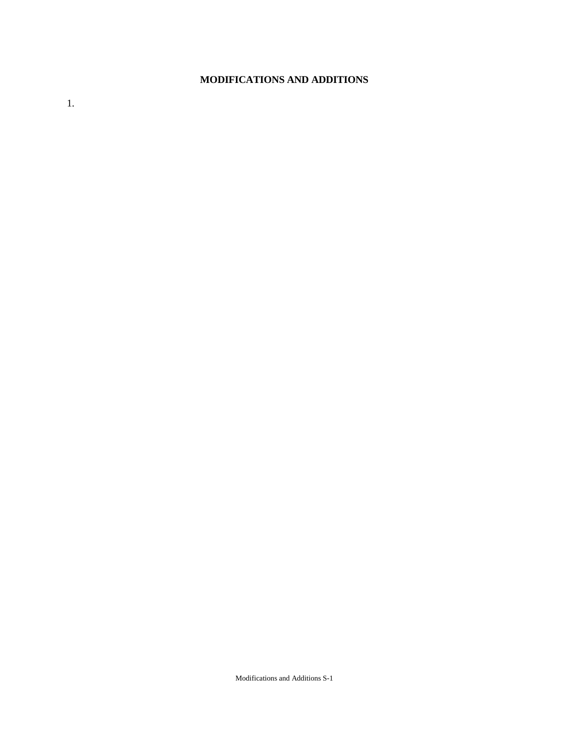# MODIFICATIONS AND ADDITIONS

1.